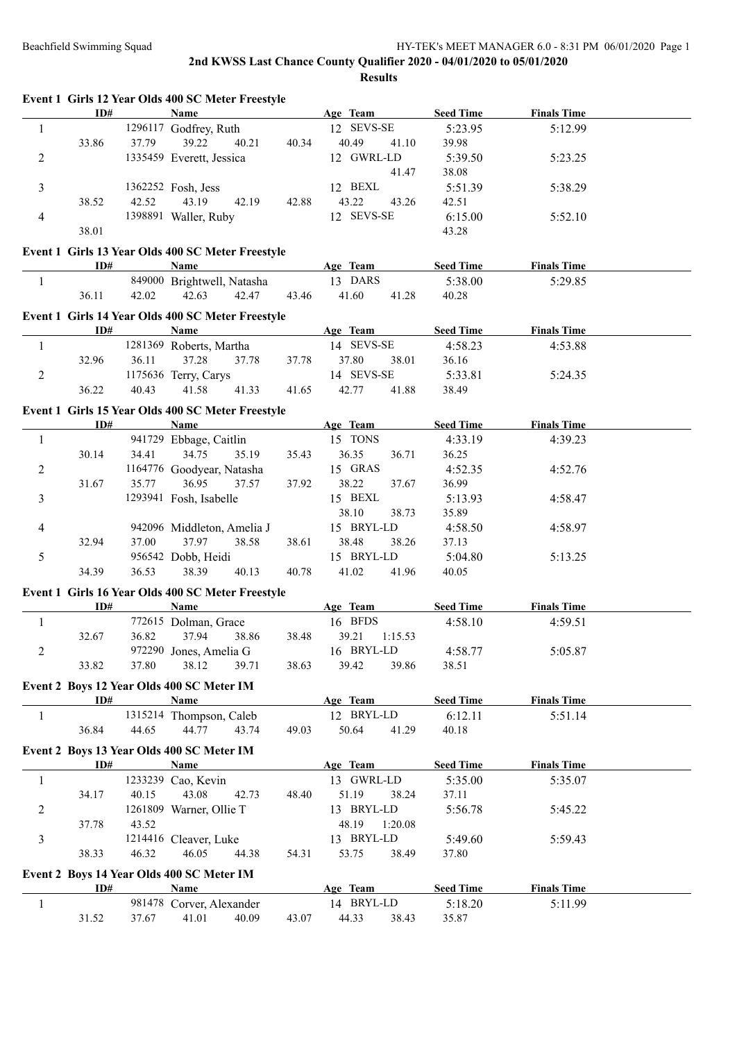# 2nd KWSS Last Chance County Qualifier 2020 - 04/01/2020 to 05/01/2020

## Results

### Event 1 Girls 12 Year Olds 400 SC Meter Freestyle

| | ID# | Name | Age | Team | Seed Time | Finals Time |
|---|---|---|---|---|---|---|
| 1 | 1296117 | Godfrey, Ruth | 12 | SEVS-SE | 5:23.95 | 5:12.99 |
| | 33.86 37.79 39.22 40.21 40.34 40.49 41.10 39.98 | | | | | |
| 2 | 1335459 | Everett, Jessica | 12 | GWRL-LD | 5:39.50 | 5:23.25 |
| | 41.47 38.08 | | | | | |
| 3 | 1362252 | Fosh, Jess | 12 | BEXL | 5:51.39 | 5:38.29 |
| | 38.52 42.52 43.19 42.19 42.88 43.22 43.26 42.51 | | | | | |
| 4 | 1398891 | Waller, Ruby | 12 | SEVS-SE | 6:15.00 | 5:52.10 |
| | 38.01 43.28 | | | | | |

### Event 1 Girls 13 Year Olds 400 SC Meter Freestyle

| | ID# | Name | Age | Team | Seed Time | Finals Time |
|---|---|---|---|---|---|---|
| 1 | 849000 | Brightwell, Natasha | 13 | DARS | 5:38.00 | 5:29.85 |
| | 36.11 42.02 42.63 42.47 43.46 41.60 41.28 40.28 | | | | | |

### Event 1 Girls 14 Year Olds 400 SC Meter Freestyle

| | ID# | Name | Age | Team | Seed Time | Finals Time |
|---|---|---|---|---|---|---|
| 1 | 1281369 | Roberts, Martha | 14 | SEVS-SE | 4:58.23 | 4:53.88 |
| | 32.96 36.11 37.28 37.78 37.78 37.80 38.01 36.16 | | | | | |
| 2 | 1175636 | Terry, Carys | 14 | SEVS-SE | 5:33.81 | 5:24.35 |
| | 36.22 40.43 41.58 41.33 41.65 42.77 41.88 38.49 | | | | | |

### Event 1 Girls 15 Year Olds 400 SC Meter Freestyle

| | ID# | Name | Age | Team | Seed Time | Finals Time |
|---|---|---|---|---|---|---|
| 1 | 941729 | Ebbage, Caitlin | 15 | TONS | 4:33.19 | 4:39.23 |
| | 30.14 34.41 34.75 35.19 35.43 36.35 36.71 36.25 | | | | | |
| 2 | 1164776 | Goodyear, Natasha | 15 | GRAS | 4:52.35 | 4:52.76 |
| | 31.67 35.77 36.95 37.57 37.92 38.22 37.67 36.99 | | | | | |
| 3 | 1293941 | Fosh, Isabelle | 15 | BEXL | 5:13.93 | 4:58.47 |
| | 38.10 38.73 35.89 | | | | | |
| 4 | 942096 | Middleton, Amelia J | 15 | BRYL-LD | 4:58.50 | 4:58.97 |
| | 32.94 37.00 37.97 38.58 38.61 38.48 38.26 37.13 | | | | | |
| 5 | 956542 | Dobb, Heidi | 15 | BRYL-LD | 5:04.80 | 5:13.25 |
| | 34.39 36.53 38.39 40.13 40.78 41.02 41.96 40.05 | | | | | |

### Event 1 Girls 16 Year Olds 400 SC Meter Freestyle

| | ID# | Name | Age | Team | Seed Time | Finals Time |
|---|---|---|---|---|---|---|
| 1 | 772615 | Dolman, Grace | 16 | BFDS | 4:58.10 | 4:59.51 |
| | 32.67 36.82 37.94 38.86 38.48 39.21 1:15.53 | | | | | |
| 2 | 972290 | Jones, Amelia G | 16 | BRYL-LD | 4:58.77 | 5:05.87 |
| | 33.82 37.80 38.12 39.71 38.63 39.42 39.86 38.51 | | | | | |

### Event 2 Boys 12 Year Olds 400 SC Meter IM

| | ID# | Name | Age | Team | Seed Time | Finals Time |
|---|---|---|---|---|---|---|
| 1 | 1315214 | Thompson, Caleb | 12 | BRYL-LD | 6:12.11 | 5:51.14 |
| | 36.84 44.65 44.77 43.74 49.03 50.64 41.29 40.18 | | | | | |

### Event 2 Boys 13 Year Olds 400 SC Meter IM

| | ID# | Name | Age | Team | Seed Time | Finals Time |
|---|---|---|---|---|---|---|
| 1 | 1233239 | Cao, Kevin | 13 | GWRL-LD | 5:35.00 | 5:35.07 |
| | 34.17 40.15 43.08 42.73 48.40 51.19 38.24 37.11 | | | | | |
| 2 | 1261809 | Warner, Ollie T | 13 | BRYL-LD | 5:56.78 | 5:45.22 |
| | 37.78 43.52 48.19 1:20.08 | | | | | |
| 3 | 1214416 | Cleaver, Luke | 13 | BRYL-LD | 5:49.60 | 5:59.43 |
| | 38.33 46.32 46.05 44.38 54.31 53.75 38.49 37.80 | | | | | |

### Event 2 Boys 14 Year Olds 400 SC Meter IM

| | ID# | Name | Age | Team | Seed Time | Finals Time |
|---|---|---|---|---|---|---|
| 1 | 981478 | Corver, Alexander | 14 | BRYL-LD | 5:18.20 | 5:11.99 |
| | 31.52 37.67 41.01 40.09 43.07 44.33 38.43 35.87 | | | | | |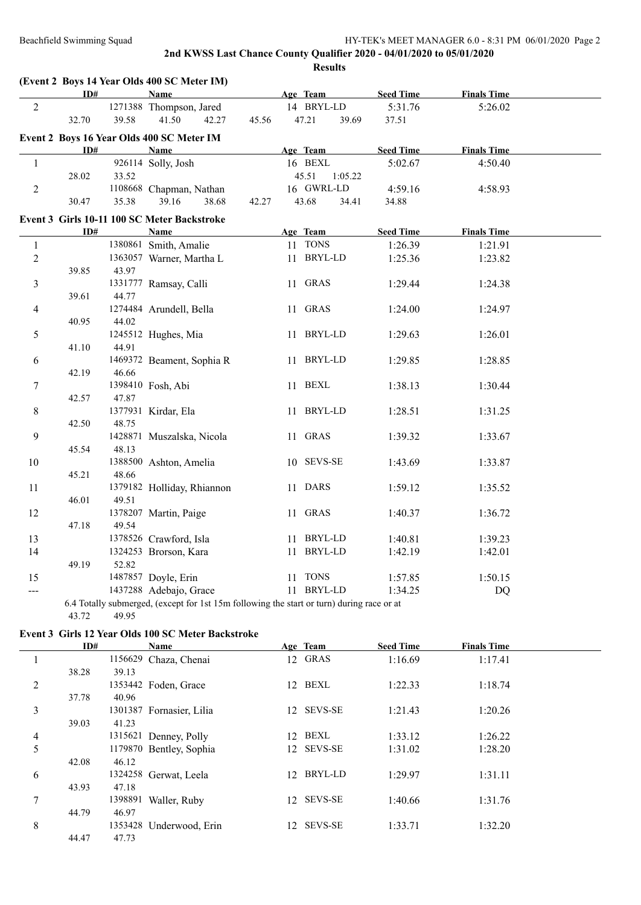**2nd KWSS Last Chance County Qualifier 2020 - 04/01/2020 to 05/01/2020**

**Results**

### (Event 2 Boys 14 Year Olds 400 SC Meter IM)

| | ID# | Name | Age | Team | Seed Time | Finals Time |
|---|---|---|---|---|---|---|
| 2 | 1271388 | Thompson, Jared | 14 | BRYL-LD | 5:31.76 | 5:26.02 |
| | 32.70 39.58 41.50 42.27 45.56 47.21 39.69 37.51 | | | | | |

### Event 2 Boys 16 Year Olds 400 SC Meter IM

| | ID# | Name | Age | Team | Seed Time | Finals Time |
|---|---|---|---|---|---|---|
| 1 | 926114 | Solly, Josh | 16 | BEXL | 5:02.67 | 4:50.40 |
| | 28.02 33.52 45.51 1:05.22 | | | | | |
| 2 | 1108668 | Chapman, Nathan | 16 | GWRL-LD | 4:59.16 | 4:58.93 |
| | 30.47 35.38 39.16 38.68 42.27 43.68 34.41 34.88 | | | | | |

### Event 3 Girls 10-11 100 SC Meter Backstroke

| | ID# | Name | Age | Team | Seed Time | Finals Time |
|---|---|---|---|---|---|---|
| 1 | 1380861 | Smith, Amalie | 11 | TONS | 1:26.39 | 1:21.91 |
| 2 | 1363057 | Warner, Martha L | 11 | BRYL-LD | 1:25.36 | 1:23.82 |
| | 39.85 43.97 | | | | | |
| 3 | 1331777 | Ramsay, Calli | 11 | GRAS | 1:29.44 | 1:24.38 |
| | 39.61 44.77 | | | | | |
| 4 | 1274484 | Arundell, Bella | 11 | GRAS | 1:24.00 | 1:24.97 |
| | 40.95 44.02 | | | | | |
| 5 | 1245512 | Hughes, Mia | 11 | BRYL-LD | 1:29.63 | 1:26.01 |
| | 41.10 44.91 | | | | | |
| 6 | 1469372 | Beament, Sophia R | 11 | BRYL-LD | 1:29.85 | 1:28.85 |
| | 42.19 46.66 | | | | | |
| 7 | 1398410 | Fosh, Abi | 11 | BEXL | 1:38.13 | 1:30.44 |
| | 42.57 47.87 | | | | | |
| 8 | 1377931 | Kirdar, Ela | 11 | BRYL-LD | 1:28.51 | 1:31.25 |
| | 42.50 48.75 | | | | | |
| 9 | 1428871 | Muszalska, Nicola | 11 | GRAS | 1:39.32 | 1:33.67 |
| | 45.54 48.13 | | | | | |
| 10 | 1388500 | Ashton, Amelia | 10 | SEVS-SE | 1:43.69 | 1:33.87 |
| | 45.21 48.66 | | | | | |
| 11 | 1379182 | Holliday, Rhiannon | 11 | DARS | 1:59.12 | 1:35.52 |
| | 46.01 49.51 | | | | | |
| 12 | 1378207 | Martin, Paige | 11 | GRAS | 1:40.37 | 1:36.72 |
| | 47.18 49.54 | | | | | |
| 13 | 1378526 | Crawford, Isla | 11 | BRYL-LD | 1:40.81 | 1:39.23 |
| 14 | 1324253 | Brorson, Kara | 11 | BRYL-LD | 1:42.19 | 1:42.01 |
| | 49.19 52.82 | | | | | |
| 15 | 1487857 | Doyle, Erin | 11 | TONS | 1:57.85 | 1:50.15 |
| --- | 1437288 | Adebajo, Grace | 11 | BRYL-LD | 1:34.25 | DQ |
| | 6.4 Totally submerged, (except for 1st 15m following the start or turn) during race or at | | | | | |
| | 43.72 49.95 | | | | | |

### Event 3 Girls 12 Year Olds 100 SC Meter Backstroke

| | ID# | Name | Age | Team | Seed Time | Finals Time |
|---|---|---|---|---|---|---|
| 1 | 1156629 | Chaza, Chenai | 12 | GRAS | 1:16.69 | 1:17.41 |
| | 38.28 39.13 | | | | | |
| 2 | 1353442 | Foden, Grace | 12 | BEXL | 1:22.33 | 1:18.74 |
| | 37.78 40.96 | | | | | |
| 3 | 1301387 | Fornasier, Lilia | 12 | SEVS-SE | 1:21.43 | 1:20.26 |
| | 39.03 41.23 | | | | | |
| 4 | 1315621 | Denney, Polly | 12 | BEXL | 1:33.12 | 1:26.22 |
| 5 | 1179870 | Bentley, Sophia | 12 | SEVS-SE | 1:31.02 | 1:28.20 |
| | 42.08 46.12 | | | | | |
| 6 | 1324258 | Gerwat, Leela | 12 | BRYL-LD | 1:29.97 | 1:31.11 |
| | 43.93 47.18 | | | | | |
| 7 | 1398891 | Waller, Ruby | 12 | SEVS-SE | 1:40.66 | 1:31.76 |
| | 44.79 46.97 | | | | | |
| 8 | 1353428 | Underwood, Erin | 12 | SEVS-SE | 1:33.71 | 1:32.20 |
| | 44.47 47.73 | | | | | |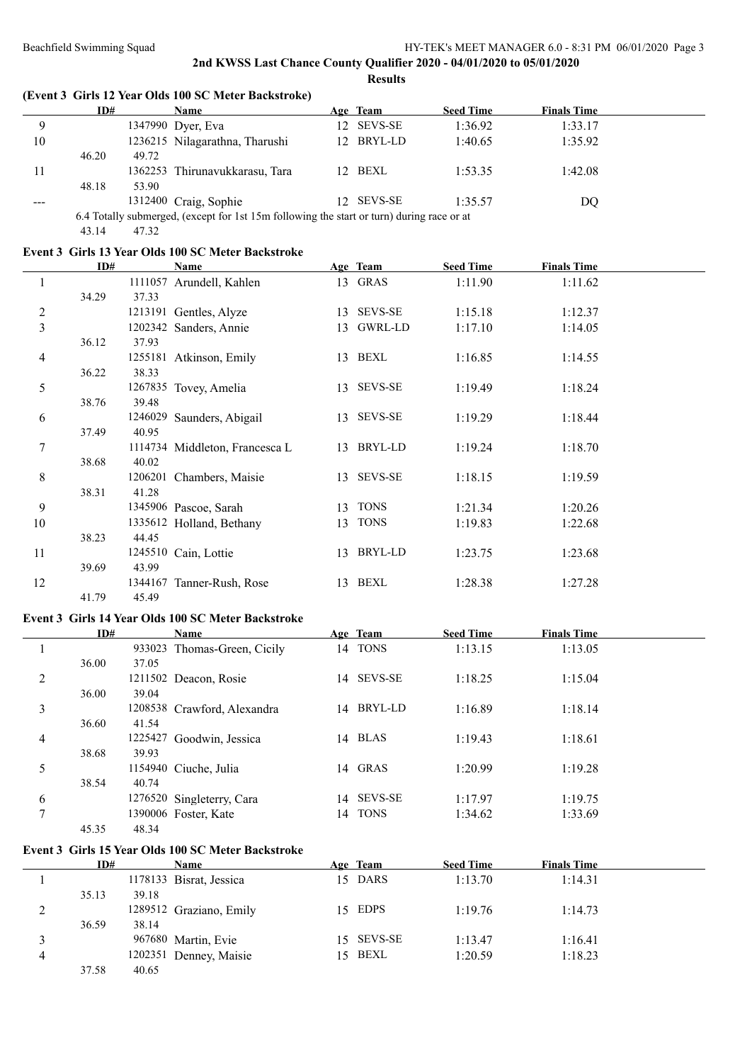## 2nd KWSS Last Chance County Qualifier 2020 - 04/01/2020 to 05/01/2020

### Results

### (Event 3 Girls 12 Year Olds 100 SC Meter Backstroke)

| | ID# | Name | Age | Team | Seed Time | Finals Time |
|---|---|---|---|---|---|---|
| 9 | 1347990 | Dyer, Eva | 12 | SEVS-SE | 1:36.92 | 1:33.17 |
| 10 | 1236215 | Nilagarathna, Tharushi | 12 | BRYL-LD | 1:40.65 | 1:35.92 |
| | 46.20 | 49.72 | | | | |
| 11 | 1362253 | Thirunavukkarasu, Tara | 12 | BEXL | 1:53.35 | 1:42.08 |
| | 48.18 | 53.90 | | | | |
| --- | 1312400 | Craig, Sophie | 12 | SEVS-SE | 1:35.57 | DQ |
| | 6.4 Totally submerged, (except for 1st 15m following the start or turn) during race or at | | | | | |
| | 43.14 | 47.32 | | | | |

### Event 3 Girls 13 Year Olds 100 SC Meter Backstroke

| | ID# | Name | Age | Team | Seed Time | Finals Time |
|---|---|---|---|---|---|---|
| 1 | 1111057 | Arundell, Kahlen | 13 | GRAS | 1:11.90 | 1:11.62 |
| | 34.29 | 37.33 | | | | |
| 2 | 1213191 | Gentles, Alyze | 13 | SEVS-SE | 1:15.18 | 1:12.37 |
| 3 | 1202342 | Sanders, Annie | 13 | GWRL-LD | 1:17.10 | 1:14.05 |
| | 36.12 | 37.93 | | | | |
| 4 | 1255181 | Atkinson, Emily | 13 | BEXL | 1:16.85 | 1:14.55 |
| | 36.22 | 38.33 | | | | |
| 5 | 1267835 | Tovey, Amelia | 13 | SEVS-SE | 1:19.49 | 1:18.24 |
| | 38.76 | 39.48 | | | | |
| 6 | 1246029 | Saunders, Abigail | 13 | SEVS-SE | 1:19.29 | 1:18.44 |
| | 37.49 | 40.95 | | | | |
| 7 | 1114734 | Middleton, Francesca L | 13 | BRYL-LD | 1:19.24 | 1:18.70 |
| | 38.68 | 40.02 | | | | |
| 8 | 1206201 | Chambers, Maisie | 13 | SEVS-SE | 1:18.15 | 1:19.59 |
| | 38.31 | 41.28 | | | | |
| 9 | 1345906 | Pascoe, Sarah | 13 | TONS | 1:21.34 | 1:20.26 |
| 10 | 1335612 | Holland, Bethany | 13 | TONS | 1:19.83 | 1:22.68 |
| | 38.23 | 44.45 | | | | |
| 11 | 1245510 | Cain, Lottie | 13 | BRYL-LD | 1:23.75 | 1:23.68 |
| | 39.69 | 43.99 | | | | |
| 12 | 1344167 | Tanner-Rush, Rose | 13 | BEXL | 1:28.38 | 1:27.28 |
| | 41.79 | 45.49 | | | | |

### Event 3 Girls 14 Year Olds 100 SC Meter Backstroke

| | ID# | Name | Age | Team | Seed Time | Finals Time |
|---|---|---|---|---|---|---|
| 1 | 933023 | Thomas-Green, Cicily | 14 | TONS | 1:13.15 | 1:13.05 |
| | 36.00 | 37.05 | | | | |
| 2 | 1211502 | Deacon, Rosie | 14 | SEVS-SE | 1:18.25 | 1:15.04 |
| | 36.00 | 39.04 | | | | |
| 3 | 1208538 | Crawford, Alexandra | 14 | BRYL-LD | 1:16.89 | 1:18.14 |
| | 36.60 | 41.54 | | | | |
| 4 | 1225427 | Goodwin, Jessica | 14 | BLAS | 1:19.43 | 1:18.61 |
| | 38.68 | 39.93 | | | | |
| 5 | 1154940 | Ciuche, Julia | 14 | GRAS | 1:20.99 | 1:19.28 |
| | 38.54 | 40.74 | | | | |
| 6 | 1276520 | Singleterry, Cara | 14 | SEVS-SE | 1:17.97 | 1:19.75 |
| 7 | 1390006 | Foster, Kate | 14 | TONS | 1:34.62 | 1:33.69 |
| | 45.35 | 48.34 | | | | |

### Event 3 Girls 15 Year Olds 100 SC Meter Backstroke

| | ID# | Name | Age | Team | Seed Time | Finals Time |
|---|---|---|---|---|---|---|
| 1 | 1178133 | Bisrat, Jessica | 15 | DARS | 1:13.70 | 1:14.31 |
| | 35.13 | 39.18 | | | | |
| 2 | 1289512 | Graziano, Emily | 15 | EDPS | 1:19.76 | 1:14.73 |
| | 36.59 | 38.14 | | | | |
| 3 | 967680 | Martin, Evie | 15 | SEVS-SE | 1:13.47 | 1:16.41 |
| 4 | 1202351 | Denney, Maisie | 15 | BEXL | 1:20.59 | 1:18.23 |
| | 37.58 | 40.65 | | | | |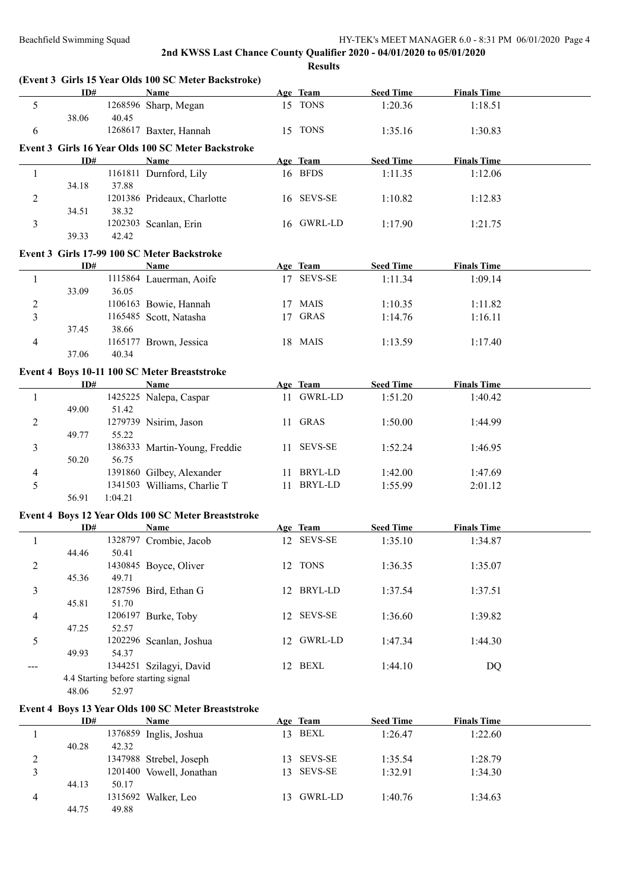**2nd KWSS Last Chance County Qualifier 2020 - 04/01/2020 to 05/01/2020**

**Results**

### (Event 3 Girls 15 Year Olds 100 SC Meter Backstroke)

| | ID# | Name | Age | Team | Seed Time | Finals Time |
|---|---|---|---|---|---|---|
| 5 | 1268596 | Sharp, Megan | 15 | TONS | 1:20.36 | 1:18.51 |
| | 38.06 | 40.45 | | | | |
| 6 | 1268617 | Baxter, Hannah | 15 | TONS | 1:35.16 | 1:30.83 |

### Event 3 Girls 16 Year Olds 100 SC Meter Backstroke

| | ID# | Name | Age | Team | Seed Time | Finals Time |
|---|---|---|---|---|---|---|
| 1 | 1161811 | Durnford, Lily | 16 | BFDS | 1:11.35 | 1:12.06 |
| | 34.18 | 37.88 | | | | |
| 2 | 1201386 | Prideaux, Charlotte | 16 | SEVS-SE | 1:10.82 | 1:12.83 |
| | 34.51 | 38.32 | | | | |
| 3 | 1202303 | Scanlan, Erin | 16 | GWRL-LD | 1:17.90 | 1:21.75 |
| | 39.33 | 42.42 | | | | |

### Event 3 Girls 17-99 100 SC Meter Backstroke

| | ID# | Name | Age | Team | Seed Time | Finals Time |
|---|---|---|---|---|---|---|
| 1 | 1115864 | Lauerman, Aoife | 17 | SEVS-SE | 1:11.34 | 1:09.14 |
| | 33.09 | 36.05 | | | | |
| 2 | 1106163 | Bowie, Hannah | 17 | MAIS | 1:10.35 | 1:11.82 |
| 3 | 1165485 | Scott, Natasha | 17 | GRAS | 1:14.76 | 1:16.11 |
| | 37.45 | 38.66 | | | | |
| 4 | 1165177 | Brown, Jessica | 18 | MAIS | 1:13.59 | 1:17.40 |
| | 37.06 | 40.34 | | | | |

### Event 4 Boys 10-11 100 SC Meter Breaststroke

| | ID# | Name | Age | Team | Seed Time | Finals Time |
|---|---|---|---|---|---|---|
| 1 | 1425225 | Nalepa, Caspar | 11 | GWRL-LD | 1:51.20 | 1:40.42 |
| | 49.00 | 51.42 | | | | |
| 2 | 1279739 | Nsirim, Jason | 11 | GRAS | 1:50.00 | 1:44.99 |
| | 49.77 | 55.22 | | | | |
| 3 | 1386333 | Martin-Young, Freddie | 11 | SEVS-SE | 1:52.24 | 1:46.95 |
| | 50.20 | 56.75 | | | | |
| 4 | 1391860 | Gilbey, Alexander | 11 | BRYL-LD | 1:42.00 | 1:47.69 |
| 5 | 1341503 | Williams, Charlie T | 11 | BRYL-LD | 1:55.99 | 2:01.12 |
| | 56.91 | 1:04.21 | | | | |

### Event 4 Boys 12 Year Olds 100 SC Meter Breaststroke

| | ID# | Name | Age | Team | Seed Time | Finals Time |
|---|---|---|---|---|---|---|
| 1 | 1328797 | Crombie, Jacob | 12 | SEVS-SE | 1:35.10 | 1:34.87 |
| | 44.46 | 50.41 | | | | |
| 2 | 1430845 | Boyce, Oliver | 12 | TONS | 1:36.35 | 1:35.07 |
| | 45.36 | 49.71 | | | | |
| 3 | 1287596 | Bird, Ethan G | 12 | BRYL-LD | 1:37.54 | 1:37.51 |
| | 45.81 | 51.70 | | | | |
| 4 | 1206197 | Burke, Toby | 12 | SEVS-SE | 1:36.60 | 1:39.82 |
| | 47.25 | 52.57 | | | | |
| 5 | 1202296 | Scanlan, Joshua | 12 | GWRL-LD | 1:47.34 | 1:44.30 |
| | 49.93 | 54.37 | | | | |
| --- | 1344251 | Szilagyi, David | 12 | BEXL | 1:44.10 | DQ |
| | 4.4 Starting before starting signal | | | | | |
| | 48.06 | 52.97 | | | | |

### Event 4 Boys 13 Year Olds 100 SC Meter Breaststroke

| | ID# | Name | Age | Team | Seed Time | Finals Time |
|---|---|---|---|---|---|---|
| 1 | 1376859 | Inglis, Joshua | 13 | BEXL | 1:26.47 | 1:22.60 |
| | 40.28 | 42.32 | | | | |
| 2 | 1347988 | Strebel, Joseph | 13 | SEVS-SE | 1:35.54 | 1:28.79 |
| 3 | 1201400 | Vowell, Jonathan | 13 | SEVS-SE | 1:32.91 | 1:34.30 |
| | 44.13 | 50.17 | | | | |
| 4 | 1315692 | Walker, Leo | 13 | GWRL-LD | 1:40.76 | 1:34.63 |
| | 44.75 | 49.88 | | | | |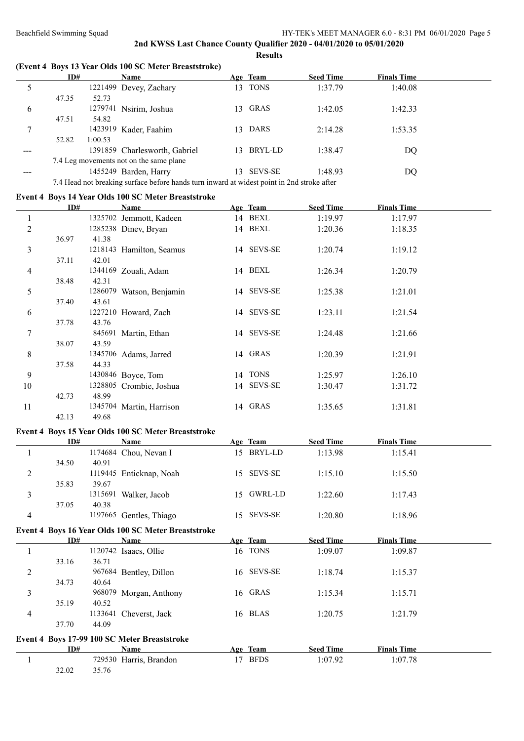# 2nd KWSS Last Chance County Qualifier 2020 - 04/01/2020 to 05/01/2020

## Results

### (Event 4 Boys 13 Year Olds 100 SC Meter Breaststroke)

| | ID# | Name | Age | Team | Seed Time | Finals Time |
|---|---|---|---|---|---|---|
| 5 | 1221499 | Devey, Zachary | 13 | TONS | 1:37.79 | 1:40.08 |
| | 47.35 52.73 | | | | | |
| 6 | 1279741 | Nsirim, Joshua | 13 | GRAS | 1:42.05 | 1:42.33 |
| | 47.51 54.82 | | | | | |
| 7 | 1423919 | Kader, Faahim | 13 | DARS | 2:14.28 | 1:53.35 |
| | 52.82 1:00.53 | | | | | |
| --- | 1391859 | Charlesworth, Gabriel | 13 | BRYL-LD | 1:38.47 | DQ |
| | 7.4 Leg movements not on the same plane | | | | | |
| --- | 1455249 | Barden, Harry | 13 | SEVS-SE | 1:48.93 | DQ |
| | 7.4 Head not breaking surface before hands turn inward at widest point in 2nd stroke after | | | | | |

### Event 4 Boys 14 Year Olds 100 SC Meter Breaststroke

| | ID# | Name | Age | Team | Seed Time | Finals Time |
|---|---|---|---|---|---|---|
| 1 | 1325702 | Jemmott, Kadeen | 14 | BEXL | 1:19.97 | 1:17.97 |
| 2 | 1285238 | Dinev, Bryan | 14 | BEXL | 1:20.36 | 1:18.35 |
| | 36.97 41.38 | | | | | |
| 3 | 1218143 | Hamilton, Seamus | 14 | SEVS-SE | 1:20.74 | 1:19.12 |
| | 37.11 42.01 | | | | | |
| 4 | 1344169 | Zouali, Adam | 14 | BEXL | 1:26.34 | 1:20.79 |
| | 38.48 42.31 | | | | | |
| 5 | 1286079 | Watson, Benjamin | 14 | SEVS-SE | 1:25.38 | 1:21.01 |
| | 37.40 43.61 | | | | | |
| 6 | 1227210 | Howard, Zach | 14 | SEVS-SE | 1:23.11 | 1:21.54 |
| | 37.78 43.76 | | | | | |
| 7 | 845691 | Martin, Ethan | 14 | SEVS-SE | 1:24.48 | 1:21.66 |
| | 38.07 43.59 | | | | | |
| 8 | 1345706 | Adams, Jarred | 14 | GRAS | 1:20.39 | 1:21.91 |
| | 37.58 44.33 | | | | | |
| 9 | 1430846 | Boyce, Tom | 14 | TONS | 1:25.97 | 1:26.10 |
| 10 | 1328805 | Crombie, Joshua | 14 | SEVS-SE | 1:30.47 | 1:31.72 |
| | 42.73 48.99 | | | | | |
| 11 | 1345704 | Martin, Harrison | 14 | GRAS | 1:35.65 | 1:31.81 |
| | 42.13 49.68 | | | | | |

### Event 4 Boys 15 Year Olds 100 SC Meter Breaststroke

| | ID# | Name | Age | Team | Seed Time | Finals Time |
|---|---|---|---|---|---|---|
| 1 | 1174684 | Chou, Nevan I | 15 | BRYL-LD | 1:13.98 | 1:15.41 |
| | 34.50 40.91 | | | | | |
| 2 | 1119445 | Enticknap, Noah | 15 | SEVS-SE | 1:15.10 | 1:15.50 |
| | 35.83 39.67 | | | | | |
| 3 | 1315691 | Walker, Jacob | 15 | GWRL-LD | 1:22.60 | 1:17.43 |
| | 37.05 40.38 | | | | | |
| 4 | 1197665 | Gentles, Thiago | 15 | SEVS-SE | 1:20.80 | 1:18.96 |

### Event 4 Boys 16 Year Olds 100 SC Meter Breaststroke

| | ID# | Name | Age | Team | Seed Time | Finals Time |
|---|---|---|---|---|---|---|
| 1 | 1120742 | Isaacs, Ollie | 16 | TONS | 1:09.07 | 1:09.87 |
| | 33.16 36.71 | | | | | |
| 2 | 967684 | Bentley, Dillon | 16 | SEVS-SE | 1:18.74 | 1:15.37 |
| | 34.73 40.64 | | | | | |
| 3 | 968079 | Morgan, Anthony | 16 | GRAS | 1:15.34 | 1:15.71 |
| | 35.19 40.52 | | | | | |
| 4 | 1133641 | Cheverst, Jack | 16 | BLAS | 1:20.75 | 1:21.79 |
| | 37.70 44.09 | | | | | |

### Event 4 Boys 17-99 100 SC Meter Breaststroke

| | ID# | Name | Age | Team | Seed Time | Finals Time |
|---|---|---|---|---|---|---|
| 1 | 729530 | Harris, Brandon | 17 | BFDS | 1:07.92 | 1:07.78 |
| | 32.02 35.76 | | | | | |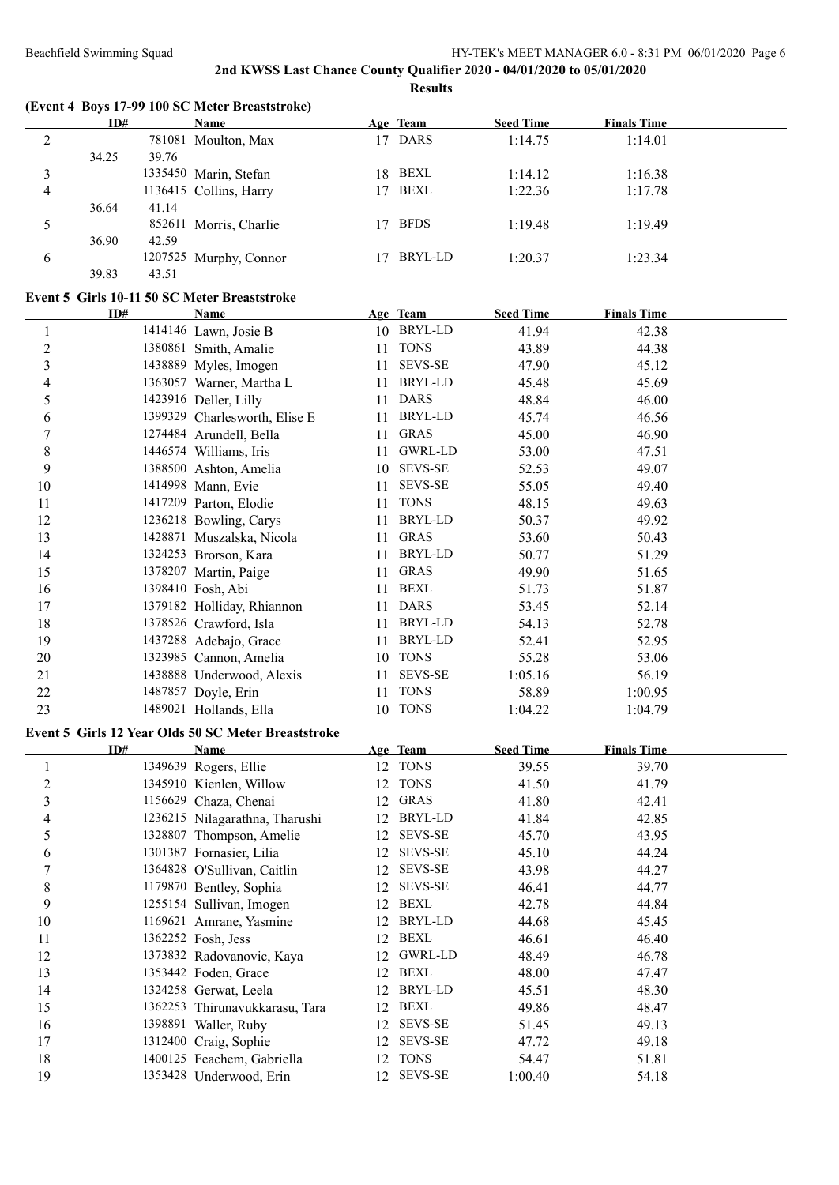**2nd KWSS Last Chance County Qualifier 2020 - 04/01/2020 to 05/01/2020**

**Results**

### (Event 4 Boys 17-99 100 SC Meter Breaststroke)

| | ID# | Name | Age | Team | Seed Time | Finals Time |
|---|---|---|---|---|---|---|
| 2 | 781081 | Moulton, Max | 17 | DARS | 1:14.75 | 1:14.01 |
| | 34.25 | 39.76 | | | | |
| 3 | 1335450 | Marin, Stefan | 18 | BEXL | 1:14.12 | 1:16.38 |
| 4 | 1136415 | Collins, Harry | 17 | BEXL | 1:22.36 | 1:17.78 |
| | 36.64 | 41.14 | | | | |
| 5 | 852611 | Morris, Charlie | 17 | BFDS | 1:19.48 | 1:19.49 |
| | 36.90 | 42.59 | | | | |
| 6 | 1207525 | Murphy, Connor | 17 | BRYL-LD | 1:20.37 | 1:23.34 |
| | 39.83 | 43.51 | | | | |

### Event 5 Girls 10-11 50 SC Meter Breaststroke

| | ID# | Name | Age | Team | Seed Time | Finals Time |
|---|---|---|---|---|---|---|
| 1 | 1414146 | Lawn, Josie B | 10 | BRYL-LD | 41.94 | 42.38 |
| 2 | 1380861 | Smith, Amalie | 11 | TONS | 43.89 | 44.38 |
| 3 | 1438889 | Myles, Imogen | 11 | SEVS-SE | 47.90 | 45.12 |
| 4 | 1363057 | Warner, Martha L | 11 | BRYL-LD | 45.48 | 45.69 |
| 5 | 1423916 | Deller, Lilly | 11 | DARS | 48.84 | 46.00 |
| 6 | 1399329 | Charlesworth, Elise E | 11 | BRYL-LD | 45.74 | 46.56 |
| 7 | 1274484 | Arundell, Bella | 11 | GRAS | 45.00 | 46.90 |
| 8 | 1446574 | Williams, Iris | 11 | GWRL-LD | 53.00 | 47.51 |
| 9 | 1388500 | Ashton, Amelia | 10 | SEVS-SE | 52.53 | 49.07 |
| 10 | 1414998 | Mann, Evie | 11 | SEVS-SE | 55.05 | 49.40 |
| 11 | 1417209 | Parton, Elodie | 11 | TONS | 48.15 | 49.63 |
| 12 | 1236218 | Bowling, Carys | 11 | BRYL-LD | 50.37 | 49.92 |
| 13 | 1428871 | Muszalska, Nicola | 11 | GRAS | 53.60 | 50.43 |
| 14 | 1324253 | Brorson, Kara | 11 | BRYL-LD | 50.77 | 51.29 |
| 15 | 1378207 | Martin, Paige | 11 | GRAS | 49.90 | 51.65 |
| 16 | 1398410 | Fosh, Abi | 11 | BEXL | 51.73 | 51.87 |
| 17 | 1379182 | Holliday, Rhiannon | 11 | DARS | 53.45 | 52.14 |
| 18 | 1378526 | Crawford, Isla | 11 | BRYL-LD | 54.13 | 52.78 |
| 19 | 1437288 | Adebajo, Grace | 11 | BRYL-LD | 52.41 | 52.95 |
| 20 | 1323985 | Cannon, Amelia | 10 | TONS | 55.28 | 53.06 |
| 21 | 1438888 | Underwood, Alexis | 11 | SEVS-SE | 1:05.16 | 56.19 |
| 22 | 1487857 | Doyle, Erin | 11 | TONS | 58.89 | 1:00.95 |
| 23 | 1489021 | Hollands, Ella | 10 | TONS | 1:04.22 | 1:04.79 |

### Event 5 Girls 12 Year Olds 50 SC Meter Breaststroke

| | ID# | Name | Age | Team | Seed Time | Finals Time |
|---|---|---|---|---|---|---|
| 1 | 1349639 | Rogers, Ellie | 12 | TONS | 39.55 | 39.70 |
| 2 | 1345910 | Kienlen, Willow | 12 | TONS | 41.50 | 41.79 |
| 3 | 1156629 | Chaza, Chenai | 12 | GRAS | 41.80 | 42.41 |
| 4 | 1236215 | Nilagarathna, Tharushi | 12 | BRYL-LD | 41.84 | 42.85 |
| 5 | 1328807 | Thompson, Amelie | 12 | SEVS-SE | 45.70 | 43.95 |
| 6 | 1301387 | Fornasier, Lilia | 12 | SEVS-SE | 45.10 | 44.24 |
| 7 | 1364828 | O'Sullivan, Caitlin | 12 | SEVS-SE | 43.98 | 44.27 |
| 8 | 1179870 | Bentley, Sophia | 12 | SEVS-SE | 46.41 | 44.77 |
| 9 | 1255154 | Sullivan, Imogen | 12 | BEXL | 42.78 | 44.84 |
| 10 | 1169621 | Amrane, Yasmine | 12 | BRYL-LD | 44.68 | 45.45 |
| 11 | 1362252 | Fosh, Jess | 12 | BEXL | 46.61 | 46.40 |
| 12 | 1373832 | Radovanovic, Kaya | 12 | GWRL-LD | 48.49 | 46.78 |
| 13 | 1353442 | Foden, Grace | 12 | BEXL | 48.00 | 47.47 |
| 14 | 1324258 | Gerwat, Leela | 12 | BRYL-LD | 45.51 | 48.30 |
| 15 | 1362253 | Thirunavukkarasu, Tara | 12 | BEXL | 49.86 | 48.47 |
| 16 | 1398891 | Waller, Ruby | 12 | SEVS-SE | 51.45 | 49.13 |
| 17 | 1312400 | Craig, Sophie | 12 | SEVS-SE | 47.72 | 49.18 |
| 18 | 1400125 | Feachem, Gabriella | 12 | TONS | 54.47 | 51.81 |
| 19 | 1353428 | Underwood, Erin | 12 | SEVS-SE | 1:00.40 | 54.18 |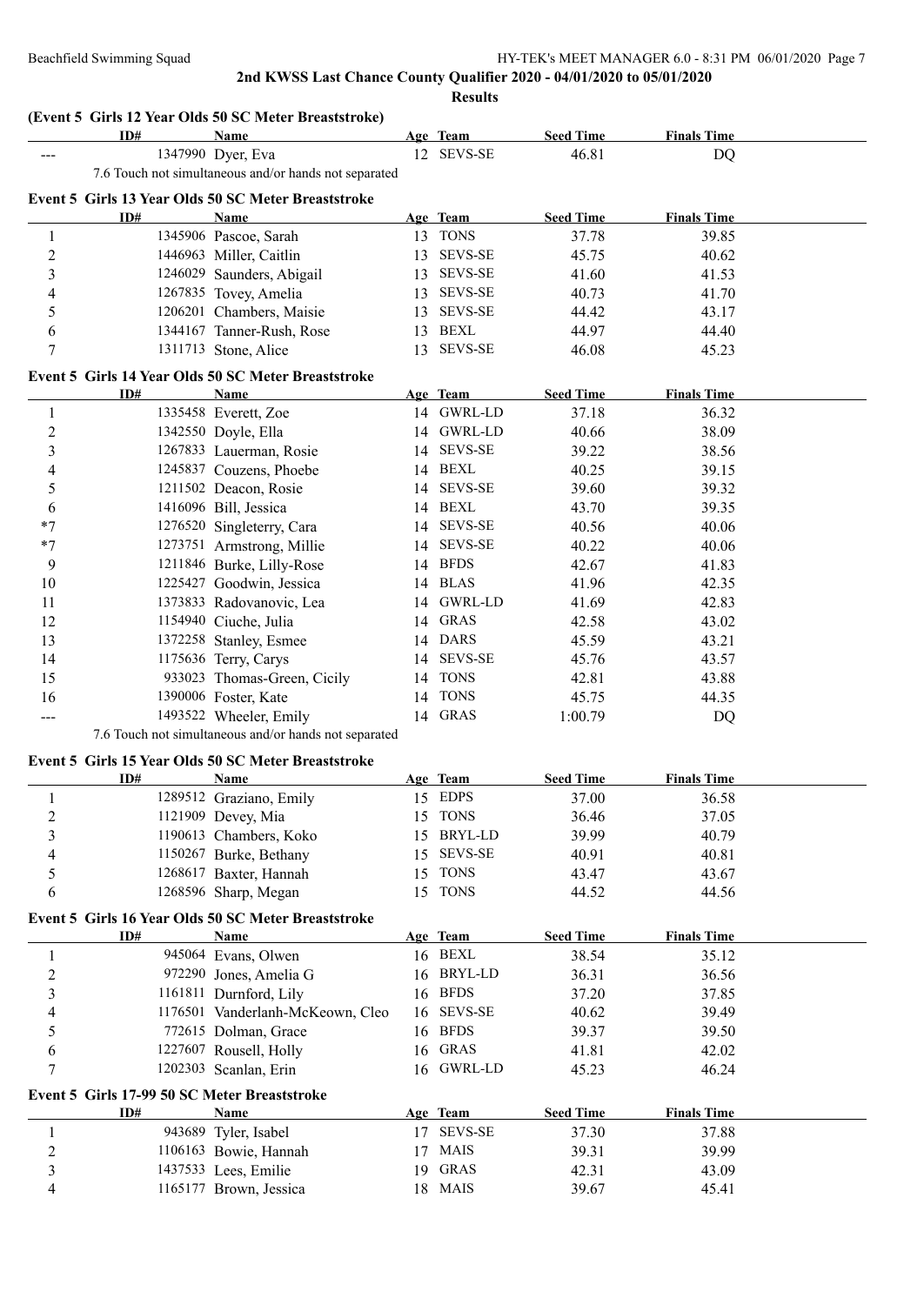## 2nd KWSS Last Chance County Qualifier 2020 - 04/01/2020 to 05/01/2020

### Results

#### (Event 5 Girls 12 Year Olds 50 SC Meter Breaststroke)

| | ID# | Name | Age | Team | Seed Time | Finals Time |
|---|---|---|---|---|---|---|
| --- | 1347990 | Dyer, Eva | 12 | SEVS-SE | 46.81 | DQ |

7.6 Touch not simultaneous and/or hands not separated

#### Event 5 Girls 13 Year Olds 50 SC Meter Breaststroke

| | ID# | Name | Age | Team | Seed Time | Finals Time |
|---|---|---|---|---|---|---|
| 1 | 1345906 | Pascoe, Sarah | 13 | TONS | 37.78 | 39.85 |
| 2 | 1446963 | Miller, Caitlin | 13 | SEVS-SE | 45.75 | 40.62 |
| 3 | 1246029 | Saunders, Abigail | 13 | SEVS-SE | 41.60 | 41.53 |
| 4 | 1267835 | Tovey, Amelia | 13 | SEVS-SE | 40.73 | 41.70 |
| 5 | 1206201 | Chambers, Maisie | 13 | SEVS-SE | 44.42 | 43.17 |
| 6 | 1344167 | Tanner-Rush, Rose | 13 | BEXL | 44.97 | 44.40 |
| 7 | 1311713 | Stone, Alice | 13 | SEVS-SE | 46.08 | 45.23 |

#### Event 5 Girls 14 Year Olds 50 SC Meter Breaststroke

| | ID# | Name | Age | Team | Seed Time | Finals Time |
|---|---|---|---|---|---|---|
| 1 | 1335458 | Everett, Zoe | 14 | GWRL-LD | 37.18 | 36.32 |
| 2 | 1342550 | Doyle, Ella | 14 | GWRL-LD | 40.66 | 38.09 |
| 3 | 1267833 | Lauerman, Rosie | 14 | SEVS-SE | 39.22 | 38.56 |
| 4 | 1245837 | Couzens, Phoebe | 14 | BEXL | 40.25 | 39.15 |
| 5 | 1211502 | Deacon, Rosie | 14 | SEVS-SE | 39.60 | 39.32 |
| 6 | 1416096 | Bill, Jessica | 14 | BEXL | 43.70 | 39.35 |
| *7 | 1276520 | Singleterry, Cara | 14 | SEVS-SE | 40.56 | 40.06 |
| *7 | 1273751 | Armstrong, Millie | 14 | SEVS-SE | 40.22 | 40.06 |
| 9 | 1211846 | Burke, Lilly-Rose | 14 | BFDS | 42.67 | 41.83 |
| 10 | 1225427 | Goodwin, Jessica | 14 | BLAS | 41.96 | 42.35 |
| 11 | 1373833 | Radovanovic, Lea | 14 | GWRL-LD | 41.69 | 42.83 |
| 12 | 1154940 | Ciuche, Julia | 14 | GRAS | 42.58 | 43.02 |
| 13 | 1372258 | Stanley, Esmee | 14 | DARS | 45.59 | 43.21 |
| 14 | 1175636 | Terry, Carys | 14 | SEVS-SE | 45.76 | 43.57 |
| 15 | 933023 | Thomas-Green, Cicily | 14 | TONS | 42.81 | 43.88 |
| 16 | 1390006 | Foster, Kate | 14 | TONS | 45.75 | 44.35 |
| --- | 1493522 | Wheeler, Emily | 14 | GRAS | 1:00.79 | DQ |

7.6 Touch not simultaneous and/or hands not separated

#### Event 5 Girls 15 Year Olds 50 SC Meter Breaststroke

| | ID# | Name | Age | Team | Seed Time | Finals Time |
|---|---|---|---|---|---|---|
| 1 | 1289512 | Graziano, Emily | 15 | EDPS | 37.00 | 36.58 |
| 2 | 1121909 | Devey, Mia | 15 | TONS | 36.46 | 37.05 |
| 3 | 1190613 | Chambers, Koko | 15 | BRYL-LD | 39.99 | 40.79 |
| 4 | 1150267 | Burke, Bethany | 15 | SEVS-SE | 40.91 | 40.81 |
| 5 | 1268617 | Baxter, Hannah | 15 | TONS | 43.47 | 43.67 |
| 6 | 1268596 | Sharp, Megan | 15 | TONS | 44.52 | 44.56 |

#### Event 5 Girls 16 Year Olds 50 SC Meter Breaststroke

| | ID# | Name | Age | Team | Seed Time | Finals Time |
|---|---|---|---|---|---|---|
| 1 | 945064 | Evans, Olwen | 16 | BEXL | 38.54 | 35.12 |
| 2 | 972290 | Jones, Amelia G | 16 | BRYL-LD | 36.31 | 36.56 |
| 3 | 1161811 | Durnford, Lily | 16 | BFDS | 37.20 | 37.85 |
| 4 | 1176501 | Vanderlanh-McKeown, Cleo | 16 | SEVS-SE | 40.62 | 39.49 |
| 5 | 772615 | Dolman, Grace | 16 | BFDS | 39.37 | 39.50 |
| 6 | 1227607 | Rousell, Holly | 16 | GRAS | 41.81 | 42.02 |
| 7 | 1202303 | Scanlan, Erin | 16 | GWRL-LD | 45.23 | 46.24 |

#### Event 5 Girls 17-99 50 SC Meter Breaststroke

| | ID# | Name | Age | Team | Seed Time | Finals Time |
|---|---|---|---|---|---|---|
| 1 | 943689 | Tyler, Isabel | 17 | SEVS-SE | 37.30 | 37.88 |
| 2 | 1106163 | Bowie, Hannah | 17 | MAIS | 39.31 | 39.99 |
| 3 | 1437533 | Lees, Emilie | 19 | GRAS | 42.31 | 43.09 |
| 4 | 1165177 | Brown, Jessica | 18 | MAIS | 39.67 | 45.41 |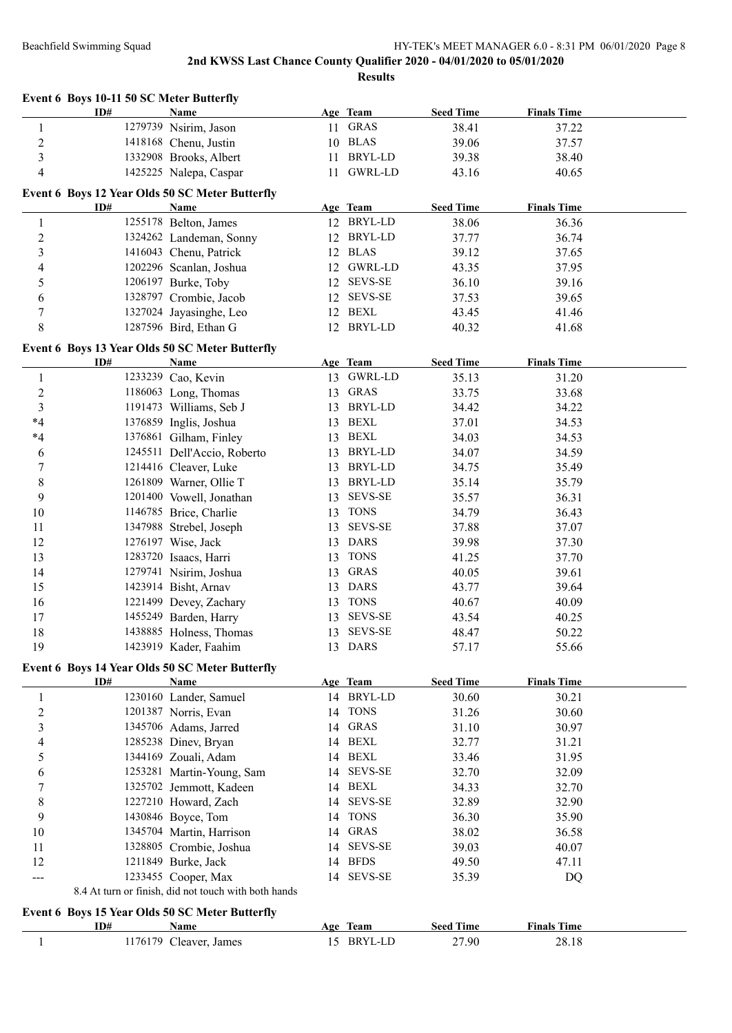## 2nd KWSS Last Chance County Qualifier 2020 - 04/01/2020 to 05/01/2020

### Results

#### Event 6 Boys 10-11 50 SC Meter Butterfly

| | ID# | Name | Age | Team | Seed Time | Finals Time |
|---|---|---|---|---|---|---|
| 1 | 1279739 | Nsirim, Jason | 11 | GRAS | 38.41 | 37.22 |
| 2 | 1418168 | Chenu, Justin | 10 | BLAS | 39.06 | 37.57 |
| 3 | 1332908 | Brooks, Albert | 11 | BRYL-LD | 39.38 | 38.40 |
| 4 | 1425225 | Nalepa, Caspar | 11 | GWRL-LD | 43.16 | 40.65 |

#### Event 6 Boys 12 Year Olds 50 SC Meter Butterfly

| | ID# | Name | Age | Team | Seed Time | Finals Time |
|---|---|---|---|---|---|---|
| 1 | 1255178 | Belton, James | 12 | BRYL-LD | 38.06 | 36.36 |
| 2 | 1324262 | Landeman, Sonny | 12 | BRYL-LD | 37.77 | 36.74 |
| 3 | 1416043 | Chenu, Patrick | 12 | BLAS | 39.12 | 37.65 |
| 4 | 1202296 | Scanlan, Joshua | 12 | GWRL-LD | 43.35 | 37.95 |
| 5 | 1206197 | Burke, Toby | 12 | SEVS-SE | 36.10 | 39.16 |
| 6 | 1328797 | Crombie, Jacob | 12 | SEVS-SE | 37.53 | 39.65 |
| 7 | 1327024 | Jayasinghe, Leo | 12 | BEXL | 43.45 | 41.46 |
| 8 | 1287596 | Bird, Ethan G | 12 | BRYL-LD | 40.32 | 41.68 |

#### Event 6 Boys 13 Year Olds 50 SC Meter Butterfly

| | ID# | Name | Age | Team | Seed Time | Finals Time |
|---|---|---|---|---|---|---|
| 1 | 1233239 | Cao, Kevin | 13 | GWRL-LD | 35.13 | 31.20 |
| 2 | 1186063 | Long, Thomas | 13 | GRAS | 33.75 | 33.68 |
| 3 | 1191473 | Williams, Seb J | 13 | BRYL-LD | 34.42 | 34.22 |
| *4 | 1376859 | Inglis, Joshua | 13 | BEXL | 37.01 | 34.53 |
| *4 | 1376861 | Gilham, Finley | 13 | BEXL | 34.03 | 34.53 |
| 6 | 1245511 | Dell'Accio, Roberto | 13 | BRYL-LD | 34.07 | 34.59 |
| 7 | 1214416 | Cleaver, Luke | 13 | BRYL-LD | 34.75 | 35.49 |
| 8 | 1261809 | Warner, Ollie T | 13 | BRYL-LD | 35.14 | 35.79 |
| 9 | 1201400 | Vowell, Jonathan | 13 | SEVS-SE | 35.57 | 36.31 |
| 10 | 1146785 | Brice, Charlie | 13 | TONS | 34.79 | 36.43 |
| 11 | 1347988 | Strebel, Joseph | 13 | SEVS-SE | 37.88 | 37.07 |
| 12 | 1276197 | Wise, Jack | 13 | DARS | 39.98 | 37.30 |
| 13 | 1283720 | Isaacs, Harri | 13 | TONS | 41.25 | 37.70 |
| 14 | 1279741 | Nsirim, Joshua | 13 | GRAS | 40.05 | 39.61 |
| 15 | 1423914 | Bisht, Arnav | 13 | DARS | 43.77 | 39.64 |
| 16 | 1221499 | Devey, Zachary | 13 | TONS | 40.67 | 40.09 |
| 17 | 1455249 | Barden, Harry | 13 | SEVS-SE | 43.54 | 40.25 |
| 18 | 1438885 | Holness, Thomas | 13 | SEVS-SE | 48.47 | 50.22 |
| 19 | 1423919 | Kader, Faahim | 13 | DARS | 57.17 | 55.66 |

#### Event 6 Boys 14 Year Olds 50 SC Meter Butterfly

| | ID# | Name | Age | Team | Seed Time | Finals Time |
|---|---|---|---|---|---|---|
| 1 | 1230160 | Lander, Samuel | 14 | BRYL-LD | 30.60 | 30.21 |
| 2 | 1201387 | Norris, Evan | 14 | TONS | 31.26 | 30.60 |
| 3 | 1345706 | Adams, Jarred | 14 | GRAS | 31.10 | 30.97 |
| 4 | 1285238 | Dinev, Bryan | 14 | BEXL | 32.77 | 31.21 |
| 5 | 1344169 | Zouali, Adam | 14 | BEXL | 33.46 | 31.95 |
| 6 | 1253281 | Martin-Young, Sam | 14 | SEVS-SE | 32.70 | 32.09 |
| 7 | 1325702 | Jemmott, Kadeen | 14 | BEXL | 34.33 | 32.70 |
| 8 | 1227210 | Howard, Zach | 14 | SEVS-SE | 32.89 | 32.90 |
| 9 | 1430846 | Boyce, Tom | 14 | TONS | 36.30 | 35.90 |
| 10 | 1345704 | Martin, Harrison | 14 | GRAS | 38.02 | 36.58 |
| 11 | 1328805 | Crombie, Joshua | 14 | SEVS-SE | 39.03 | 40.07 |
| 12 | 1211849 | Burke, Jack | 14 | BFDS | 49.50 | 47.11 |
| --- | 1233455 | Cooper, Max | 14 | SEVS-SE | 35.39 | DQ |

8.4 At turn or finish, did not touch with both hands

#### Event 6 Boys 15 Year Olds 50 SC Meter Butterfly

| | ID# | Name | Age | Team | Seed Time | Finals Time |
|---|---|---|---|---|---|---|
| 1 | 1176179 | Cleaver, James | 15 | BRYL-LD | 27.90 | 28.18 |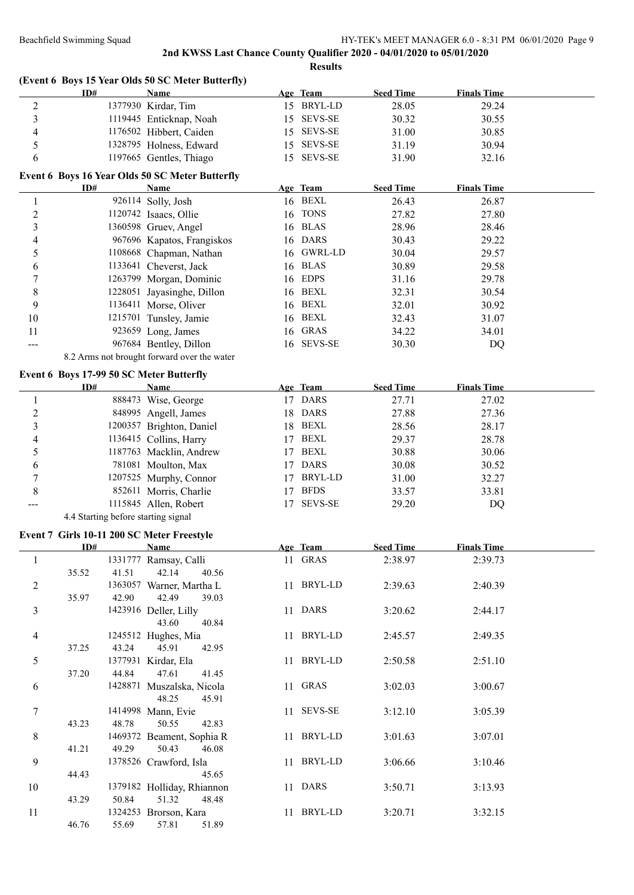## 2nd KWSS Last Chance County Qualifier 2020 - 04/01/2020 to 05/01/2020

### Results

#### (Event 6 Boys 15 Year Olds 50 SC Meter Butterfly)

| | ID# | Name | Age | Team | Seed Time | Finals Time |
|---|---|---|---|---|---|---|
| 2 | 1377930 | Kirdar, Tim | 15 | BRYL-LD | 28.05 | 29.24 |
| 3 | 1119445 | Enticknap, Noah | 15 | SEVS-SE | 30.32 | 30.55 |
| 4 | 1176502 | Hibbert, Caiden | 15 | SEVS-SE | 31.00 | 30.85 |
| 5 | 1328795 | Holness, Edward | 15 | SEVS-SE | 31.19 | 30.94 |
| 6 | 1197665 | Gentles, Thiago | 15 | SEVS-SE | 31.90 | 32.16 |

#### Event 6 Boys 16 Year Olds 50 SC Meter Butterfly

| | ID# | Name | Age | Team | Seed Time | Finals Time |
|---|---|---|---|---|---|---|
| 1 | 926114 | Solly, Josh | 16 | BEXL | 26.43 | 26.87 |
| 2 | 1120742 | Isaacs, Ollie | 16 | TONS | 27.82 | 27.80 |
| 3 | 1360598 | Gruev, Angel | 16 | BLAS | 28.96 | 28.46 |
| 4 | 967696 | Kapatos, Frangiskos | 16 | DARS | 30.43 | 29.22 |
| 5 | 1108668 | Chapman, Nathan | 16 | GWRL-LD | 30.04 | 29.57 |
| 6 | 1133641 | Cheverst, Jack | 16 | BLAS | 30.89 | 29.58 |
| 7 | 1263799 | Morgan, Dominic | 16 | EDPS | 31.16 | 29.78 |
| 8 | 1228051 | Jayasinghe, Dillon | 16 | BEXL | 32.31 | 30.54 |
| 9 | 1136411 | Morse, Oliver | 16 | BEXL | 32.01 | 30.92 |
| 10 | 1215701 | Tunsley, Jamie | 16 | BEXL | 32.43 | 31.07 |
| 11 | 923659 | Long, James | 16 | GRAS | 34.22 | 34.01 |
| --- | 967684 | Bentley, Dillon | 16 | SEVS-SE | 30.30 | DQ |

8.2 Arms not brought forward over the water

#### Event 6 Boys 17-99 50 SC Meter Butterfly

| | ID# | Name | Age | Team | Seed Time | Finals Time |
|---|---|---|---|---|---|---|
| 1 | 888473 | Wise, George | 17 | DARS | 27.71 | 27.02 |
| 2 | 848995 | Angell, James | 18 | DARS | 27.88 | 27.36 |
| 3 | 1200357 | Brighton, Daniel | 18 | BEXL | 28.56 | 28.17 |
| 4 | 1136415 | Collins, Harry | 17 | BEXL | 29.37 | 28.78 |
| 5 | 1187763 | Macklin, Andrew | 17 | BEXL | 30.88 | 30.06 |
| 6 | 781081 | Moulton, Max | 17 | DARS | 30.08 | 30.52 |
| 7 | 1207525 | Murphy, Connor | 17 | BRYL-LD | 31.00 | 32.27 |
| 8 | 852611 | Morris, Charlie | 17 | BFDS | 33.57 | 33.81 |
| --- | 1115845 | Allen, Robert | 17 | SEVS-SE | 29.20 | DQ |

4.4 Starting before starting signal

#### Event 7 Girls 10-11 200 SC Meter Freestyle

| | ID# | Name | Age | Team | Seed Time | Finals Time |
|---|---|---|---|---|---|---|
| 1 | 1331777 | Ramsay, Calli | 11 | GRAS | 2:38.97 | 2:39.73 |
| | 35.52 | 41.51 42.14 40.56 | | | | |
| 2 | 1363057 | Warner, Martha L | 11 | BRYL-LD | 2:39.63 | 2:40.39 |
| | 35.97 | 42.90 42.49 39.03 | | | | |
| 3 | 1423916 | Deller, Lilly | 11 | DARS | 3:20.62 | 2:44.17 |
| | | 43.60 40.84 | | | | |
| 4 | 1245512 | Hughes, Mia | 11 | BRYL-LD | 2:45.57 | 2:49.35 |
| | 37.25 | 43.24 45.91 42.95 | | | | |
| 5 | 1377931 | Kirdar, Ela | 11 | BRYL-LD | 2:50.58 | 2:51.10 |
| | 37.20 | 44.84 47.61 41.45 | | | | |
| 6 | 1428871 | Muszalska, Nicola | 11 | GRAS | 3:02.03 | 3:00.67 |
| | | 48.25 45.91 | | | | |
| 7 | 1414998 | Mann, Evie | 11 | SEVS-SE | 3:12.10 | 3:05.39 |
| | 43.23 | 48.78 50.55 42.83 | | | | |
| 8 | 1469372 | Beament, Sophia R | 11 | BRYL-LD | 3:01.63 | 3:07.01 |
| | 41.21 | 49.29 50.43 46.08 | | | | |
| 9 | 1378526 | Crawford, Isla | 11 | BRYL-LD | 3:06.66 | 3:10.46 |
| | 44.43 | 45.65 | | | | |
| 10 | 1379182 | Holliday, Rhiannon | 11 | DARS | 3:50.71 | 3:13.93 |
| | 43.29 | 50.84 51.32 48.48 | | | | |
| 11 | 1324253 | Brorson, Kara | 11 | BRYL-LD | 3:20.71 | 3:32.15 |
| | 46.76 | 55.69 57.81 51.89 | | | | |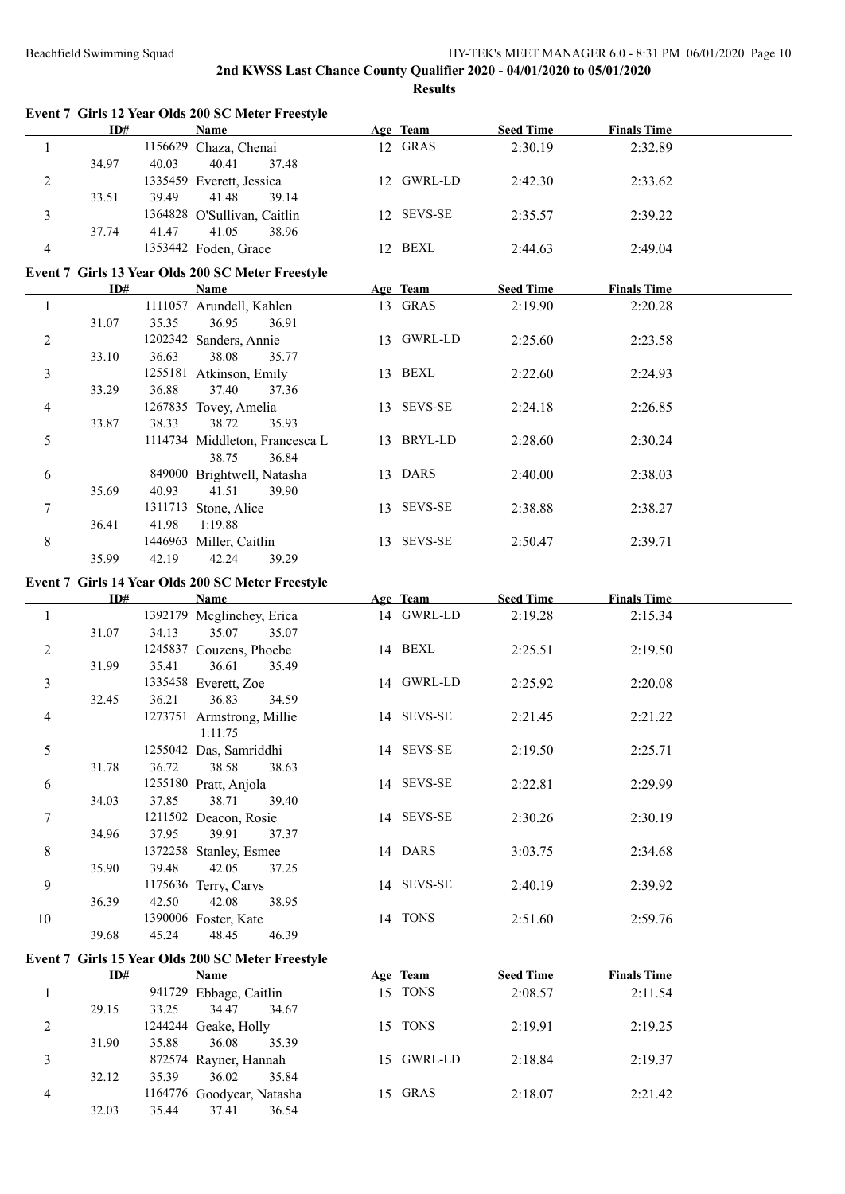## 2nd KWSS Last Chance County Qualifier 2020 - 04/01/2020 to 05/01/2020

### Results

#### Event 7 Girls 12 Year Olds 200 SC Meter Freestyle

| | ID# | Name | Age | Team | Seed Time | Finals Time |
|---|---|---|---|---|---|---|
| 1 | 1156629 | Chaza, Chenai | 12 | GRAS | 2:30.19 | 2:32.89 |
| | 34.97 40.03 40.41 37.48 | | | | | |
| 2 | 1335459 | Everett, Jessica | 12 | GWRL-LD | 2:42.30 | 2:33.62 |
| | 33.51 39.49 41.48 39.14 | | | | | |
| 3 | 1364828 | O'Sullivan, Caitlin | 12 | SEVS-SE | 2:35.57 | 2:39.22 |
| | 37.74 41.47 41.05 38.96 | | | | | |
| 4 | 1353442 | Foden, Grace | 12 | BEXL | 2:44.63 | 2:49.04 |

#### Event 7 Girls 13 Year Olds 200 SC Meter Freestyle

| | ID# | Name | Age | Team | Seed Time | Finals Time |
|---|---|---|---|---|---|---|
| 1 | 1111057 | Arundell, Kahlen | 13 | GRAS | 2:19.90 | 2:20.28 |
| | 31.07 35.35 36.95 36.91 | | | | | |
| 2 | 1202342 | Sanders, Annie | 13 | GWRL-LD | 2:25.60 | 2:23.58 |
| | 33.10 36.63 38.08 35.77 | | | | | |
| 3 | 1255181 | Atkinson, Emily | 13 | BEXL | 2:22.60 | 2:24.93 |
| | 33.29 36.88 37.40 37.36 | | | | | |
| 4 | 1267835 | Tovey, Amelia | 13 | SEVS-SE | 2:24.18 | 2:26.85 |
| | 33.87 38.33 38.72 35.93 | | | | | |
| 5 | 1114734 | Middleton, Francesca L | 13 | BRYL-LD | 2:28.60 | 2:30.24 |
| | 38.75 36.84 | | | | | |
| 6 | 849000 | Brightwell, Natasha | 13 | DARS | 2:40.00 | 2:38.03 |
| | 35.69 40.93 41.51 39.90 | | | | | |
| 7 | 1311713 | Stone, Alice | 13 | SEVS-SE | 2:38.88 | 2:38.27 |
| | 36.41 41.98 1:19.88 | | | | | |
| 8 | 1446963 | Miller, Caitlin | 13 | SEVS-SE | 2:50.47 | 2:39.71 |
| | 35.99 42.19 42.24 39.29 | | | | | |

#### Event 7 Girls 14 Year Olds 200 SC Meter Freestyle

| | ID# | Name | Age | Team | Seed Time | Finals Time |
|---|---|---|---|---|---|---|
| 1 | 1392179 | Mcglinchey, Erica | 14 | GWRL-LD | 2:19.28 | 2:15.34 |
| | 31.07 34.13 35.07 35.07 | | | | | |
| 2 | 1245837 | Couzens, Phoebe | 14 | BEXL | 2:25.51 | 2:19.50 |
| | 31.99 35.41 36.61 35.49 | | | | | |
| 3 | 1335458 | Everett, Zoe | 14 | GWRL-LD | 2:25.92 | 2:20.08 |
| | 32.45 36.21 36.83 34.59 | | | | | |
| 4 | 1273751 | Armstrong, Millie | 14 | SEVS-SE | 2:21.45 | 2:21.22 |
| | 1:11.75 | | | | | |
| 5 | 1255042 | Das, Samriddhi | 14 | SEVS-SE | 2:19.50 | 2:25.71 |
| | 31.78 36.72 38.58 38.63 | | | | | |
| 6 | 1255180 | Pratt, Anjola | 14 | SEVS-SE | 2:22.81 | 2:29.99 |
| | 34.03 37.85 38.71 39.40 | | | | | |
| 7 | 1211502 | Deacon, Rosie | 14 | SEVS-SE | 2:30.26 | 2:30.19 |
| | 34.96 37.95 39.91 37.37 | | | | | |
| 8 | 1372258 | Stanley, Esmee | 14 | DARS | 3:03.75 | 2:34.68 |
| | 35.90 39.48 42.05 37.25 | | | | | |
| 9 | 1175636 | Terry, Carys | 14 | SEVS-SE | 2:40.19 | 2:39.92 |
| | 36.39 42.50 42.08 38.95 | | | | | |
| 10 | 1390006 | Foster, Kate | 14 | TONS | 2:51.60 | 2:59.76 |
| | 39.68 45.24 48.45 46.39 | | | | | |

#### Event 7 Girls 15 Year Olds 200 SC Meter Freestyle

| | ID# | Name | Age | Team | Seed Time | Finals Time |
|---|---|---|---|---|---|---|
| 1 | 941729 | Ebbage, Caitlin | 15 | TONS | 2:08.57 | 2:11.54 |
| | 29.15 33.25 34.47 34.67 | | | | | |
| 2 | 1244244 | Geake, Holly | 15 | TONS | 2:19.91 | 2:19.25 |
| | 31.90 35.88 36.08 35.39 | | | | | |
| 3 | 872574 | Rayner, Hannah | 15 | GWRL-LD | 2:18.84 | 2:19.37 |
| | 32.12 35.39 36.02 35.84 | | | | | |
| 4 | 1164776 | Goodyear, Natasha | 15 | GRAS | 2:18.07 | 2:21.42 |
| | 32.03 35.44 37.41 36.54 | | | | | |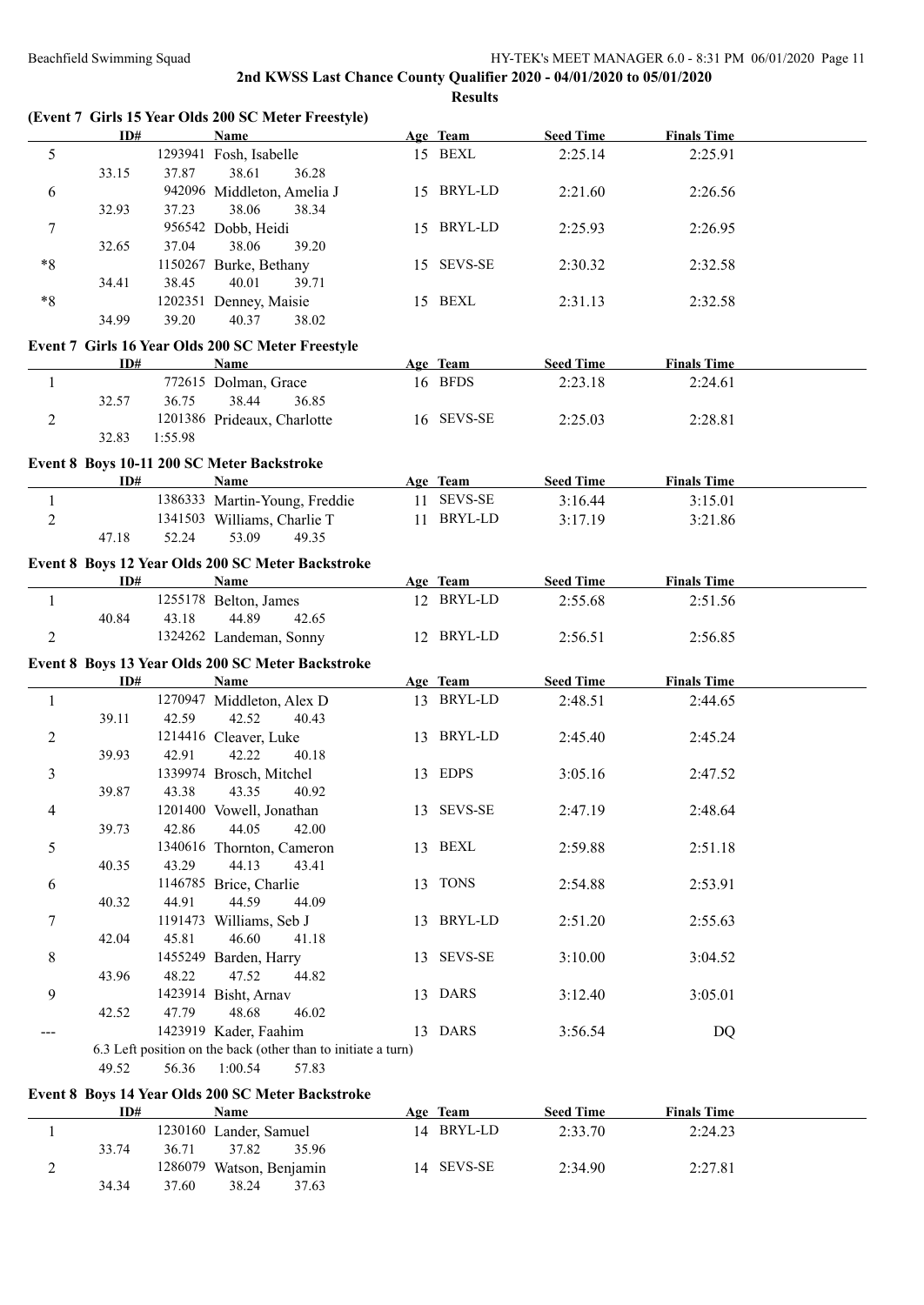**2nd KWSS Last Chance County Qualifier 2020 - 04/01/2020 to 05/01/2020**

**Results**

### (Event 7 Girls 15 Year Olds 200 SC Meter Freestyle)

| | ID# | Name | Age | Team | Seed Time | Finals Time |
|---|---|---|---|---|---|---|
| 5 | 1293941 | Fosh, Isabelle | 15 | BEXL | 2:25.14 | 2:25.91 |
| | | 33.15 37.87 38.61 36.28 | | | | |
| 6 | 942096 | Middleton, Amelia J | 15 | BRYL-LD | 2:21.60 | 2:26.56 |
| | | 32.93 37.23 38.06 38.34 | | | | |
| 7 | 956542 | Dobb, Heidi | 15 | BRYL-LD | 2:25.93 | 2:26.95 |
| | | 32.65 37.04 38.06 39.20 | | | | |
| *8 | 1150267 | Burke, Bethany | 15 | SEVS-SE | 2:30.32 | 2:32.58 |
| | | 34.41 38.45 40.01 39.71 | | | | |
| *8 | 1202351 | Denney, Maisie | 15 | BEXL | 2:31.13 | 2:32.58 |
| | | 34.99 39.20 40.37 38.02 | | | | |

### Event 7 Girls 16 Year Olds 200 SC Meter Freestyle

| | ID# | Name | Age | Team | Seed Time | Finals Time |
|---|---|---|---|---|---|---|
| 1 | 772615 | Dolman, Grace | 16 | BFDS | 2:23.18 | 2:24.61 |
| | | 32.57 36.75 38.44 36.85 | | | | |
| 2 | 1201386 | Prideaux, Charlotte | 16 | SEVS-SE | 2:25.03 | 2:28.81 |
| | | 32.83 1:55.98 | | | | |

### Event 8 Boys 10-11 200 SC Meter Backstroke

| | ID# | Name | Age | Team | Seed Time | Finals Time |
|---|---|---|---|---|---|---|
| 1 | 1386333 | Martin-Young, Freddie | 11 | SEVS-SE | 3:16.44 | 3:15.01 |
| 2 | 1341503 | Williams, Charlie T | 11 | BRYL-LD | 3:17.19 | 3:21.86 |
| | | 47.18 52.24 53.09 49.35 | | | | |

### Event 8 Boys 12 Year Olds 200 SC Meter Backstroke

| | ID# | Name | Age | Team | Seed Time | Finals Time |
|---|---|---|---|---|---|---|
| 1 | 1255178 | Belton, James | 12 | BRYL-LD | 2:55.68 | 2:51.56 |
| | | 40.84 43.18 44.89 42.65 | | | | |
| 2 | 1324262 | Landeman, Sonny | 12 | BRYL-LD | 2:56.51 | 2:56.85 |

### Event 8 Boys 13 Year Olds 200 SC Meter Backstroke

| | ID# | Name | Age | Team | Seed Time | Finals Time |
|---|---|---|---|---|---|---|
| 1 | 1270947 | Middleton, Alex D | 13 | BRYL-LD | 2:48.51 | 2:44.65 |
| | | 39.11 42.59 42.52 40.43 | | | | |
| 2 | 1214416 | Cleaver, Luke | 13 | BRYL-LD | 2:45.40 | 2:45.24 |
| | | 39.93 42.91 42.22 40.18 | | | | |
| 3 | 1339974 | Brosch, Mitchel | 13 | EDPS | 3:05.16 | 2:47.52 |
| | | 39.87 43.38 43.35 40.92 | | | | |
| 4 | 1201400 | Vowell, Jonathan | 13 | SEVS-SE | 2:47.19 | 2:48.64 |
| | | 39.73 42.86 44.05 42.00 | | | | |
| 5 | 1340616 | Thornton, Cameron | 13 | BEXL | 2:59.88 | 2:51.18 |
| | | 40.35 43.29 44.13 43.41 | | | | |
| 6 | 1146785 | Brice, Charlie | 13 | TONS | 2:54.88 | 2:53.91 |
| | | 40.32 44.91 44.59 44.09 | | | | |
| 7 | 1191473 | Williams, Seb J | 13 | BRYL-LD | 2:51.20 | 2:55.63 |
| | | 42.04 45.81 46.60 41.18 | | | | |
| 8 | 1455249 | Barden, Harry | 13 | SEVS-SE | 3:10.00 | 3:04.52 |
| | | 43.96 48.22 47.52 44.82 | | | | |
| 9 | 1423914 | Bisht, Arnav | 13 | DARS | 3:12.40 | 3:05.01 |
| | | 42.52 47.79 48.68 46.02 | | | | |
| --- | 1423919 | Kader, Faahim | 13 | DARS | 3:56.54 | DQ |
| | | 6.3 Left position on the back (other than to initiate a turn) | | | | |
| | | 49.52 56.36 1:00.54 57.83 | | | | |

### Event 8 Boys 14 Year Olds 200 SC Meter Backstroke

| | ID# | Name | Age | Team | Seed Time | Finals Time |
|---|---|---|---|---|---|---|
| 1 | 1230160 | Lander, Samuel | 14 | BRYL-LD | 2:33.70 | 2:24.23 |
| | | 33.74 36.71 37.82 35.96 | | | | |
| 2 | 1286079 | Watson, Benjamin | 14 | SEVS-SE | 2:34.90 | 2:27.81 |
| | | 34.34 37.60 38.24 37.63 | | | | |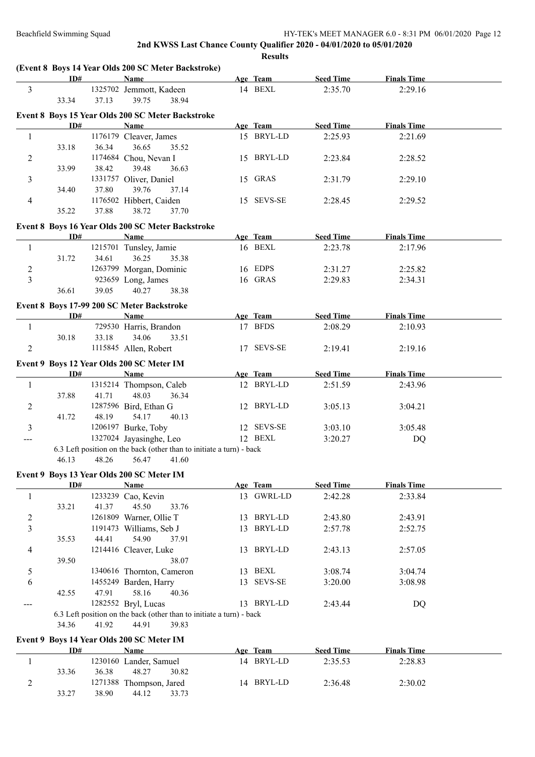## 2nd KWSS Last Chance County Qualifier 2020 - 04/01/2020 to 05/01/2020

### Results

**(Event 8 Boys 14 Year Olds 200 SC Meter Backstroke)**

| | ID# | Name | Age | Team | Seed Time | Finals Time |
|---|---|---|---|---|---|---|
| 3 | 1325702 | Jemmott, Kadeen | 14 | BEXL | 2:35.70 | 2:29.16 |
| | 33.34 | 37.13 39.75 38.94 | | | | |

**Event 8 Boys 15 Year Olds 200 SC Meter Backstroke**

| | ID# | Name | Age | Team | Seed Time | Finals Time |
|---|---|---|---|---|---|---|
| 1 | 1176179 | Cleaver, James | 15 | BRYL-LD | 2:25.93 | 2:21.69 |
| | 33.18 | 36.34 36.65 35.52 | | | | |
| 2 | 1174684 | Chou, Nevan I | 15 | BRYL-LD | 2:23.84 | 2:28.52 |
| | 33.99 | 38.42 39.48 36.63 | | | | |
| 3 | 1331757 | Oliver, Daniel | 15 | GRAS | 2:31.79 | 2:29.10 |
| | 34.40 | 37.80 39.76 37.14 | | | | |
| 4 | 1176502 | Hibbert, Caiden | 15 | SEVS-SE | 2:28.45 | 2:29.52 |
| | 35.22 | 37.88 38.72 37.70 | | | | |

**Event 8 Boys 16 Year Olds 200 SC Meter Backstroke**

| | ID# | Name | Age | Team | Seed Time | Finals Time |
|---|---|---|---|---|---|---|
| 1 | 1215701 | Tunsley, Jamie | 16 | BEXL | 2:23.78 | 2:17.96 |
| | 31.72 | 34.61 36.25 35.38 | | | | |
| 2 | 1263799 | Morgan, Dominic | 16 | EDPS | 2:31.27 | 2:25.82 |
| 3 | 923659 | Long, James | 16 | GRAS | 2:29.83 | 2:34.31 |
| | 36.61 | 39.05 40.27 38.38 | | | | |

**Event 8 Boys 17-99 200 SC Meter Backstroke**

| | ID# | Name | Age | Team | Seed Time | Finals Time |
|---|---|---|---|---|---|---|
| 1 | 729530 | Harris, Brandon | 17 | BFDS | 2:08.29 | 2:10.93 |
| | 30.18 | 33.18 34.06 33.51 | | | | |
| 2 | 1115845 | Allen, Robert | 17 | SEVS-SE | 2:19.41 | 2:19.16 |

**Event 9 Boys 12 Year Olds 200 SC Meter IM**

| | ID# | Name | Age | Team | Seed Time | Finals Time |
|---|---|---|---|---|---|---|
| 1 | 1315214 | Thompson, Caleb | 12 | BRYL-LD | 2:51.59 | 2:43.96 |
| | 37.88 | 41.71 48.03 36.34 | | | | |
| 2 | 1287596 | Bird, Ethan G | 12 | BRYL-LD | 3:05.13 | 3:04.21 |
| | 41.72 | 48.19 54.17 40.13 | | | | |
| 3 | 1206197 | Burke, Toby | 12 | SEVS-SE | 3:03.10 | 3:05.48 |
| --- | 1327024 | Jayasinghe, Leo | 12 | BEXL | 3:20.27 | DQ |
| | 6.3 Left position on the back (other than to initiate a turn) - back | | | | | |
| | 46.13 | 48.26 56.47 41.60 | | | | |

**Event 9 Boys 13 Year Olds 200 SC Meter IM**

| | ID# | Name | Age | Team | Seed Time | Finals Time |
|---|---|---|---|---|---|---|
| 1 | 1233239 | Cao, Kevin | 13 | GWRL-LD | 2:42.28 | 2:33.84 |
| | 33.21 | 41.37 45.50 33.76 | | | | |
| 2 | 1261809 | Warner, Ollie T | 13 | BRYL-LD | 2:43.80 | 2:43.91 |
| 3 | 1191473 | Williams, Seb J | 13 | BRYL-LD | 2:57.78 | 2:52.75 |
| | 35.53 | 44.41 54.90 37.91 | | | | |
| 4 | 1214416 | Cleaver, Luke | 13 | BRYL-LD | 2:43.13 | 2:57.05 |
| | 39.50 | 38.07 | | | | |
| 5 | 1340616 | Thornton, Cameron | 13 | BEXL | 3:08.74 | 3:04.74 |
| 6 | 1455249 | Barden, Harry | 13 | SEVS-SE | 3:20.00 | 3:08.98 |
| | 42.55 | 47.91 58.16 40.36 | | | | |
| --- | 1282552 | Bryl, Lucas | 13 | BRYL-LD | 2:43.44 | DQ |
| | 6.3 Left position on the back (other than to initiate a turn) - back | | | | | |
| | 34.36 | 41.92 44.91 39.83 | | | | |

**Event 9 Boys 14 Year Olds 200 SC Meter IM**

| | ID# | Name | Age | Team | Seed Time | Finals Time |
|---|---|---|---|---|---|---|
| 1 | 1230160 | Lander, Samuel | 14 | BRYL-LD | 2:35.53 | 2:28.83 |
| | 33.36 | 36.38 48.27 30.82 | | | | |
| 2 | 1271388 | Thompson, Jared | 14 | BRYL-LD | 2:36.48 | 2:30.02 |
| | 33.27 | 38.90 44.12 33.73 | | | | |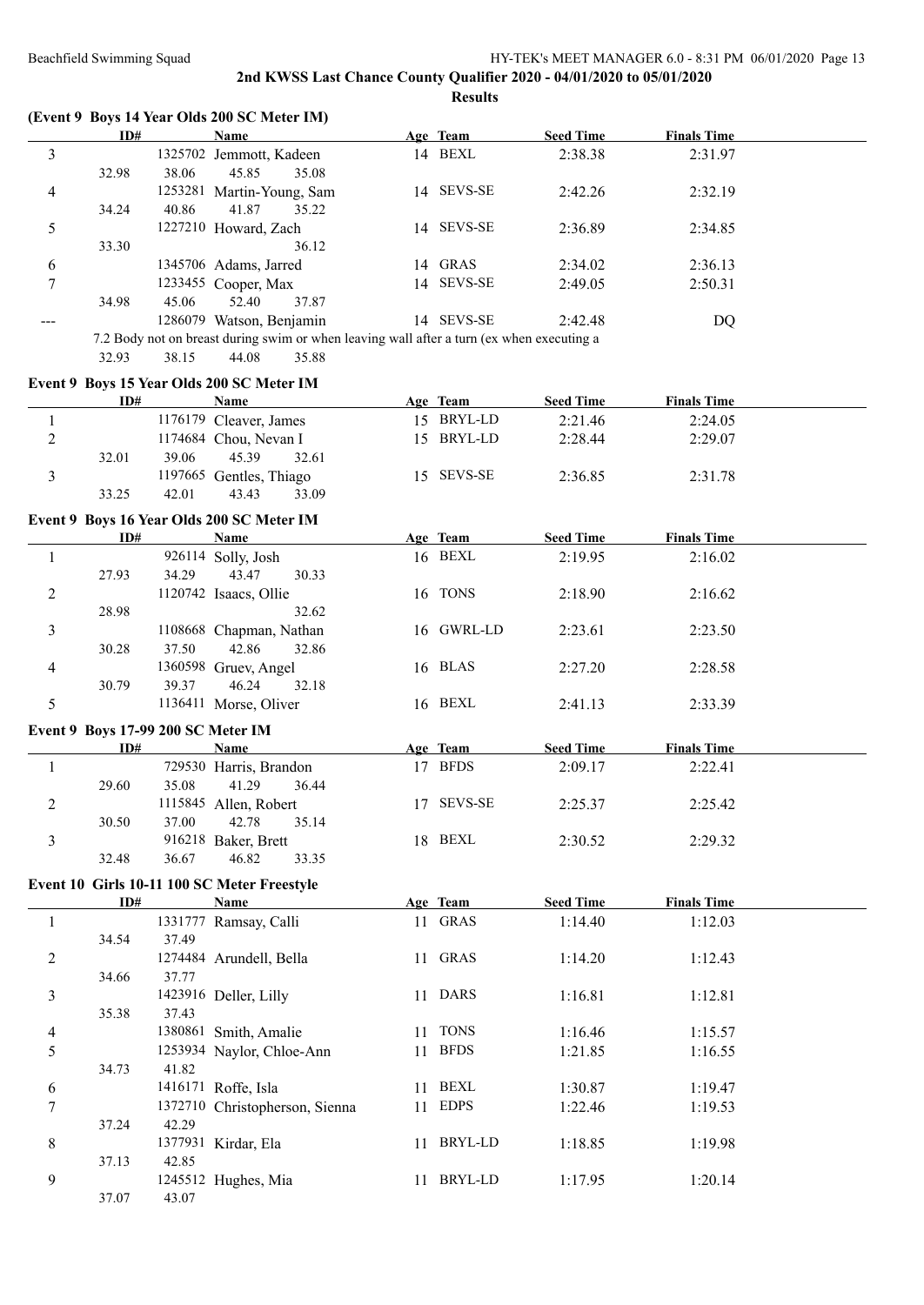## 2nd KWSS Last Chance County Qualifier 2020 - 04/01/2020 to 05/01/2020

**Results**

### (Event 9 Boys 14 Year Olds 200 SC Meter IM)

| | ID# | Name | Age | Team | Seed Time | Finals Time |
|---|---|---|---|---|---|---|
| 3 | 1325702 | Jemmott, Kadeen | 14 | BEXL | 2:38.38 | 2:31.97 |
| | 32.98 38.06 45.85 35.08 | | | | | |
| 4 | 1253281 | Martin-Young, Sam | 14 | SEVS-SE | 2:42.26 | 2:32.19 |
| | 34.24 40.86 41.87 35.22 | | | | | |
| 5 | 1227210 | Howard, Zach | 14 | SEVS-SE | 2:36.89 | 2:34.85 |
| | 33.30 36.12 | | | | | |
| 6 | 1345706 | Adams, Jarred | 14 | GRAS | 2:34.02 | 2:36.13 |
| 7 | 1233455 | Cooper, Max | 14 | SEVS-SE | 2:49.05 | 2:50.31 |
| | 34.98 45.06 52.40 37.87 | | | | | |
| --- | 1286079 | Watson, Benjamin | 14 | SEVS-SE | 2:42.48 | DQ |
| | 7.2 Body not on breast during swim or when leaving wall after a turn (ex when executing a | | | | | |
| | 32.93 38.15 44.08 35.88 | | | | | |

### Event 9 Boys 15 Year Olds 200 SC Meter IM

| | ID# | Name | Age | Team | Seed Time | Finals Time |
|---|---|---|---|---|---|---|
| 1 | 1176179 | Cleaver, James | 15 | BRYL-LD | 2:21.46 | 2:24.05 |
| 2 | 1174684 | Chou, Nevan I | 15 | BRYL-LD | 2:28.44 | 2:29.07 |
| | 32.01 39.06 45.39 32.61 | | | | | |
| 3 | 1197665 | Gentles, Thiago | 15 | SEVS-SE | 2:36.85 | 2:31.78 |
| | 33.25 42.01 43.43 33.09 | | | | | |

### Event 9 Boys 16 Year Olds 200 SC Meter IM

| | ID# | Name | Age | Team | Seed Time | Finals Time |
|---|---|---|---|---|---|---|
| 1 | 926114 | Solly, Josh | 16 | BEXL | 2:19.95 | 2:16.02 |
| | 27.93 34.29 43.47 30.33 | | | | | |
| 2 | 1120742 | Isaacs, Ollie | 16 | TONS | 2:18.90 | 2:16.62 |
| | 28.98 32.62 | | | | | |
| 3 | 1108668 | Chapman, Nathan | 16 | GWRL-LD | 2:23.61 | 2:23.50 |
| | 30.28 37.50 42.86 32.86 | | | | | |
| 4 | 1360598 | Gruev, Angel | 16 | BLAS | 2:27.20 | 2:28.58 |
| | 30.79 39.37 46.24 32.18 | | | | | |
| 5 | 1136411 | Morse, Oliver | 16 | BEXL | 2:41.13 | 2:33.39 |

### Event 9 Boys 17-99 200 SC Meter IM

| | ID# | Name | Age | Team | Seed Time | Finals Time |
|---|---|---|---|---|---|---|
| 1 | 729530 | Harris, Brandon | 17 | BFDS | 2:09.17 | 2:22.41 |
| | 29.60 35.08 41.29 36.44 | | | | | |
| 2 | 1115845 | Allen, Robert | 17 | SEVS-SE | 2:25.37 | 2:25.42 |
| | 30.50 37.00 42.78 35.14 | | | | | |
| 3 | 916218 | Baker, Brett | 18 | BEXL | 2:30.52 | 2:29.32 |
| | 32.48 36.67 46.82 33.35 | | | | | |

### Event 10 Girls 10-11 100 SC Meter Freestyle

| | ID# | Name | Age | Team | Seed Time | Finals Time |
|---|---|---|---|---|---|---|
| 1 | 1331777 | Ramsay, Calli | 11 | GRAS | 1:14.40 | 1:12.03 |
| | 34.54 37.49 | | | | | |
| 2 | 1274484 | Arundell, Bella | 11 | GRAS | 1:14.20 | 1:12.43 |
| | 34.66 37.77 | | | | | |
| 3 | 1423916 | Deller, Lilly | 11 | DARS | 1:16.81 | 1:12.81 |
| | 35.38 37.43 | | | | | |
| 4 | 1380861 | Smith, Amalie | 11 | TONS | 1:16.46 | 1:15.57 |
| 5 | 1253934 | Naylor, Chloe-Ann | 11 | BFDS | 1:21.85 | 1:16.55 |
| | 34.73 41.82 | | | | | |
| 6 | 1416171 | Roffe, Isla | 11 | BEXL | 1:30.87 | 1:19.47 |
| 7 | 1372710 | Christopherson, Sienna | 11 | EDPS | 1:22.46 | 1:19.53 |
| | 37.24 42.29 | | | | | |
| 8 | 1377931 | Kirdar, Ela | 11 | BRYL-LD | 1:18.85 | 1:19.98 |
| | 37.13 42.85 | | | | | |
| 9 | 1245512 | Hughes, Mia | 11 | BRYL-LD | 1:17.95 | 1:20.14 |
| | 37.07 43.07 | | | | | |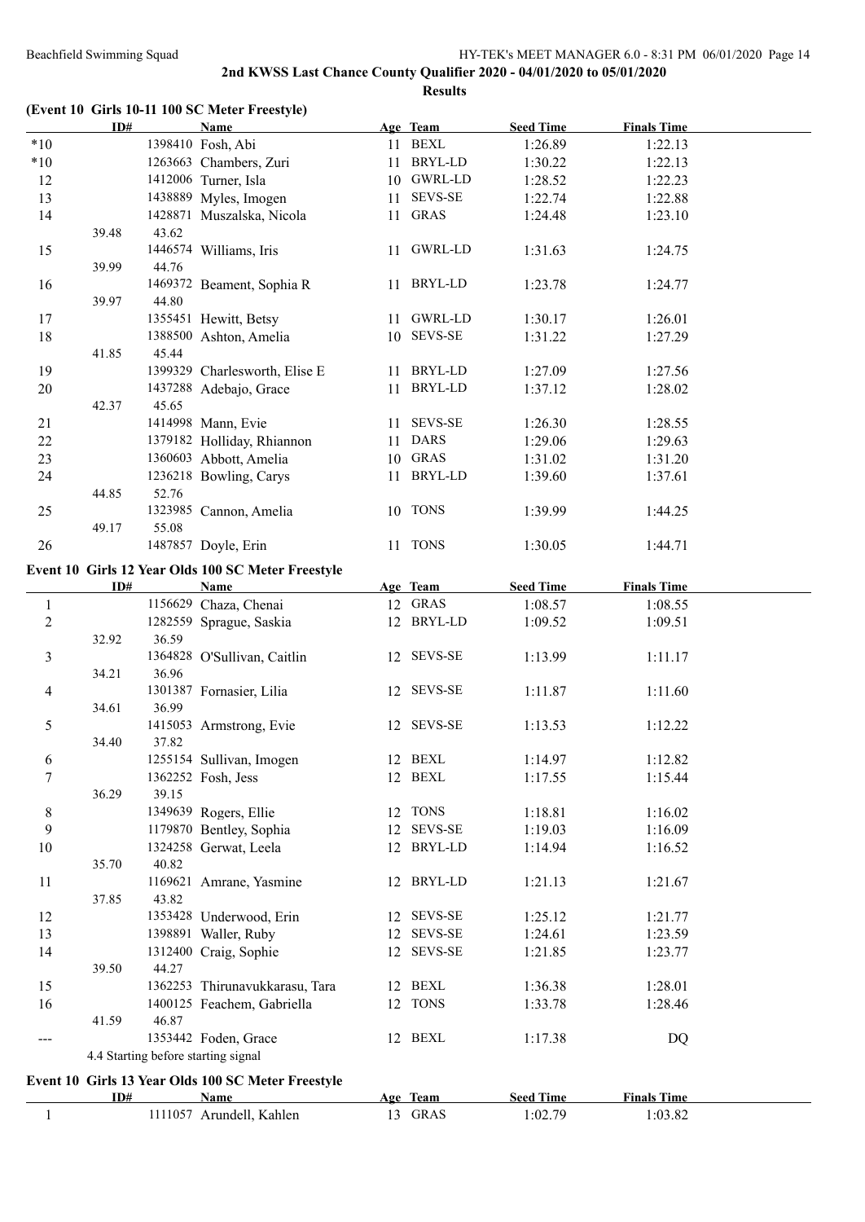**2nd KWSS Last Chance County Qualifier 2020 - 04/01/2020 to 05/01/2020**

**Results**

### (Event 10 Girls 10-11 100 SC Meter Freestyle)

| | ID# | Name | Age | Team | Seed Time | Finals Time |
|---|---|---|---|---|---|---|
| *10 | 1398410 | Fosh, Abi | 11 | BEXL | 1:26.89 | 1:22.13 |
| *10 | 1263663 | Chambers, Zuri | 11 | BRYL-LD | 1:30.22 | 1:22.13 |
| 12 | 1412006 | Turner, Isla | 10 | GWRL-LD | 1:28.52 | 1:22.23 |
| 13 | 1438889 | Myles, Imogen | 11 | SEVS-SE | 1:22.74 | 1:22.88 |
| 14 | 1428871 | Muszalska, Nicola | 11 | GRAS | 1:24.48 | 1:23.10 |
| | 39.48 | 43.62 | | | | |
| 15 | 1446574 | Williams, Iris | 11 | GWRL-LD | 1:31.63 | 1:24.75 |
| | 39.99 | 44.76 | | | | |
| 16 | 1469372 | Beament, Sophia R | 11 | BRYL-LD | 1:23.78 | 1:24.77 |
| | 39.97 | 44.80 | | | | |
| 17 | 1355451 | Hewitt, Betsy | 11 | GWRL-LD | 1:30.17 | 1:26.01 |
| 18 | 1388500 | Ashton, Amelia | 10 | SEVS-SE | 1:31.22 | 1:27.29 |
| | 41.85 | 45.44 | | | | |
| 19 | 1399329 | Charlesworth, Elise E | 11 | BRYL-LD | 1:27.09 | 1:27.56 |
| 20 | 1437288 | Adebajo, Grace | 11 | BRYL-LD | 1:37.12 | 1:28.02 |
| | 42.37 | 45.65 | | | | |
| 21 | 1414998 | Mann, Evie | 11 | SEVS-SE | 1:26.30 | 1:28.55 |
| 22 | 1379182 | Holliday, Rhiannon | 11 | DARS | 1:29.06 | 1:29.63 |
| 23 | 1360603 | Abbott, Amelia | 10 | GRAS | 1:31.02 | 1:31.20 |
| 24 | 1236218 | Bowling, Carys | 11 | BRYL-LD | 1:39.60 | 1:37.61 |
| | 44.85 | 52.76 | | | | |
| 25 | 1323985 | Cannon, Amelia | 10 | TONS | 1:39.99 | 1:44.25 |
| | 49.17 | 55.08 | | | | |
| 26 | 1487857 | Doyle, Erin | 11 | TONS | 1:30.05 | 1:44.71 |

### Event 10 Girls 12 Year Olds 100 SC Meter Freestyle

| | ID# | Name | Age | Team | Seed Time | Finals Time |
|---|---|---|---|---|---|---|
| 1 | 1156629 | Chaza, Chenai | 12 | GRAS | 1:08.57 | 1:08.55 |
| 2 | 1282559 | Sprague, Saskia | 12 | BRYL-LD | 1:09.52 | 1:09.51 |
| | 32.92 | 36.59 | | | | |
| 3 | 1364828 | O'Sullivan, Caitlin | 12 | SEVS-SE | 1:13.99 | 1:11.17 |
| | 34.21 | 36.96 | | | | |
| 4 | 1301387 | Fornasier, Lilia | 12 | SEVS-SE | 1:11.87 | 1:11.60 |
| | 34.61 | 36.99 | | | | |
| 5 | 1415053 | Armstrong, Evie | 12 | SEVS-SE | 1:13.53 | 1:12.22 |
| | 34.40 | 37.82 | | | | |
| 6 | 1255154 | Sullivan, Imogen | 12 | BEXL | 1:14.97 | 1:12.82 |
| 7 | 1362252 | Fosh, Jess | 12 | BEXL | 1:17.55 | 1:15.44 |
| | 36.29 | 39.15 | | | | |
| 8 | 1349639 | Rogers, Ellie | 12 | TONS | 1:18.81 | 1:16.02 |
| 9 | 1179870 | Bentley, Sophia | 12 | SEVS-SE | 1:19.03 | 1:16.09 |
| 10 | 1324258 | Gerwat, Leela | 12 | BRYL-LD | 1:14.94 | 1:16.52 |
| | 35.70 | 40.82 | | | | |
| 11 | 1169621 | Amrane, Yasmine | 12 | BRYL-LD | 1:21.13 | 1:21.67 |
| | 37.85 | 43.82 | | | | |
| 12 | 1353428 | Underwood, Erin | 12 | SEVS-SE | 1:25.12 | 1:21.77 |
| 13 | 1398891 | Waller, Ruby | 12 | SEVS-SE | 1:24.61 | 1:23.59 |
| 14 | 1312400 | Craig, Sophie | 12 | SEVS-SE | 1:21.85 | 1:23.77 |
| | 39.50 | 44.27 | | | | |
| 15 | 1362253 | Thirunavukkarasu, Tara | 12 | BEXL | 1:36.38 | 1:28.01 |
| 16 | 1400125 | Feachem, Gabriella | 12 | TONS | 1:33.78 | 1:28.46 |
| | 41.59 | 46.87 | | | | |
| --- | 1353442 | Foden, Grace | 12 | BEXL | 1:17.38 | DQ |
| | 4.4 Starting before starting signal | | | | | |

### Event 10 Girls 13 Year Olds 100 SC Meter Freestyle

| | ID# | Name | Age | Team | Seed Time | Finals Time |
|---|---|---|---|---|---|---|
| 1 | 1111057 | Arundell, Kahlen | 13 | GRAS | 1:02.79 | 1:03.82 |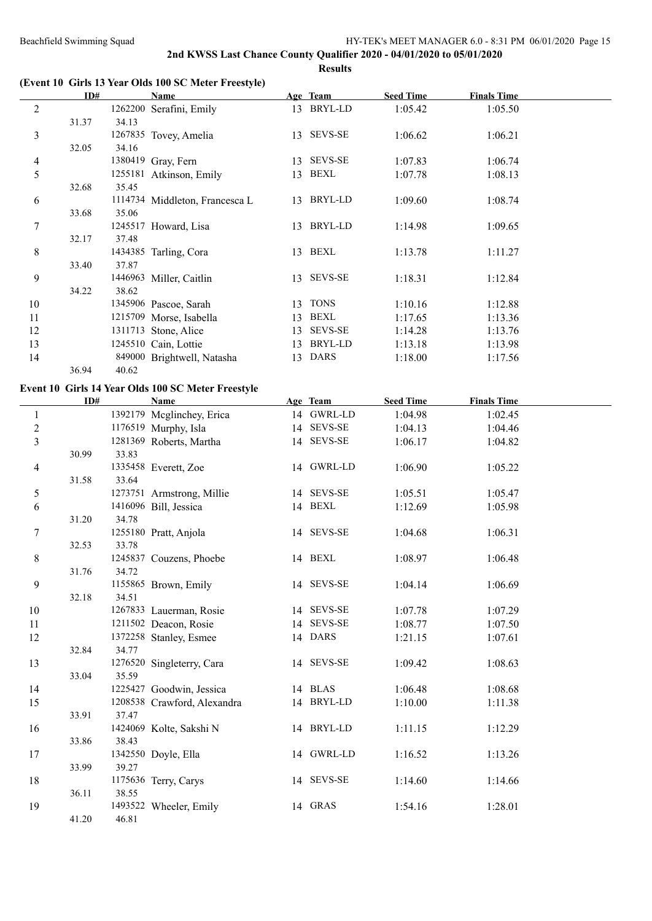## 2nd KWSS Last Chance County Qualifier 2020 - 04/01/2020 to 05/01/2020

### Results

### (Event 10 Girls 13 Year Olds 100 SC Meter Freestyle)

| | ID# | | Name | Age | Team | Seed Time | Finals Time |
|---|---|---|---|---|---|---|---|
| 2 | | 1262200 | Serafini, Emily | 13 | BRYL-LD | 1:05.42 | 1:05.50 |
| | 31.37 | 34.13 | | | | | |
| 3 | | 1267835 | Tovey, Amelia | 13 | SEVS-SE | 1:06.62 | 1:06.21 |
| | 32.05 | 34.16 | | | | | |
| 4 | | 1380419 | Gray, Fern | 13 | SEVS-SE | 1:07.83 | 1:06.74 |
| 5 | | 1255181 | Atkinson, Emily | 13 | BEXL | 1:07.78 | 1:08.13 |
| | 32.68 | 35.45 | | | | | |
| 6 | | 1114734 | Middleton, Francesca L | 13 | BRYL-LD | 1:09.60 | 1:08.74 |
| | 33.68 | 35.06 | | | | | |
| 7 | | 1245517 | Howard, Lisa | 13 | BRYL-LD | 1:14.98 | 1:09.65 |
| | 32.17 | 37.48 | | | | | |
| 8 | | 1434385 | Tarling, Cora | 13 | BEXL | 1:13.78 | 1:11.27 |
| | 33.40 | 37.87 | | | | | |
| 9 | | 1446963 | Miller, Caitlin | 13 | SEVS-SE | 1:18.31 | 1:12.84 |
| | 34.22 | 38.62 | | | | | |
| 10 | | 1345906 | Pascoe, Sarah | 13 | TONS | 1:10.16 | 1:12.88 |
| 11 | | 1215709 | Morse, Isabella | 13 | BEXL | 1:17.65 | 1:13.36 |
| 12 | | 1311713 | Stone, Alice | 13 | SEVS-SE | 1:14.28 | 1:13.76 |
| 13 | | 1245510 | Cain, Lottie | 13 | BRYL-LD | 1:13.18 | 1:13.98 |
| 14 | | 849000 | Brightwell, Natasha | 13 | DARS | 1:18.00 | 1:17.56 |
| | 36.94 | 40.62 | | | | | |

### Event 10 Girls 14 Year Olds 100 SC Meter Freestyle

| | ID# | | Name | Age | Team | Seed Time | Finals Time |
|---|---|---|---|---|---|---|---|
| 1 | | 1392179 | Mcglinchey, Erica | 14 | GWRL-LD | 1:04.98 | 1:02.45 |
| 2 | | 1176519 | Murphy, Isla | 14 | SEVS-SE | 1:04.13 | 1:04.46 |
| 3 | | 1281369 | Roberts, Martha | 14 | SEVS-SE | 1:06.17 | 1:04.82 |
| | 30.99 | 33.83 | | | | | |
| 4 | | 1335458 | Everett, Zoe | 14 | GWRL-LD | 1:06.90 | 1:05.22 |
| | 31.58 | 33.64 | | | | | |
| 5 | | 1273751 | Armstrong, Millie | 14 | SEVS-SE | 1:05.51 | 1:05.47 |
| 6 | | 1416096 | Bill, Jessica | 14 | BEXL | 1:12.69 | 1:05.98 |
| | 31.20 | 34.78 | | | | | |
| 7 | | 1255180 | Pratt, Anjola | 14 | SEVS-SE | 1:04.68 | 1:06.31 |
| | 32.53 | 33.78 | | | | | |
| 8 | | 1245837 | Couzens, Phoebe | 14 | BEXL | 1:08.97 | 1:06.48 |
| | 31.76 | 34.72 | | | | | |
| 9 | | 1155865 | Brown, Emily | 14 | SEVS-SE | 1:04.14 | 1:06.69 |
| | 32.18 | 34.51 | | | | | |
| 10 | | 1267833 | Lauerman, Rosie | 14 | SEVS-SE | 1:07.78 | 1:07.29 |
| 11 | | 1211502 | Deacon, Rosie | 14 | SEVS-SE | 1:08.77 | 1:07.50 |
| 12 | | 1372258 | Stanley, Esmee | 14 | DARS | 1:21.15 | 1:07.61 |
| | 32.84 | 34.77 | | | | | |
| 13 | | 1276520 | Singleterry, Cara | 14 | SEVS-SE | 1:09.42 | 1:08.63 |
| | 33.04 | 35.59 | | | | | |
| 14 | | 1225427 | Goodwin, Jessica | 14 | BLAS | 1:06.48 | 1:08.68 |
| 15 | | 1208538 | Crawford, Alexandra | 14 | BRYL-LD | 1:10.00 | 1:11.38 |
| | 33.91 | 37.47 | | | | | |
| 16 | | 1424069 | Kolte, Sakshi N | 14 | BRYL-LD | 1:11.15 | 1:12.29 |
| | 33.86 | 38.43 | | | | | |
| 17 | | 1342550 | Doyle, Ella | 14 | GWRL-LD | 1:16.52 | 1:13.26 |
| | 33.99 | 39.27 | | | | | |
| 18 | | 1175636 | Terry, Carys | 14 | SEVS-SE | 1:14.60 | 1:14.66 |
| | 36.11 | 38.55 | | | | | |
| 19 | | 1493522 | Wheeler, Emily | 14 | GRAS | 1:54.16 | 1:28.01 |
| | 41.20 | 46.81 | | | | | |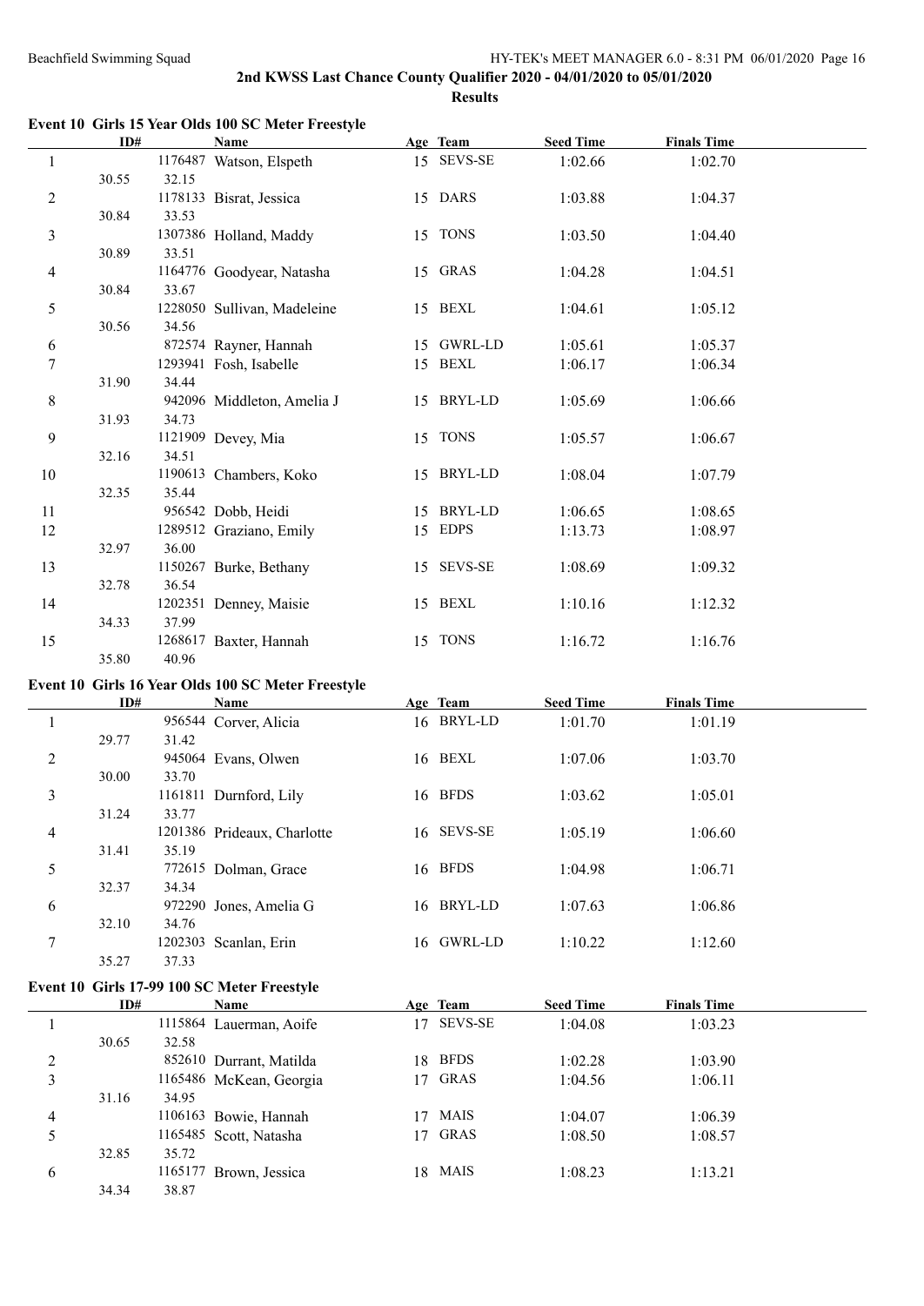## 2nd KWSS Last Chance County Qualifier 2020 - 04/01/2020 to 05/01/2020

### Results

#### Event 10 Girls 15 Year Olds 100 SC Meter Freestyle

| | ID# | Name | Age | Team | Seed Time | Finals Time |
|---|---|---|---|---|---|---|
| 1 | 1176487 | Watson, Elspeth | 15 | SEVS-SE | 1:02.66 | 1:02.70 |
| | 30.55 | 32.15 | | | | |
| 2 | 1178133 | Bisrat, Jessica | 15 | DARS | 1:03.88 | 1:04.37 |
| | 30.84 | 33.53 | | | | |
| 3 | 1307386 | Holland, Maddy | 15 | TONS | 1:03.50 | 1:04.40 |
| | 30.89 | 33.51 | | | | |
| 4 | 1164776 | Goodyear, Natasha | 15 | GRAS | 1:04.28 | 1:04.51 |
| | 30.84 | 33.67 | | | | |
| 5 | 1228050 | Sullivan, Madeleine | 15 | BEXL | 1:04.61 | 1:05.12 |
| | 30.56 | 34.56 | | | | |
| 6 | 872574 | Rayner, Hannah | 15 | GWRL-LD | 1:05.61 | 1:05.37 |
| 7 | 1293941 | Fosh, Isabelle | 15 | BEXL | 1:06.17 | 1:06.34 |
| | 31.90 | 34.44 | | | | |
| 8 | 942096 | Middleton, Amelia J | 15 | BRYL-LD | 1:05.69 | 1:06.66 |
| | 31.93 | 34.73 | | | | |
| 9 | 1121909 | Devey, Mia | 15 | TONS | 1:05.57 | 1:06.67 |
| | 32.16 | 34.51 | | | | |
| 10 | 1190613 | Chambers, Koko | 15 | BRYL-LD | 1:08.04 | 1:07.79 |
| | 32.35 | 35.44 | | | | |
| 11 | 956542 | Dobb, Heidi | 15 | BRYL-LD | 1:06.65 | 1:08.65 |
| 12 | 1289512 | Graziano, Emily | 15 | EDPS | 1:13.73 | 1:08.97 |
| | 32.97 | 36.00 | | | | |
| 13 | 1150267 | Burke, Bethany | 15 | SEVS-SE | 1:08.69 | 1:09.32 |
| | 32.78 | 36.54 | | | | |
| 14 | 1202351 | Denney, Maisie | 15 | BEXL | 1:10.16 | 1:12.32 |
| | 34.33 | 37.99 | | | | |
| 15 | 1268617 | Baxter, Hannah | 15 | TONS | 1:16.72 | 1:16.76 |
| | 35.80 | 40.96 | | | | |

#### Event 10 Girls 16 Year Olds 100 SC Meter Freestyle

| | ID# | Name | Age | Team | Seed Time | Finals Time |
|---|---|---|---|---|---|---|
| 1 | 956544 | Corver, Alicia | 16 | BRYL-LD | 1:01.70 | 1:01.19 |
| | 29.77 | 31.42 | | | | |
| 2 | 945064 | Evans, Olwen | 16 | BEXL | 1:07.06 | 1:03.70 |
| | 30.00 | 33.70 | | | | |
| 3 | 1161811 | Durnford, Lily | 16 | BFDS | 1:03.62 | 1:05.01 |
| | 31.24 | 33.77 | | | | |
| 4 | 1201386 | Prideaux, Charlotte | 16 | SEVS-SE | 1:05.19 | 1:06.60 |
| | 31.41 | 35.19 | | | | |
| 5 | 772615 | Dolman, Grace | 16 | BFDS | 1:04.98 | 1:06.71 |
| | 32.37 | 34.34 | | | | |
| 6 | 972290 | Jones, Amelia G | 16 | BRYL-LD | 1:07.63 | 1:06.86 |
| | 32.10 | 34.76 | | | | |
| 7 | 1202303 | Scanlan, Erin | 16 | GWRL-LD | 1:10.22 | 1:12.60 |
| | 35.27 | 37.33 | | | | |

#### Event 10 Girls 17-99 100 SC Meter Freestyle

| | ID# | Name | Age | Team | Seed Time | Finals Time |
|---|---|---|---|---|---|---|
| 1 | 1115864 | Lauerman, Aoife | 17 | SEVS-SE | 1:04.08 | 1:03.23 |
| | 30.65 | 32.58 | | | | |
| 2 | 852610 | Durrant, Matilda | 18 | BFDS | 1:02.28 | 1:03.90 |
| 3 | 1165486 | McKean, Georgia | 17 | GRAS | 1:04.56 | 1:06.11 |
| | 31.16 | 34.95 | | | | |
| 4 | 1106163 | Bowie, Hannah | 17 | MAIS | 1:04.07 | 1:06.39 |
| 5 | 1165485 | Scott, Natasha | 17 | GRAS | 1:08.50 | 1:08.57 |
| | 32.85 | 35.72 | | | | |
| 6 | 1165177 | Brown, Jessica | 18 | MAIS | 1:08.23 | 1:13.21 |
| | 34.34 | 38.87 | | | | |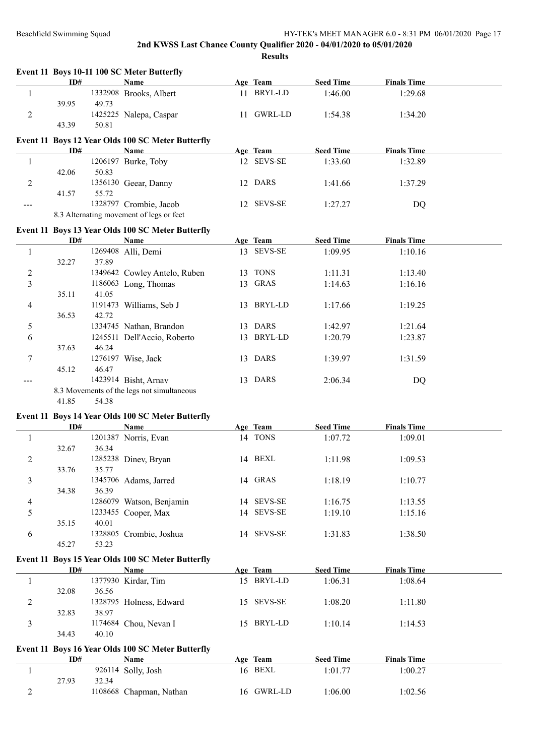2nd KWSS Last Chance County Qualifier 2020 - 04/01/2020 to 05/01/2020

**Results**

### Event 11 Boys 10-11 100 SC Meter Butterfly

| | ID# | Name | Age | Team | Seed Time | Finals Time |
|---|---|---|---|---|---|---|
| 1 | 1332908 | Brooks, Albert | 11 | BRYL-LD | 1:46.00 | 1:29.68 |
| | 39.95 | 49.73 | | | | |
| 2 | 1425225 | Nalepa, Caspar | 11 | GWRL-LD | 1:54.38 | 1:34.20 |
| | 43.39 | 50.81 | | | | |

### Event 11 Boys 12 Year Olds 100 SC Meter Butterfly

| | ID# | Name | Age | Team | Seed Time | Finals Time |
|---|---|---|---|---|---|---|
| 1 | 1206197 | Burke, Toby | 12 | SEVS-SE | 1:33.60 | 1:32.89 |
| | 42.06 | 50.83 | | | | |
| 2 | 1356130 | Gear, Danny | 12 | DARS | 1:41.66 | 1:37.29 |
| | 41.57 | 55.72 | | | | |
| --- | 1328797 | Crombie, Jacob | 12 | SEVS-SE | 1:27.27 | DQ |
| | 8.3 Alternating movement of legs or feet | | | | | |

### Event 11 Boys 13 Year Olds 100 SC Meter Butterfly

| | ID# | Name | Age | Team | Seed Time | Finals Time |
|---|---|---|---|---|---|---|
| 1 | 1269408 | Alli, Demi | 13 | SEVS-SE | 1:09.95 | 1:10.16 |
| | 32.27 | 37.89 | | | | |
| 2 | 1349642 | Cowley Antelo, Ruben | 13 | TONS | 1:11.31 | 1:13.40 |
| 3 | 1186063 | Long, Thomas | 13 | GRAS | 1:14.63 | 1:16.16 |
| | 35.11 | 41.05 | | | | |
| 4 | 1191473 | Williams, Seb J | 13 | BRYL-LD | 1:17.66 | 1:19.25 |
| | 36.53 | 42.72 | | | | |
| 5 | 1334745 | Nathan, Brandon | 13 | DARS | 1:42.97 | 1:21.64 |
| 6 | 1245511 | Dell'Accio, Roberto | 13 | BRYL-LD | 1:20.79 | 1:23.87 |
| | 37.63 | 46.24 | | | | |
| 7 | 1276197 | Wise, Jack | 13 | DARS | 1:39.97 | 1:31.59 |
| | 45.12 | 46.47 | | | | |
| --- | 1423914 | Bisht, Arnav | 13 | DARS | 2:06.34 | DQ |
| | 8.3 Movements of the legs not simultaneous | | | | | |
| | 41.85 | 54.38 | | | | |

### Event 11 Boys 14 Year Olds 100 SC Meter Butterfly

| | ID# | Name | Age | Team | Seed Time | Finals Time |
|---|---|---|---|---|---|---|
| 1 | 1201387 | Norris, Evan | 14 | TONS | 1:07.72 | 1:09.01 |
| | 32.67 | 36.34 | | | | |
| 2 | 1285238 | Dinev, Bryan | 14 | BEXL | 1:11.98 | 1:09.53 |
| | 33.76 | 35.77 | | | | |
| 3 | 1345706 | Adams, Jarred | 14 | GRAS | 1:18.19 | 1:10.77 |
| | 34.38 | 36.39 | | | | |
| 4 | 1286079 | Watson, Benjamin | 14 | SEVS-SE | 1:16.75 | 1:13.55 |
| 5 | 1233455 | Cooper, Max | 14 | SEVS-SE | 1:19.10 | 1:15.16 |
| | 35.15 | 40.01 | | | | |
| 6 | 1328805 | Crombie, Joshua | 14 | SEVS-SE | 1:31.83 | 1:38.50 |
| | 45.27 | 53.23 | | | | |

### Event 11 Boys 15 Year Olds 100 SC Meter Butterfly

| | ID# | Name | Age | Team | Seed Time | Finals Time |
|---|---|---|---|---|---|---|
| 1 | 1377930 | Kirdar, Tim | 15 | BRYL-LD | 1:06.31 | 1:08.64 |
| | 32.08 | 36.56 | | | | |
| 2 | 1328795 | Holness, Edward | 15 | SEVS-SE | 1:08.20 | 1:11.80 |
| | 32.83 | 38.97 | | | | |
| 3 | 1174684 | Chou, Nevan I | 15 | BRYL-LD | 1:10.14 | 1:14.53 |
| | 34.43 | 40.10 | | | | |

### Event 11 Boys 16 Year Olds 100 SC Meter Butterfly

| | ID# | Name | Age | Team | Seed Time | Finals Time |
|---|---|---|---|---|---|---|
| 1 | 926114 | Solly, Josh | 16 | BEXL | 1:01.77 | 1:00.27 |
| | 27.93 | 32.34 | | | | |
| 2 | 1108668 | Chapman, Nathan | 16 | GWRL-LD | 1:06.00 | 1:02.56 |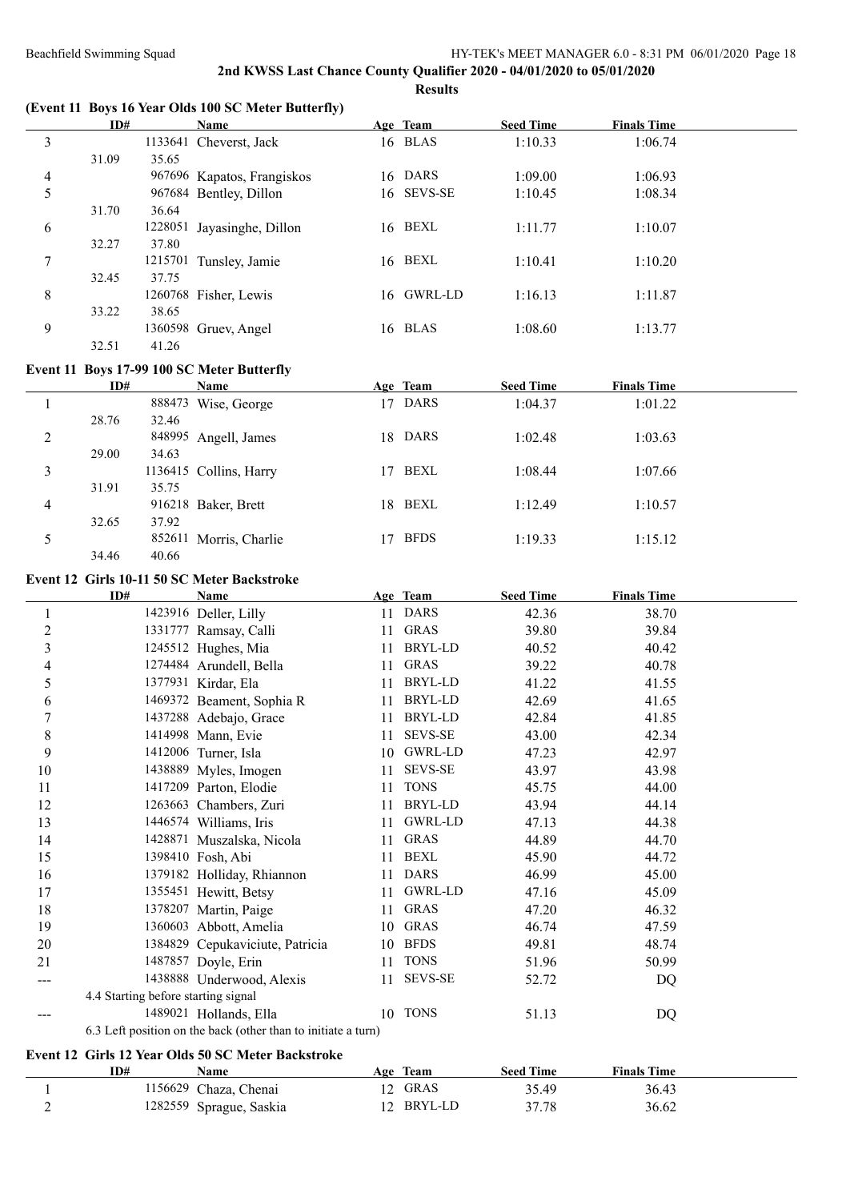## 2nd KWSS Last Chance County Qualifier 2020 - 04/01/2020 to 05/01/2020

**Results**

### (Event 11 Boys 16 Year Olds 100 SC Meter Butterfly)

| | ID# | Name | Age | Team | Seed Time | Finals Time |
|---|---|---|---|---|---|---|
| 3 | 1133641 | Cheverst, Jack | 16 | BLAS | 1:10.33 | 1:06.74 |
| | 31.09 35.65 | | | | | |
| 4 | 967696 | Kapatos, Frangiskos | 16 | DARS | 1:09.00 | 1:06.93 |
| 5 | 967684 | Bentley, Dillon | 16 | SEVS-SE | 1:10.45 | 1:08.34 |
| | 31.70 36.64 | | | | | |
| 6 | 1228051 | Jayasinghe, Dillon | 16 | BEXL | 1:11.77 | 1:10.07 |
| | 32.27 37.80 | | | | | |
| 7 | 1215701 | Tunsley, Jamie | 16 | BEXL | 1:10.41 | 1:10.20 |
| | 32.45 37.75 | | | | | |
| 8 | 1260768 | Fisher, Lewis | 16 | GWRL-LD | 1:16.13 | 1:11.87 |
| | 33.22 38.65 | | | | | |
| 9 | 1360598 | Gruev, Angel | 16 | BLAS | 1:08.60 | 1:13.77 |
| | 32.51 41.26 | | | | | |

### Event 11 Boys 17-99 100 SC Meter Butterfly

| | ID# | Name | Age | Team | Seed Time | Finals Time |
|---|---|---|---|---|---|---|
| 1 | 888473 | Wise, George | 17 | DARS | 1:04.37 | 1:01.22 |
| | 28.76 32.46 | | | | | |
| 2 | 848995 | Angell, James | 18 | DARS | 1:02.48 | 1:03.63 |
| | 29.00 34.63 | | | | | |
| 3 | 1136415 | Collins, Harry | 17 | BEXL | 1:08.44 | 1:07.66 |
| | 31.91 35.75 | | | | | |
| 4 | 916218 | Baker, Brett | 18 | BEXL | 1:12.49 | 1:10.57 |
| | 32.65 37.92 | | | | | |
| 5 | 852611 | Morris, Charlie | 17 | BFDS | 1:19.33 | 1:15.12 |
| | 34.46 40.66 | | | | | |

### Event 12 Girls 10-11 50 SC Meter Backstroke

| | ID# | Name | Age | Team | Seed Time | Finals Time |
|---|---|---|---|---|---|---|
| 1 | 1423916 | Deller, Lilly | 11 | DARS | 42.36 | 38.70 |
| 2 | 1331777 | Ramsay, Calli | 11 | GRAS | 39.80 | 39.84 |
| 3 | 1245512 | Hughes, Mia | 11 | BRYL-LD | 40.52 | 40.42 |
| 4 | 1274484 | Arundell, Bella | 11 | GRAS | 39.22 | 40.78 |
| 5 | 1377931 | Kirdar, Ela | 11 | BRYL-LD | 41.22 | 41.55 |
| 6 | 1469372 | Beament, Sophia R | 11 | BRYL-LD | 42.69 | 41.65 |
| 7 | 1437288 | Adebajo, Grace | 11 | BRYL-LD | 42.84 | 41.85 |
| 8 | 1414998 | Mann, Evie | 11 | SEVS-SE | 43.00 | 42.34 |
| 9 | 1412006 | Turner, Isla | 10 | GWRL-LD | 47.23 | 42.97 |
| 10 | 1438889 | Myles, Imogen | 11 | SEVS-SE | 43.97 | 43.98 |
| 11 | 1417209 | Parton, Elodie | 11 | TONS | 45.75 | 44.00 |
| 12 | 1263663 | Chambers, Zuri | 11 | BRYL-LD | 43.94 | 44.14 |
| 13 | 1446574 | Williams, Iris | 11 | GWRL-LD | 47.13 | 44.38 |
| 14 | 1428871 | Muszalska, Nicola | 11 | GRAS | 44.89 | 44.70 |
| 15 | 1398410 | Fosh, Abi | 11 | BEXL | 45.90 | 44.72 |
| 16 | 1379182 | Holliday, Rhiannon | 11 | DARS | 46.99 | 45.00 |
| 17 | 1355451 | Hewitt, Betsy | 11 | GWRL-LD | 47.16 | 45.09 |
| 18 | 1378207 | Martin, Paige | 11 | GRAS | 47.20 | 46.32 |
| 19 | 1360603 | Abbott, Amelia | 10 | GRAS | 46.74 | 47.59 |
| 20 | 1384829 | Cepukaviciute, Patricia | 10 | BFDS | 49.81 | 48.74 |
| 21 | 1487857 | Doyle, Erin | 11 | TONS | 51.96 | 50.99 |
| --- | 1438888 | Underwood, Alexis | 11 | SEVS-SE | 52.72 | DQ |
| | 4.4 Starting before starting signal | | | | | |
| --- | 1489021 | Hollands, Ella | 10 | TONS | 51.13 | DQ |
| | 6.3 Left position on the back (other than to initiate a turn) | | | | | |

### Event 12 Girls 12 Year Olds 50 SC Meter Backstroke

| | ID# | Name | Age | Team | Seed Time | Finals Time |
|---|---|---|---|---|---|---|
| 1 | 1156629 | Chaza, Chenai | 12 | GRAS | 35.49 | 36.43 |
| 2 | 1282559 | Sprague, Saskia | 12 | BRYL-LD | 37.78 | 36.62 |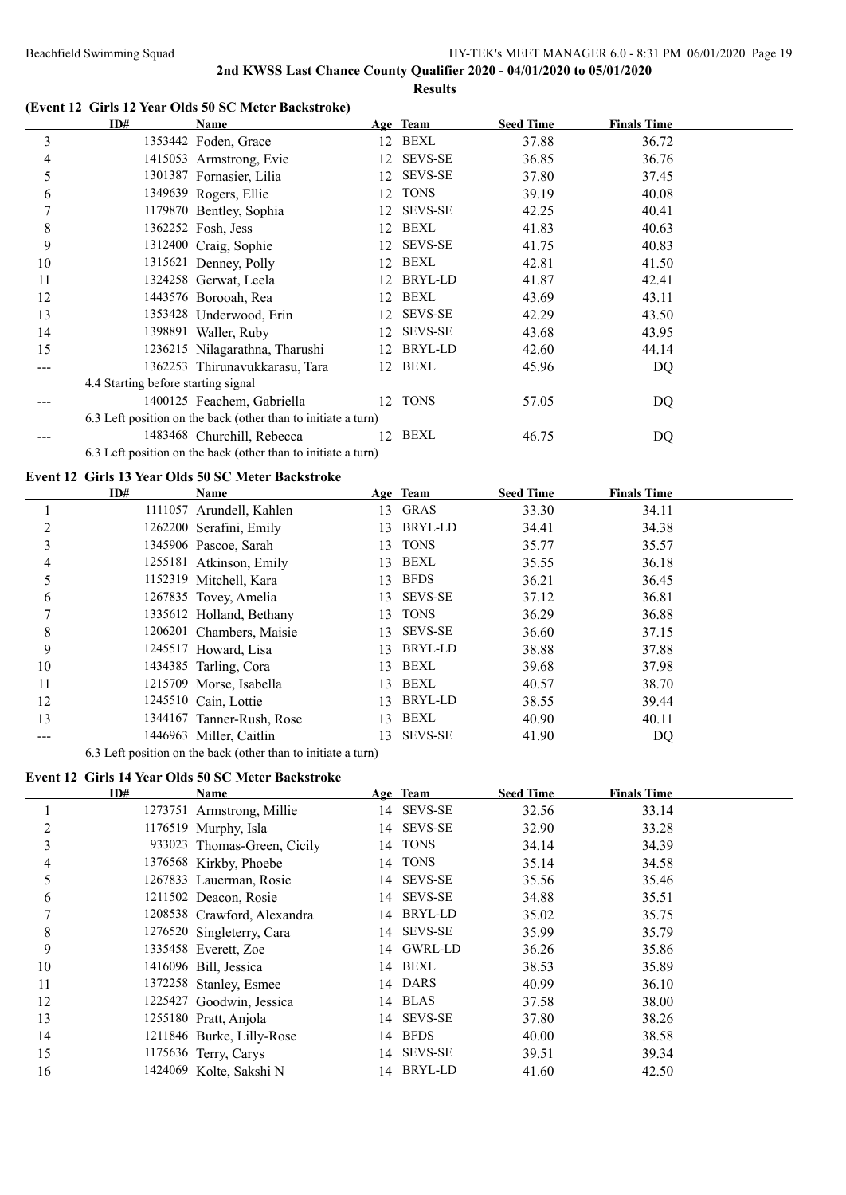## 2nd KWSS Last Chance County Qualifier 2020 - 04/01/2020 to 05/01/2020

**Results**

### (Event 12 Girls 12 Year Olds 50 SC Meter Backstroke)

| | ID# | Name | Age | Team | Seed Time | Finals Time |
|---|---|---|---|---|---|---|
| 3 | 1353442 | Foden, Grace | 12 | BEXL | 37.88 | 36.72 |
| 4 | 1415053 | Armstrong, Evie | 12 | SEVS-SE | 36.85 | 36.76 |
| 5 | 1301387 | Fornasier, Lilia | 12 | SEVS-SE | 37.80 | 37.45 |
| 6 | 1349639 | Rogers, Ellie | 12 | TONS | 39.19 | 40.08 |
| 7 | 1179870 | Bentley, Sophia | 12 | SEVS-SE | 42.25 | 40.41 |
| 8 | 1362252 | Fosh, Jess | 12 | BEXL | 41.83 | 40.63 |
| 9 | 1312400 | Craig, Sophie | 12 | SEVS-SE | 41.75 | 40.83 |
| 10 | 1315621 | Denney, Polly | 12 | BEXL | 42.81 | 41.50 |
| 11 | 1324258 | Gerwat, Leela | 12 | BRYL-LD | 41.87 | 42.41 |
| 12 | 1443576 | Borooah, Rea | 12 | BEXL | 43.69 | 43.11 |
| 13 | 1353428 | Underwood, Erin | 12 | SEVS-SE | 42.29 | 43.50 |
| 14 | 1398891 | Waller, Ruby | 12 | SEVS-SE | 43.68 | 43.95 |
| 15 | 1236215 | Nilagarathna, Tharushi | 12 | BRYL-LD | 42.60 | 44.14 |
| --- | 1362253 | Thirunavukkarasu, Tara | 12 | BEXL | 45.96 | DQ |
| | 4.4 Starting before starting signal | | | | | |
| --- | 1400125 | Feachem, Gabriella | 12 | TONS | 57.05 | DQ |
| | 6.3 Left position on the back (other than to initiate a turn) | | | | | |
| --- | 1483468 | Churchill, Rebecca | 12 | BEXL | 46.75 | DQ |
| | 6.3 Left position on the back (other than to initiate a turn) | | | | | |

### Event 12 Girls 13 Year Olds 50 SC Meter Backstroke

| | ID# | Name | Age | Team | Seed Time | Finals Time |
|---|---|---|---|---|---|---|
| 1 | 1111057 | Arundell, Kahlen | 13 | GRAS | 33.30 | 34.11 |
| 2 | 1262200 | Serafini, Emily | 13 | BRYL-LD | 34.41 | 34.38 |
| 3 | 1345906 | Pascoe, Sarah | 13 | TONS | 35.77 | 35.57 |
| 4 | 1255181 | Atkinson, Emily | 13 | BEXL | 35.55 | 36.18 |
| 5 | 1152319 | Mitchell, Kara | 13 | BFDS | 36.21 | 36.45 |
| 6 | 1267835 | Tovey, Amelia | 13 | SEVS-SE | 37.12 | 36.81 |
| 7 | 1335612 | Holland, Bethany | 13 | TONS | 36.29 | 36.88 |
| 8 | 1206201 | Chambers, Maisie | 13 | SEVS-SE | 36.60 | 37.15 |
| 9 | 1245517 | Howard, Lisa | 13 | BRYL-LD | 38.88 | 37.88 |
| 10 | 1434385 | Tarling, Cora | 13 | BEXL | 39.68 | 37.98 |
| 11 | 1215709 | Morse, Isabella | 13 | BEXL | 40.57 | 38.70 |
| 12 | 1245510 | Cain, Lottie | 13 | BRYL-LD | 38.55 | 39.44 |
| 13 | 1344167 | Tanner-Rush, Rose | 13 | BEXL | 40.90 | 40.11 |
| --- | 1446963 | Miller, Caitlin | 13 | SEVS-SE | 41.90 | DQ |
| | 6.3 Left position on the back (other than to initiate a turn) | | | | | |

### Event 12 Girls 14 Year Olds 50 SC Meter Backstroke

| | ID# | Name | Age | Team | Seed Time | Finals Time |
|---|---|---|---|---|---|---|
| 1 | 1273751 | Armstrong, Millie | 14 | SEVS-SE | 32.56 | 33.14 |
| 2 | 1176519 | Murphy, Isla | 14 | SEVS-SE | 32.90 | 33.28 |
| 3 | 933023 | Thomas-Green, Cicily | 14 | TONS | 34.14 | 34.39 |
| 4 | 1376568 | Kirkby, Phoebe | 14 | TONS | 35.14 | 34.58 |
| 5 | 1267833 | Lauerman, Rosie | 14 | SEVS-SE | 35.56 | 35.46 |
| 6 | 1211502 | Deacon, Rosie | 14 | SEVS-SE | 34.88 | 35.51 |
| 7 | 1208538 | Crawford, Alexandra | 14 | BRYL-LD | 35.02 | 35.75 |
| 8 | 1276520 | Singleterry, Cara | 14 | SEVS-SE | 35.99 | 35.79 |
| 9 | 1335458 | Everett, Zoe | 14 | GWRL-LD | 36.26 | 35.86 |
| 10 | 1416096 | Bill, Jessica | 14 | BEXL | 38.53 | 35.89 |
| 11 | 1372258 | Stanley, Esmee | 14 | DARS | 40.99 | 36.10 |
| 12 | 1225427 | Goodwin, Jessica | 14 | BLAS | 37.58 | 38.00 |
| 13 | 1255180 | Pratt, Anjola | 14 | SEVS-SE | 37.80 | 38.26 |
| 14 | 1211846 | Burke, Lilly-Rose | 14 | BFDS | 40.00 | 38.58 |
| 15 | 1175636 | Terry, Carys | 14 | SEVS-SE | 39.51 | 39.34 |
| 16 | 1424069 | Kolte, Sakshi N | 14 | BRYL-LD | 41.60 | 42.50 |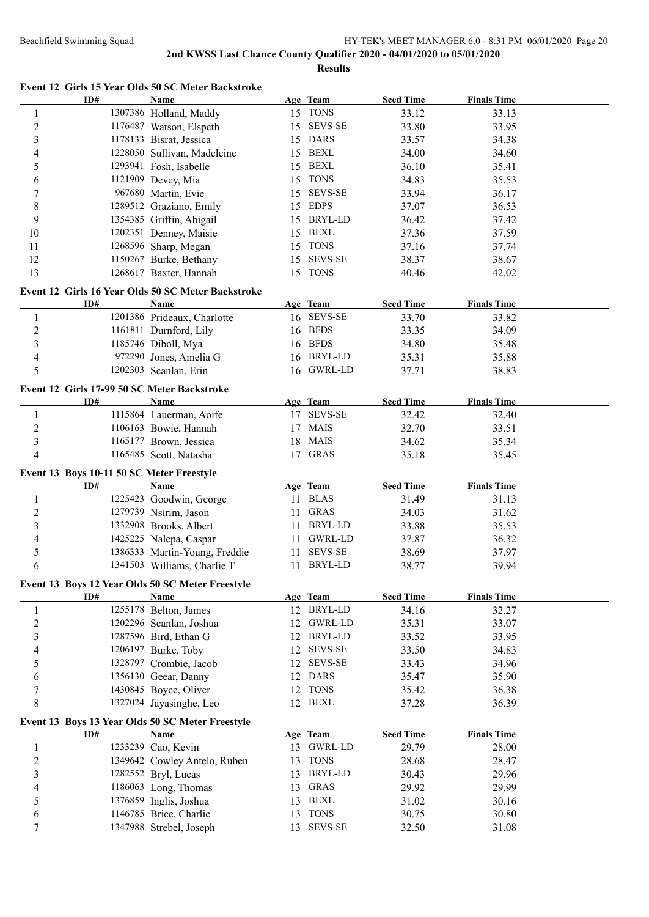## 2nd KWSS Last Chance County Qualifier 2020 - 04/01/2020 to 05/01/2020

### Results

#### Event 12 Girls 15 Year Olds 50 SC Meter Backstroke

| | ID# | Name | Age | Team | Seed Time | Finals Time |
|---|---|---|---|---|---|---|
| 1 | 1307386 | Holland, Maddy | 15 | TONS | 33.12 | 33.13 |
| 2 | 1176487 | Watson, Elspeth | 15 | SEVS-SE | 33.80 | 33.95 |
| 3 | 1178133 | Bisrat, Jessica | 15 | DARS | 33.57 | 34.38 |
| 4 | 1228050 | Sullivan, Madeleine | 15 | BEXL | 34.00 | 34.60 |
| 5 | 1293941 | Fosh, Isabelle | 15 | BEXL | 36.10 | 35.41 |
| 6 | 1121909 | Devey, Mia | 15 | TONS | 34.83 | 35.53 |
| 7 | 967680 | Martin, Evie | 15 | SEVS-SE | 33.94 | 36.17 |
| 8 | 1289512 | Graziano, Emily | 15 | EDPS | 37.07 | 36.53 |
| 9 | 1354385 | Griffin, Abigail | 15 | BRYL-LD | 36.42 | 37.42 |
| 10 | 1202351 | Denney, Maisie | 15 | BEXL | 37.36 | 37.59 |
| 11 | 1268596 | Sharp, Megan | 15 | TONS | 37.16 | 37.74 |
| 12 | 1150267 | Burke, Bethany | 15 | SEVS-SE | 38.37 | 38.67 |
| 13 | 1268617 | Baxter, Hannah | 15 | TONS | 40.46 | 42.02 |

#### Event 12 Girls 16 Year Olds 50 SC Meter Backstroke

| | ID# | Name | Age | Team | Seed Time | Finals Time |
|---|---|---|---|---|---|---|
| 1 | 1201386 | Prideaux, Charlotte | 16 | SEVS-SE | 33.70 | 33.82 |
| 2 | 1161811 | Durnford, Lily | 16 | BFDS | 33.35 | 34.09 |
| 3 | 1185746 | Diboll, Mya | 16 | BFDS | 34.80 | 35.48 |
| 4 | 972290 | Jones, Amelia G | 16 | BRYL-LD | 35.31 | 35.88 |
| 5 | 1202303 | Scanlan, Erin | 16 | GWRL-LD | 37.71 | 38.83 |

#### Event 12 Girls 17-99 50 SC Meter Backstroke

| | ID# | Name | Age | Team | Seed Time | Finals Time |
|---|---|---|---|---|---|---|
| 1 | 1115864 | Lauerman, Aoife | 17 | SEVS-SE | 32.42 | 32.40 |
| 2 | 1106163 | Bowie, Hannah | 17 | MAIS | 32.70 | 33.51 |
| 3 | 1165177 | Brown, Jessica | 18 | MAIS | 34.62 | 35.34 |
| 4 | 1165485 | Scott, Natasha | 17 | GRAS | 35.18 | 35.45 |

#### Event 13 Boys 10-11 50 SC Meter Freestyle

| | ID# | Name | Age | Team | Seed Time | Finals Time |
|---|---|---|---|---|---|---|
| 1 | 1225423 | Goodwin, George | 11 | BLAS | 31.49 | 31.13 |
| 2 | 1279739 | Nsirim, Jason | 11 | GRAS | 34.03 | 31.62 |
| 3 | 1332908 | Brooks, Albert | 11 | BRYL-LD | 33.88 | 35.53 |
| 4 | 1425225 | Nalepa, Caspar | 11 | GWRL-LD | 37.87 | 36.32 |
| 5 | 1386333 | Martin-Young, Freddie | 11 | SEVS-SE | 38.69 | 37.97 |
| 6 | 1341503 | Williams, Charlie T | 11 | BRYL-LD | 38.77 | 39.94 |

#### Event 13 Boys 12 Year Olds 50 SC Meter Freestyle

| | ID# | Name | Age | Team | Seed Time | Finals Time |
|---|---|---|---|---|---|---|
| 1 | 1255178 | Belton, James | 12 | BRYL-LD | 34.16 | 32.27 |
| 2 | 1202296 | Scanlan, Joshua | 12 | GWRL-LD | 35.31 | 33.07 |
| 3 | 1287596 | Bird, Ethan G | 12 | BRYL-LD | 33.52 | 33.95 |
| 4 | 1206197 | Burke, Toby | 12 | SEVS-SE | 33.50 | 34.83 |
| 5 | 1328797 | Crombie, Jacob | 12 | SEVS-SE | 33.43 | 34.96 |
| 6 | 1356130 | Geear, Danny | 12 | DARS | 35.47 | 35.90 |
| 7 | 1430845 | Boyce, Oliver | 12 | TONS | 35.42 | 36.38 |
| 8 | 1327024 | Jayasinghe, Leo | 12 | BEXL | 37.28 | 36.39 |

#### Event 13 Boys 13 Year Olds 50 SC Meter Freestyle

| | ID# | Name | Age | Team | Seed Time | Finals Time |
|---|---|---|---|---|---|---|
| 1 | 1233239 | Cao, Kevin | 13 | GWRL-LD | 29.79 | 28.00 |
| 2 | 1349642 | Cowley Antelo, Ruben | 13 | TONS | 28.68 | 28.47 |
| 3 | 1282552 | Bryl, Lucas | 13 | BRYL-LD | 30.43 | 29.96 |
| 4 | 1186063 | Long, Thomas | 13 | GRAS | 29.92 | 29.99 |
| 5 | 1376859 | Inglis, Joshua | 13 | BEXL | 31.02 | 30.16 |
| 6 | 1146785 | Brice, Charlie | 13 | TONS | 30.75 | 30.80 |
| 7 | 1347988 | Strebel, Joseph | 13 | SEVS-SE | 32.50 | 31.08 |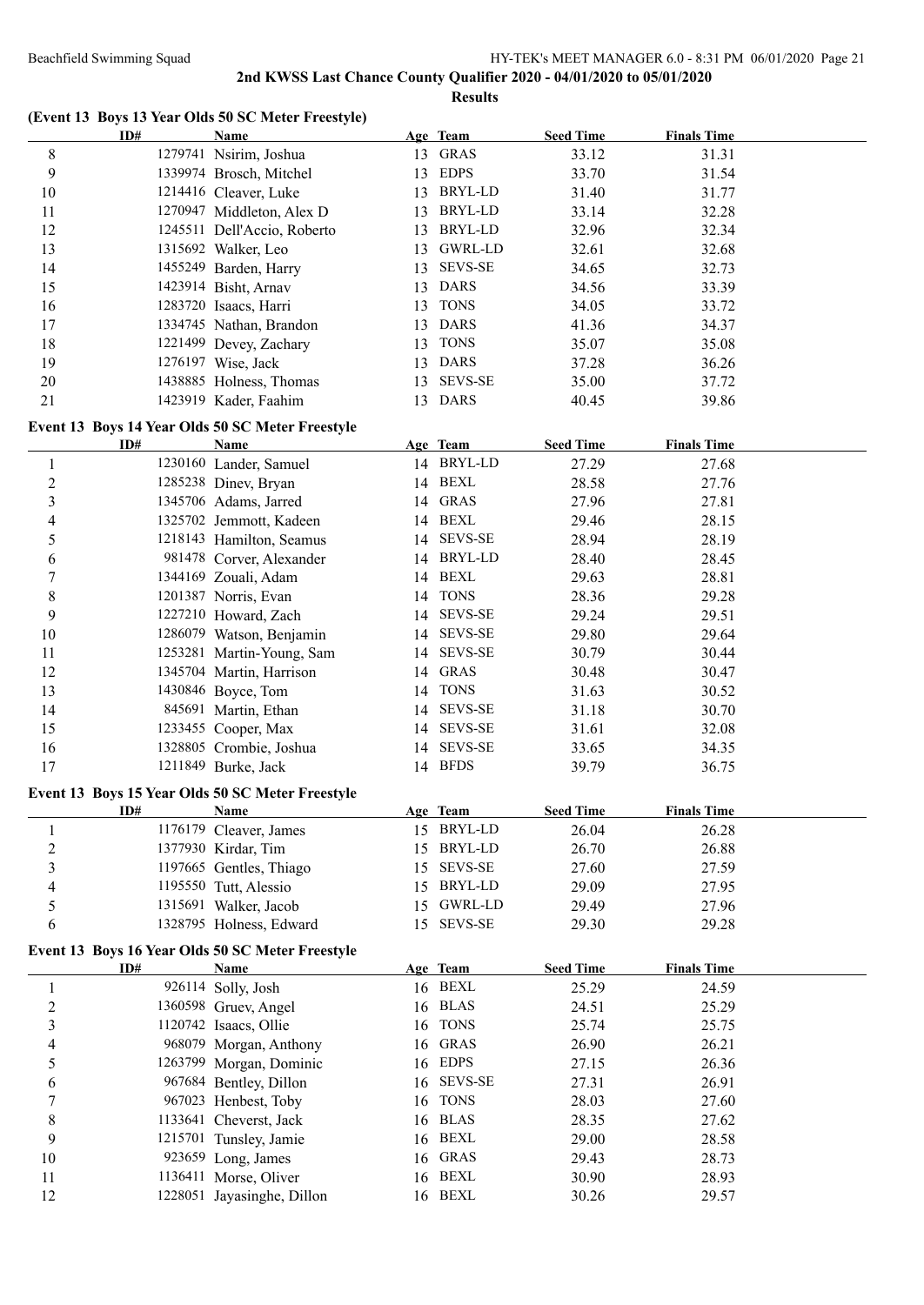**2nd KWSS Last Chance County Qualifier 2020 - 04/01/2020 to 05/01/2020**

**Results**

### (Event 13 Boys 13 Year Olds 50 SC Meter Freestyle)

| | ID# | Name | Age | Team | Seed Time | Finals Time |
|---|---|---|---|---|---|---|
| 8 | 1279741 | Nsirim, Joshua | 13 | GRAS | 33.12 | 31.31 |
| 9 | 1339974 | Brosch, Mitchel | 13 | EDPS | 33.70 | 31.54 |
| 10 | 1214416 | Cleaver, Luke | 13 | BRYL-LD | 31.40 | 31.77 |
| 11 | 1270947 | Middleton, Alex D | 13 | BRYL-LD | 33.14 | 32.28 |
| 12 | 1245511 | Dell'Accio, Roberto | 13 | BRYL-LD | 32.96 | 32.34 |
| 13 | 1315692 | Walker, Leo | 13 | GWRL-LD | 32.61 | 32.68 |
| 14 | 1455249 | Barden, Harry | 13 | SEVS-SE | 34.65 | 32.73 |
| 15 | 1423914 | Bisht, Arnav | 13 | DARS | 34.56 | 33.39 |
| 16 | 1283720 | Isaacs, Harri | 13 | TONS | 34.05 | 33.72 |
| 17 | 1334745 | Nathan, Brandon | 13 | DARS | 41.36 | 34.37 |
| 18 | 1221499 | Devey, Zachary | 13 | TONS | 35.07 | 35.08 |
| 19 | 1276197 | Wise, Jack | 13 | DARS | 37.28 | 36.26 |
| 20 | 1438885 | Holness, Thomas | 13 | SEVS-SE | 35.00 | 37.72 |
| 21 | 1423919 | Kader, Faahim | 13 | DARS | 40.45 | 39.86 |

### Event 13 Boys 14 Year Olds 50 SC Meter Freestyle

| | ID# | Name | Age | Team | Seed Time | Finals Time |
|---|---|---|---|---|---|---|
| 1 | 1230160 | Lander, Samuel | 14 | BRYL-LD | 27.29 | 27.68 |
| 2 | 1285238 | Dinev, Bryan | 14 | BEXL | 28.58 | 27.76 |
| 3 | 1345706 | Adams, Jarred | 14 | GRAS | 27.96 | 27.81 |
| 4 | 1325702 | Jemmott, Kadeen | 14 | BEXL | 29.46 | 28.15 |
| 5 | 1218143 | Hamilton, Seamus | 14 | SEVS-SE | 28.94 | 28.19 |
| 6 | 981478 | Corver, Alexander | 14 | BRYL-LD | 28.40 | 28.45 |
| 7 | 1344169 | Zouali, Adam | 14 | BEXL | 29.63 | 28.81 |
| 8 | 1201387 | Norris, Evan | 14 | TONS | 28.36 | 29.28 |
| 9 | 1227210 | Howard, Zach | 14 | SEVS-SE | 29.24 | 29.51 |
| 10 | 1286079 | Watson, Benjamin | 14 | SEVS-SE | 29.80 | 29.64 |
| 11 | 1253281 | Martin-Young, Sam | 14 | SEVS-SE | 30.79 | 30.44 |
| 12 | 1345704 | Martin, Harrison | 14 | GRAS | 30.48 | 30.47 |
| 13 | 1430846 | Boyce, Tom | 14 | TONS | 31.63 | 30.52 |
| 14 | 845691 | Martin, Ethan | 14 | SEVS-SE | 31.18 | 30.70 |
| 15 | 1233455 | Cooper, Max | 14 | SEVS-SE | 31.61 | 32.08 |
| 16 | 1328805 | Crombie, Joshua | 14 | SEVS-SE | 33.65 | 34.35 |
| 17 | 1211849 | Burke, Jack | 14 | BFDS | 39.79 | 36.75 |

### Event 13 Boys 15 Year Olds 50 SC Meter Freestyle

| | ID# | Name | Age | Team | Seed Time | Finals Time |
|---|---|---|---|---|---|---|
| 1 | 1176179 | Cleaver, James | 15 | BRYL-LD | 26.04 | 26.28 |
| 2 | 1377930 | Kirdar, Tim | 15 | BRYL-LD | 26.70 | 26.88 |
| 3 | 1197665 | Gentles, Thiago | 15 | SEVS-SE | 27.60 | 27.59 |
| 4 | 1195550 | Tutt, Alessio | 15 | BRYL-LD | 29.09 | 27.95 |
| 5 | 1315691 | Walker, Jacob | 15 | GWRL-LD | 29.49 | 27.96 |
| 6 | 1328795 | Holness, Edward | 15 | SEVS-SE | 29.30 | 29.28 |

### Event 13 Boys 16 Year Olds 50 SC Meter Freestyle

| | ID# | Name | Age | Team | Seed Time | Finals Time |
|---|---|---|---|---|---|---|
| 1 | 926114 | Solly, Josh | 16 | BEXL | 25.29 | 24.59 |
| 2 | 1360598 | Gruev, Angel | 16 | BLAS | 24.51 | 25.29 |
| 3 | 1120742 | Isaacs, Ollie | 16 | TONS | 25.74 | 25.75 |
| 4 | 968079 | Morgan, Anthony | 16 | GRAS | 26.90 | 26.21 |
| 5 | 1263799 | Morgan, Dominic | 16 | EDPS | 27.15 | 26.36 |
| 6 | 967684 | Bentley, Dillon | 16 | SEVS-SE | 27.31 | 26.91 |
| 7 | 967023 | Henbest, Toby | 16 | TONS | 28.03 | 27.60 |
| 8 | 1133641 | Cheverst, Jack | 16 | BLAS | 28.35 | 27.62 |
| 9 | 1215701 | Tunsley, Jamie | 16 | BEXL | 29.00 | 28.58 |
| 10 | 923659 | Long, James | 16 | GRAS | 29.43 | 28.73 |
| 11 | 1136411 | Morse, Oliver | 16 | BEXL | 30.90 | 28.93 |
| 12 | 1228051 | Jayasinghe, Dillon | 16 | BEXL | 30.26 | 29.57 |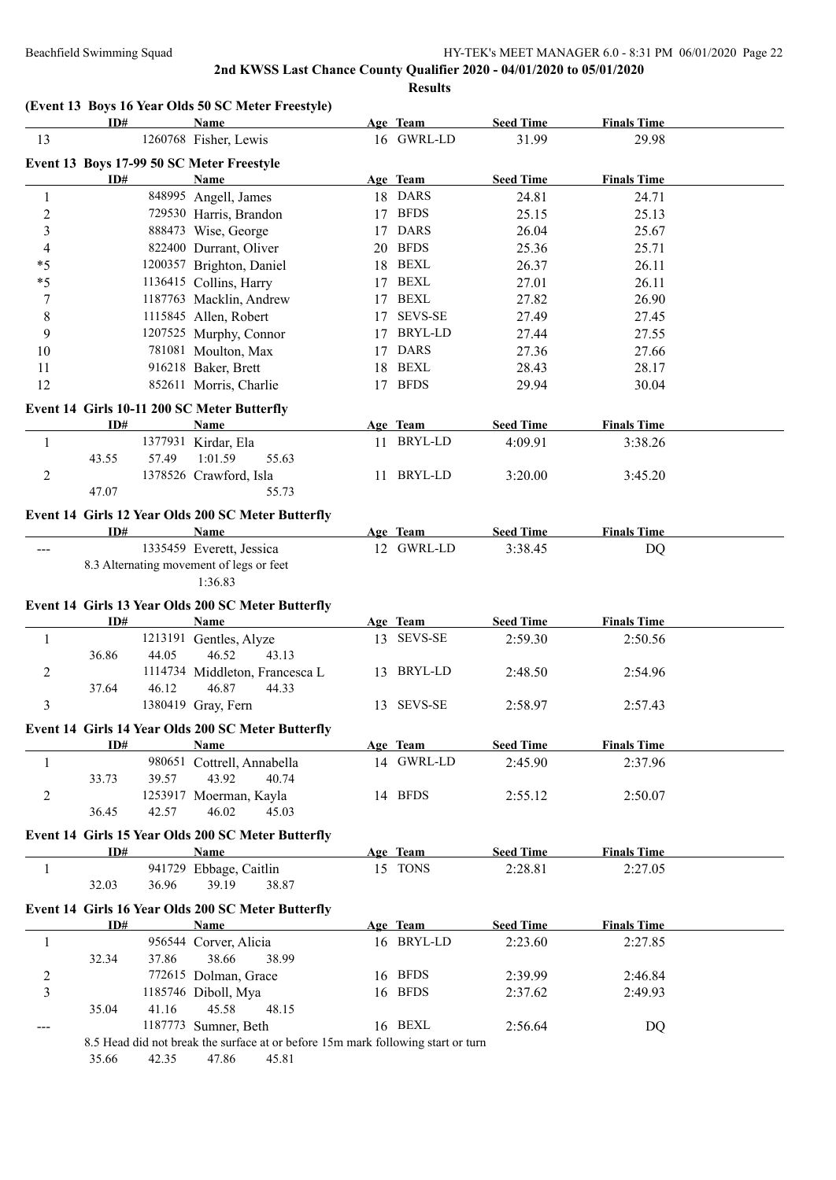## 2nd KWSS Last Chance County Qualifier 2020 - 04/01/2020 to 05/01/2020

### Results

**(Event 13 Boys 16 Year Olds 50 SC Meter Freestyle)**

| | ID# | Name | Age | Team | Seed Time | Finals Time |
|---|---|---|---|---|---|---|
| 13 | 1260768 | Fisher, Lewis | 16 | GWRL-LD | 31.99 | 29.98 |

**Event 13 Boys 17-99 50 SC Meter Freestyle**

| | ID# | Name | Age | Team | Seed Time | Finals Time |
|---|---|---|---|---|---|---|
| 1 | 848995 | Angell, James | 18 | DARS | 24.81 | 24.71 |
| 2 | 729530 | Harris, Brandon | 17 | BFDS | 25.15 | 25.13 |
| 3 | 888473 | Wise, George | 17 | DARS | 26.04 | 25.67 |
| 4 | 822400 | Durrant, Oliver | 20 | BFDS | 25.36 | 25.71 |
| *5 | 1200357 | Brighton, Daniel | 18 | BEXL | 26.37 | 26.11 |
| *5 | 1136415 | Collins, Harry | 17 | BEXL | 27.01 | 26.11 |
| 7 | 1187763 | Macklin, Andrew | 17 | BEXL | 27.82 | 26.90 |
| 8 | 1115845 | Allen, Robert | 17 | SEVS-SE | 27.49 | 27.45 |
| 9 | 1207525 | Murphy, Connor | 17 | BRYL-LD | 27.44 | 27.55 |
| 10 | 781081 | Moulton, Max | 17 | DARS | 27.36 | 27.66 |
| 11 | 916218 | Baker, Brett | 18 | BEXL | 28.43 | 28.17 |
| 12 | 852611 | Morris, Charlie | 17 | BFDS | 29.94 | 30.04 |

**Event 14 Girls 10-11 200 SC Meter Butterfly**

| | ID# | Name | Age | Team | Seed Time | Finals Time |
|---|---|---|---|---|---|---|
| 1 | 1377931 | Kirdar, Ela | 11 | BRYL-LD | 4:09.91 | 3:38.26 |
| | 43.55 | 57.49 1:01.59 55.63 | | | | |
| 2 | 1378526 | Crawford, Isla | 11 | BRYL-LD | 3:20.00 | 3:45.20 |
| | 47.07 | 55.73 | | | | |

**Event 14 Girls 12 Year Olds 200 SC Meter Butterfly**

| | ID# | Name | Age | Team | Seed Time | Finals Time |
|---|---|---|---|---|---|---|
| --- | 1335459 | Everett, Jessica | 12 | GWRL-LD | 3:38.45 | DQ |
| | 8.3 Alternating movement of legs or feet | | | | | |
| | | 1:36.83 | | | | |

**Event 14 Girls 13 Year Olds 200 SC Meter Butterfly**

| | ID# | Name | Age | Team | Seed Time | Finals Time |
|---|---|---|---|---|---|---|
| 1 | 1213191 | Gentles, Alyze | 13 | SEVS-SE | 2:59.30 | 2:50.56 |
| | 36.86 | 44.05 46.52 43.13 | | | | |
| 2 | 1114734 | Middleton, Francesca L | 13 | BRYL-LD | 2:48.50 | 2:54.96 |
| | 37.64 | 46.12 46.87 44.33 | | | | |
| 3 | 1380419 | Gray, Fern | 13 | SEVS-SE | 2:58.97 | 2:57.43 |

**Event 14 Girls 14 Year Olds 200 SC Meter Butterfly**

| | ID# | Name | Age | Team | Seed Time | Finals Time |
|---|---|---|---|---|---|---|
| 1 | 980651 | Cottrell, Annabella | 14 | GWRL-LD | 2:45.90 | 2:37.96 |
| | 33.73 | 39.57 43.92 40.74 | | | | |
| 2 | 1253917 | Moerman, Kayla | 14 | BFDS | 2:55.12 | 2:50.07 |
| | 36.45 | 42.57 46.02 45.03 | | | | |

**Event 14 Girls 15 Year Olds 200 SC Meter Butterfly**

| | ID# | Name | Age | Team | Seed Time | Finals Time |
|---|---|---|---|---|---|---|
| 1 | 941729 | Ebbage, Caitlin | 15 | TONS | 2:28.81 | 2:27.05 |
| | 32.03 | 36.96 39.19 38.87 | | | | |

**Event 14 Girls 16 Year Olds 200 SC Meter Butterfly**

| | ID# | Name | Age | Team | Seed Time | Finals Time |
|---|---|---|---|---|---|---|
| 1 | 956544 | Corver, Alicia | 16 | BRYL-LD | 2:23.60 | 2:27.85 |
| | 32.34 | 37.86 38.66 38.99 | | | | |
| 2 | 772615 | Dolman, Grace | 16 | BFDS | 2:39.99 | 2:46.84 |
| 3 | 1185746 | Diboll, Mya | 16 | BFDS | 2:37.62 | 2:49.93 |
| | 35.04 | 41.16 45.58 48.15 | | | | |
| --- | 1187773 | Sumner, Beth | 16 | BEXL | 2:56.64 | DQ |
| | 8.5 Head did not break the surface at or before 15m mark following start or turn | | | | | |
| | 35.66 | 42.35 47.86 45.81 | | | | |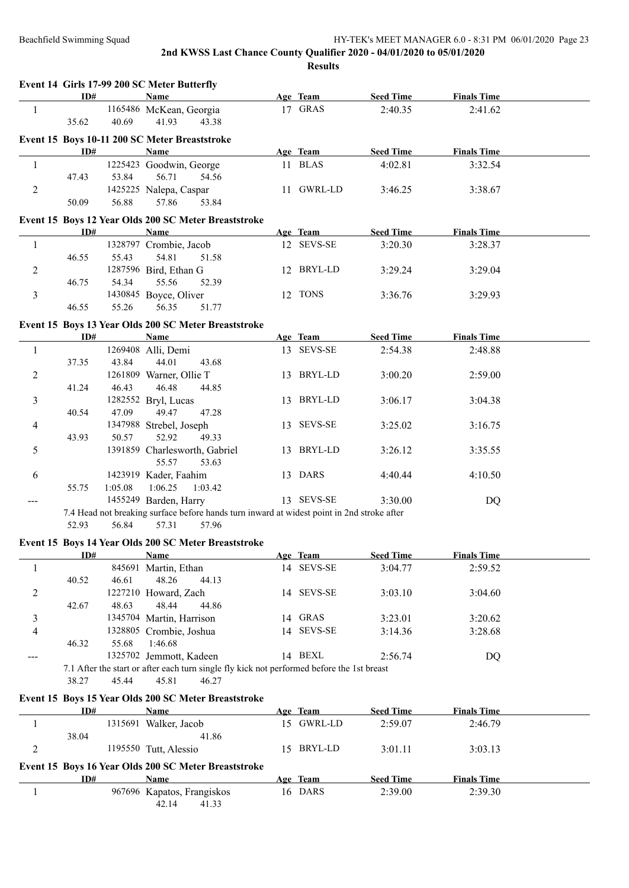## 2nd KWSS Last Chance County Qualifier 2020 - 04/01/2020 to 05/01/2020

### Results

**Event 14 Girls 17-99 200 SC Meter Butterfly**

| | ID# | Name | Age | Team | Seed Time | Finals Time |
|---|---|---|---|---|---|---|
| 1 | 1165486 | McKean, Georgia | 17 | GRAS | 2:40.35 | 2:41.62 |
| | 35.62 40.69 41.93 43.38 | | | | | |

**Event 15 Boys 10-11 200 SC Meter Breaststroke**

| | ID# | Name | Age | Team | Seed Time | Finals Time |
|---|---|---|---|---|---|---|
| 1 | 1225423 | Goodwin, George | 11 | BLAS | 4:02.81 | 3:32.54 |
| | 47.43 53.84 56.71 54.56 | | | | | |
| 2 | 1425225 | Nalepa, Caspar | 11 | GWRL-LD | 3:46.25 | 3:38.67 |
| | 50.09 56.88 57.86 53.84 | | | | | |

**Event 15 Boys 12 Year Olds 200 SC Meter Breaststroke**

| | ID# | Name | Age | Team | Seed Time | Finals Time |
|---|---|---|---|---|---|---|
| 1 | 1328797 | Crombie, Jacob | 12 | SEVS-SE | 3:20.30 | 3:28.37 |
| | 46.55 55.43 54.81 51.58 | | | | | |
| 2 | 1287596 | Bird, Ethan G | 12 | BRYL-LD | 3:29.24 | 3:29.04 |
| | 46.75 54.34 55.56 52.39 | | | | | |
| 3 | 1430845 | Boyce, Oliver | 12 | TONS | 3:36.76 | 3:29.93 |
| | 46.55 55.26 56.35 51.77 | | | | | |

**Event 15 Boys 13 Year Olds 200 SC Meter Breaststroke**

| | ID# | Name | Age | Team | Seed Time | Finals Time |
|---|---|---|---|---|---|---|
| 1 | 1269408 | Alli, Demi | 13 | SEVS-SE | 2:54.38 | 2:48.88 |
| | 37.35 43.84 44.01 43.68 | | | | | |
| 2 | 1261809 | Warner, Ollie T | 13 | BRYL-LD | 3:00.20 | 2:59.00 |
| | 41.24 46.43 46.48 44.85 | | | | | |
| 3 | 1282552 | Bryl, Lucas | 13 | BRYL-LD | 3:06.17 | 3:04.38 |
| | 40.54 47.09 49.47 47.28 | | | | | |
| 4 | 1347988 | Strebel, Joseph | 13 | SEVS-SE | 3:25.02 | 3:16.75 |
| | 43.93 50.57 52.92 49.33 | | | | | |
| 5 | 1391859 | Charlesworth, Gabriel | 13 | BRYL-LD | 3:26.12 | 3:35.55 |
| | 55.57 53.63 | | | | | |
| 6 | 1423919 | Kader, Faahim | 13 | DARS | 4:40.44 | 4:10.50 |
| | 55.75 1:05.08 1:06.25 1:03.42 | | | | | |
| --- | 1455249 | Barden, Harry | 13 | SEVS-SE | 3:30.00 | DQ |
| | 7.4 Head not breaking surface before hands turn inward at widest point in 2nd stroke after | | | | | |
| | 52.93 56.84 57.31 57.96 | | | | | |

**Event 15 Boys 14 Year Olds 200 SC Meter Breaststroke**

| | ID# | Name | Age | Team | Seed Time | Finals Time |
|---|---|---|---|---|---|---|
| 1 | 845691 | Martin, Ethan | 14 | SEVS-SE | 3:04.77 | 2:59.52 |
| | 40.52 46.61 48.26 44.13 | | | | | |
| 2 | 1227210 | Howard, Zach | 14 | SEVS-SE | 3:03.10 | 3:04.60 |
| | 42.67 48.63 48.44 44.86 | | | | | |
| 3 | 1345704 | Martin, Harrison | 14 | GRAS | 3:23.01 | 3:20.62 |
| 4 | 1328805 | Crombie, Joshua | 14 | SEVS-SE | 3:14.36 | 3:28.68 |
| | 46.32 55.68 1:46.68 | | | | | |
| --- | 1325702 | Jemmott, Kadeen | 14 | BEXL | 2:56.74 | DQ |
| | 7.1 After the start or after each turn single fly kick not performed before the 1st breast | | | | | |
| | 38.27 45.44 45.81 46.27 | | | | | |

**Event 15 Boys 15 Year Olds 200 SC Meter Breaststroke**

| | ID# | Name | Age | Team | Seed Time | Finals Time |
|---|---|---|---|---|---|---|
| 1 | 1315691 | Walker, Jacob | 15 | GWRL-LD | 2:59.07 | 2:46.79 |
| | 38.04 41.86 | | | | | |
| 2 | 1195550 | Tutt, Alessio | 15 | BRYL-LD | 3:01.11 | 3:03.13 |

**Event 15 Boys 16 Year Olds 200 SC Meter Breaststroke**

| | ID# | Name | Age | Team | Seed Time | Finals Time |
|---|---|---|---|---|---|---|
| 1 | 967696 | Kapatos, Frangiskos | 16 | DARS | 2:39.00 | 2:39.30 |
| | 42.14 41.33 | | | | | |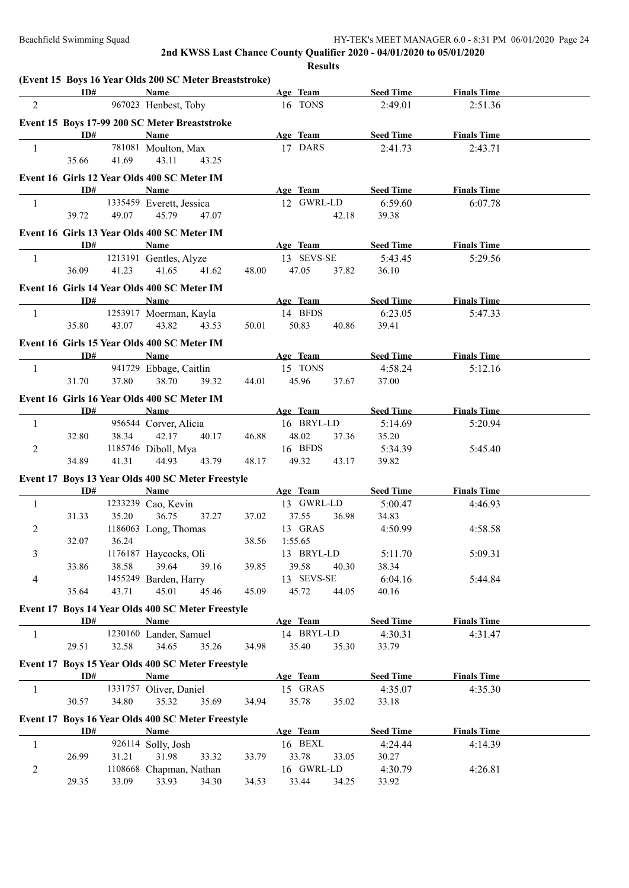**2nd KWSS Last Chance County Qualifier 2020 - 04/01/2020 to 05/01/2020**

**Results**

### (Event 15 Boys 16 Year Olds 200 SC Meter Breaststroke)

| | ID# | Name | Age | Team | Seed Time | Finals Time |
|---|---|---|---|---|---|---|
| 2 | 967023 | Henbest, Toby | 16 | TONS | 2:49.01 | 2:51.36 |

### Event 15 Boys 17-99 200 SC Meter Breaststroke

| | ID# | Name | Age | Team | Seed Time | Finals Time |
|---|---|---|---|---|---|---|
| 1 | 781081 | Moulton, Max | 17 | DARS | 2:41.73 | 2:43.71 |
| | 35.66 41.69 43.11 43.25 | | | | | |

### Event 16 Girls 12 Year Olds 400 SC Meter IM

| | ID# | Name | Age | Team | Seed Time | Finals Time |
|---|---|---|---|---|---|---|
| 1 | 1335459 | Everett, Jessica | 12 | GWRL-LD | 6:59.60 | 6:07.78 |
| | 39.72 49.07 45.79 47.07 42.18 39.38 | | | | | |

### Event 16 Girls 13 Year Olds 400 SC Meter IM

| | ID# | Name | Age | Team | Seed Time | Finals Time |
|---|---|---|---|---|---|---|
| 1 | 1213191 | Gentles, Alyze | 13 | SEVS-SE | 5:43.45 | 5:29.56 |
| | 36.09 41.23 41.65 41.62 48.00 47.05 37.82 36.10 | | | | | |

### Event 16 Girls 14 Year Olds 400 SC Meter IM

| | ID# | Name | Age | Team | Seed Time | Finals Time |
|---|---|---|---|---|---|---|
| 1 | 1253917 | Moerman, Kayla | 14 | BFDS | 6:23.05 | 5:47.33 |
| | 35.80 43.07 43.82 43.53 50.01 50.83 40.86 39.41 | | | | | |

### Event 16 Girls 15 Year Olds 400 SC Meter IM

| | ID# | Name | Age | Team | Seed Time | Finals Time |
|---|---|---|---|---|---|---|
| 1 | 941729 | Ebbage, Caitlin | 15 | TONS | 4:58.24 | 5:12.16 |
| | 31.70 37.80 38.70 39.32 44.01 45.96 37.67 37.00 | | | | | |

### Event 16 Girls 16 Year Olds 400 SC Meter IM

| | ID# | Name | Age | Team | Seed Time | Finals Time |
|---|---|---|---|---|---|---|
| 1 | 956544 | Corver, Alicia | 16 | BRYL-LD | 5:14.69 | 5:20.94 |
| | 32.80 38.34 42.17 40.17 46.88 48.02 37.36 35.20 | | | | | |
| 2 | 1185746 | Diboll, Mya | 16 | BFDS | 5:34.39 | 5:45.40 |
| | 34.89 41.31 44.93 43.79 48.17 49.32 43.17 39.82 | | | | | |

### Event 17 Boys 13 Year Olds 400 SC Meter Freestyle

| | ID# | Name | Age | Team | Seed Time | Finals Time |
|---|---|---|---|---|---|---|
| 1 | 1233239 | Cao, Kevin | 13 | GWRL-LD | 5:00.47 | 4:46.93 |
| | 31.33 35.20 36.75 37.27 37.02 37.55 36.98 34.83 | | | | | |
| 2 | 1186063 | Long, Thomas | 13 | GRAS | 4:50.99 | 4:58.58 |
| | 32.07 36.24 38.56 1:55.65 | | | | | |
| 3 | 1176187 | Haycocks, Oli | 13 | BRYL-LD | 5:11.70 | 5:09.31 |
| | 33.86 38.58 39.64 39.16 39.85 39.58 40.30 38.34 | | | | | |
| 4 | 1455249 | Barden, Harry | 13 | SEVS-SE | 6:04.16 | 5:44.84 |
| | 35.64 43.71 45.01 45.46 45.09 45.72 44.05 40.16 | | | | | |

### Event 17 Boys 14 Year Olds 400 SC Meter Freestyle

| | ID# | Name | Age | Team | Seed Time | Finals Time |
|---|---|---|---|---|---|---|
| 1 | 1230160 | Lander, Samuel | 14 | BRYL-LD | 4:30.31 | 4:31.47 |
| | 29.51 32.58 34.65 35.26 34.98 35.40 35.30 33.79 | | | | | |

### Event 17 Boys 15 Year Olds 400 SC Meter Freestyle

| | ID# | Name | Age | Team | Seed Time | Finals Time |
|---|---|---|---|---|---|---|
| 1 | 1331757 | Oliver, Daniel | 15 | GRAS | 4:35.07 | 4:35.30 |
| | 30.57 34.80 35.32 35.69 34.94 35.78 35.02 33.18 | | | | | |

### Event 17 Boys 16 Year Olds 400 SC Meter Freestyle

| | ID# | Name | Age | Team | Seed Time | Finals Time |
|---|---|---|---|---|---|---|
| 1 | 926114 | Solly, Josh | 16 | BEXL | 4:24.44 | 4:14.39 |
| | 26.99 31.21 31.98 33.32 33.79 33.78 33.05 30.27 | | | | | |
| 2 | 1108668 | Chapman, Nathan | 16 | GWRL-LD | 4:30.79 | 4:26.81 |
| | 29.35 33.09 33.93 34.30 34.53 33.44 34.25 33.92 | | | | | |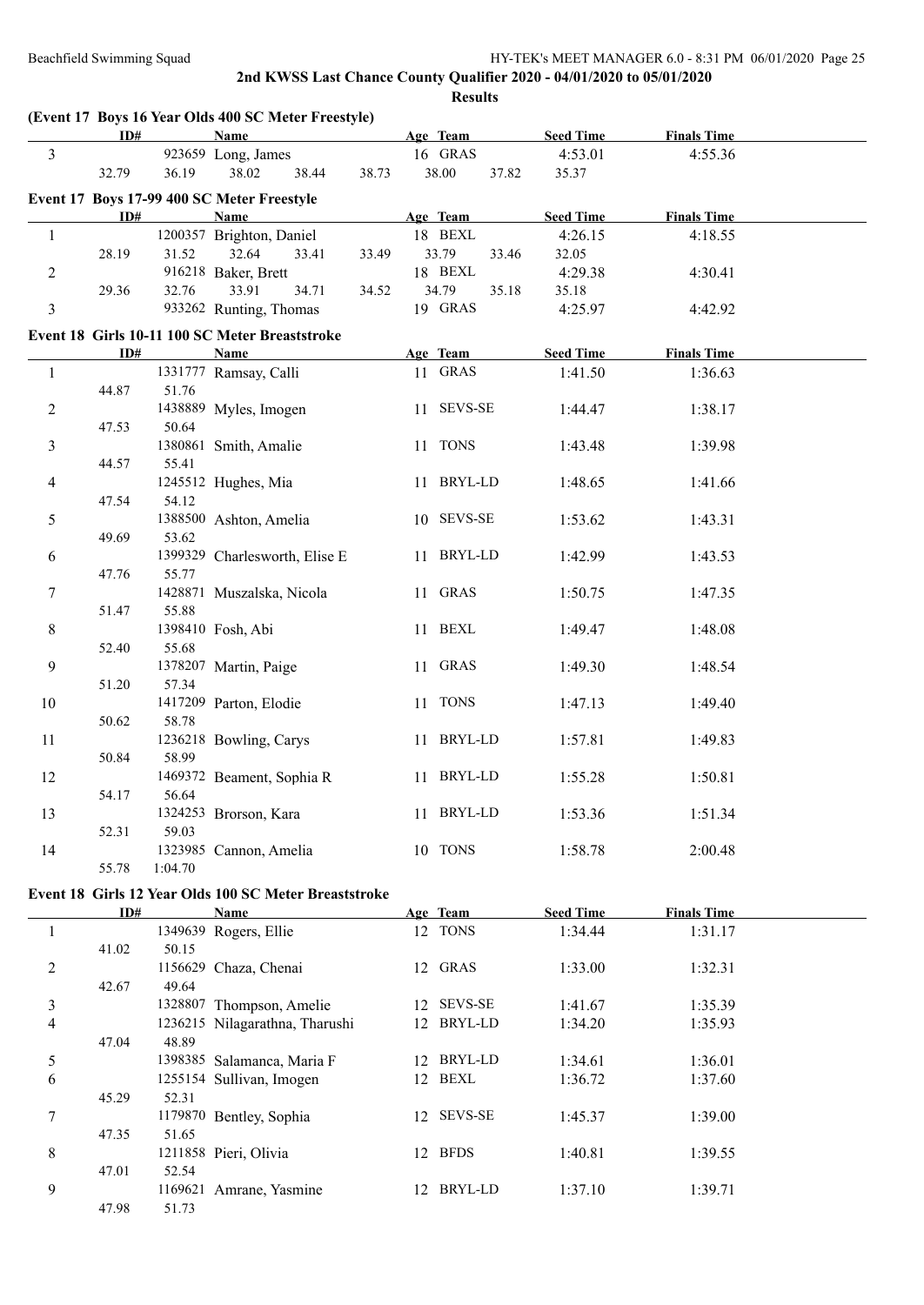## 2nd KWSS Last Chance County Qualifier 2020 - 04/01/2020 to 05/01/2020

### Results

### (Event 17 Boys 16 Year Olds 400 SC Meter Freestyle)

| | ID# | Name | Age | Team | Seed Time | Finals Time |
|---|---|---|---|---|---|---|
| 3 | 923659 | Long, James | 16 | GRAS | 4:53.01 | 4:55.36 |
| | 32.79 36.19 38.02 38.44 38.73 38.00 37.82 35.37 | | | | | |

### Event 17 Boys 17-99 400 SC Meter Freestyle

| | ID# | Name | Age | Team | Seed Time | Finals Time |
|---|---|---|---|---|---|---|
| 1 | 1200357 | Brighton, Daniel | 18 | BEXL | 4:26.15 | 4:18.55 |
| | 28.19 31.52 32.64 33.41 33.49 33.79 33.46 32.05 | | | | | |
| 2 | 916218 | Baker, Brett | 18 | BEXL | 4:29.38 | 4:30.41 |
| | 29.36 32.76 33.91 34.71 34.52 34.79 35.18 35.18 | | | | | |
| 3 | 933262 | Runting, Thomas | 19 | GRAS | 4:25.97 | 4:42.92 |

### Event 18 Girls 10-11 100 SC Meter Breaststroke

| | ID# | Name | Age | Team | Seed Time | Finals Time |
|---|---|---|---|---|---|---|
| 1 | 1331777 | Ramsay, Calli | 11 | GRAS | 1:41.50 | 1:36.63 |
| | 44.87 51.76 | | | | | |
| 2 | 1438889 | Myles, Imogen | 11 | SEVS-SE | 1:44.47 | 1:38.17 |
| | 47.53 50.64 | | | | | |
| 3 | 1380861 | Smith, Amalie | 11 | TONS | 1:43.48 | 1:39.98 |
| | 44.57 55.41 | | | | | |
| 4 | 1245512 | Hughes, Mia | 11 | BRYL-LD | 1:48.65 | 1:41.66 |
| | 47.54 54.12 | | | | | |
| 5 | 1388500 | Ashton, Amelia | 10 | SEVS-SE | 1:53.62 | 1:43.31 |
| | 49.69 53.62 | | | | | |
| 6 | 1399329 | Charlesworth, Elise E | 11 | BRYL-LD | 1:42.99 | 1:43.53 |
| | 47.76 55.77 | | | | | |
| 7 | 1428871 | Muszalska, Nicola | 11 | GRAS | 1:50.75 | 1:47.35 |
| | 51.47 55.88 | | | | | |
| 8 | 1398410 | Fosh, Abi | 11 | BEXL | 1:49.47 | 1:48.08 |
| | 52.40 55.68 | | | | | |
| 9 | 1378207 | Martin, Paige | 11 | GRAS | 1:49.30 | 1:48.54 |
| | 51.20 57.34 | | | | | |
| 10 | 1417209 | Parton, Elodie | 11 | TONS | 1:47.13 | 1:49.40 |
| | 50.62 58.78 | | | | | |
| 11 | 1236218 | Bowling, Carys | 11 | BRYL-LD | 1:57.81 | 1:49.83 |
| | 50.84 58.99 | | | | | |
| 12 | 1469372 | Beament, Sophia R | 11 | BRYL-LD | 1:55.28 | 1:50.81 |
| | 54.17 56.64 | | | | | |
| 13 | 1324253 | Brorson, Kara | 11 | BRYL-LD | 1:53.36 | 1:51.34 |
| | 52.31 59.03 | | | | | |
| 14 | 1323985 | Cannon, Amelia | 10 | TONS | 1:58.78 | 2:00.48 |
| | 55.78 1:04.70 | | | | | |

### Event 18 Girls 12 Year Olds 100 SC Meter Breaststroke

| | ID# | Name | Age | Team | Seed Time | Finals Time |
|---|---|---|---|---|---|---|
| 1 | 1349639 | Rogers, Ellie | 12 | TONS | 1:34.44 | 1:31.17 |
| | 41.02 50.15 | | | | | |
| 2 | 1156629 | Chaza, Chenai | 12 | GRAS | 1:33.00 | 1:32.31 |
| | 42.67 49.64 | | | | | |
| 3 | 1328807 | Thompson, Amelie | 12 | SEVS-SE | 1:41.67 | 1:35.39 |
| 4 | 1236215 | Nilagarathna, Tharushi | 12 | BRYL-LD | 1:34.20 | 1:35.93 |
| | 47.04 48.89 | | | | | |
| 5 | 1398385 | Salamanca, Maria F | 12 | BRYL-LD | 1:34.61 | 1:36.01 |
| 6 | 1255154 | Sullivan, Imogen | 12 | BEXL | 1:36.72 | 1:37.60 |
| | 45.29 52.31 | | | | | |
| 7 | 1179870 | Bentley, Sophia | 12 | SEVS-SE | 1:45.37 | 1:39.00 |
| | 47.35 51.65 | | | | | |
| 8 | 1211858 | Pieri, Olivia | 12 | BFDS | 1:40.81 | 1:39.55 |
| | 47.01 52.54 | | | | | |
| 9 | 1169621 | Amrane, Yasmine | 12 | BRYL-LD | 1:37.10 | 1:39.71 |
| | 47.98 51.73 | | | | | |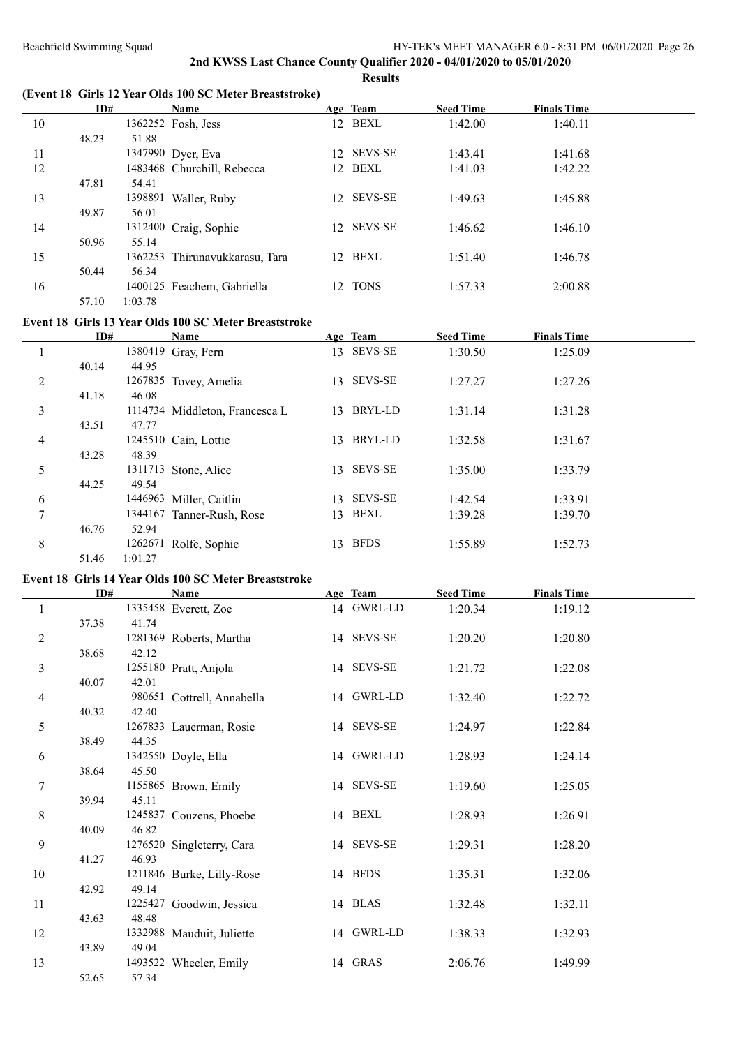## 2nd KWSS Last Chance County Qualifier 2020 - 04/01/2020 to 05/01/2020

### Results

**(Event 18 Girls 12 Year Olds 100 SC Meter Breaststroke)**

| | ID# | Name | Age | Team | Seed Time | Finals Time |
|---|---|---|---|---|---|---|
| 10 | 1362252 | Fosh, Jess | 12 | BEXL | 1:42.00 | 1:40.11 |
| | 48.23 | 51.88 | | | | |
| 11 | 1347990 | Dyer, Eva | 12 | SEVS-SE | 1:43.41 | 1:41.68 |
| 12 | 1483468 | Churchill, Rebecca | 12 | BEXL | 1:41.03 | 1:42.22 |
| | 47.81 | 54.41 | | | | |
| 13 | 1398891 | Waller, Ruby | 12 | SEVS-SE | 1:49.63 | 1:45.88 |
| | 49.87 | 56.01 | | | | |
| 14 | 1312400 | Craig, Sophie | 12 | SEVS-SE | 1:46.62 | 1:46.10 |
| | 50.96 | 55.14 | | | | |
| 15 | 1362253 | Thirunavukkarasu, Tara | 12 | BEXL | 1:51.40 | 1:46.78 |
| | 50.44 | 56.34 | | | | |
| 16 | 1400125 | Feachem, Gabriella | 12 | TONS | 1:57.33 | 2:00.88 |
| | 57.10 | 1:03.78 | | | | |

**Event 18 Girls 13 Year Olds 100 SC Meter Breaststroke**

| | ID# | Name | Age | Team | Seed Time | Finals Time |
|---|---|---|---|---|---|---|
| 1 | 1380419 | Gray, Fern | 13 | SEVS-SE | 1:30.50 | 1:25.09 |
| | 40.14 | 44.95 | | | | |
| 2 | 1267835 | Tovey, Amelia | 13 | SEVS-SE | 1:27.27 | 1:27.26 |
| | 41.18 | 46.08 | | | | |
| 3 | 1114734 | Middleton, Francesca L | 13 | BRYL-LD | 1:31.14 | 1:31.28 |
| | 43.51 | 47.77 | | | | |
| 4 | 1245510 | Cain, Lottie | 13 | BRYL-LD | 1:32.58 | 1:31.67 |
| | 43.28 | 48.39 | | | | |
| 5 | 1311713 | Stone, Alice | 13 | SEVS-SE | 1:35.00 | 1:33.79 |
| | 44.25 | 49.54 | | | | |
| 6 | 1446963 | Miller, Caitlin | 13 | SEVS-SE | 1:42.54 | 1:33.91 |
| 7 | 1344167 | Tanner-Rush, Rose | 13 | BEXL | 1:39.28 | 1:39.70 |
| | 46.76 | 52.94 | | | | |
| 8 | 1262671 | Rolfe, Sophie | 13 | BFDS | 1:55.89 | 1:52.73 |
| | 51.46 | 1:01.27 | | | | |

**Event 18 Girls 14 Year Olds 100 SC Meter Breaststroke**

| | ID# | Name | Age | Team | Seed Time | Finals Time |
|---|---|---|---|---|---|---|
| 1 | 1335458 | Everett, Zoe | 14 | GWRL-LD | 1:20.34 | 1:19.12 |
| | 37.38 | 41.74 | | | | |
| 2 | 1281369 | Roberts, Martha | 14 | SEVS-SE | 1:20.20 | 1:20.80 |
| | 38.68 | 42.12 | | | | |
| 3 | 1255180 | Pratt, Anjola | 14 | SEVS-SE | 1:21.72 | 1:22.08 |
| | 40.07 | 42.01 | | | | |
| 4 | 980651 | Cottrell, Annabella | 14 | GWRL-LD | 1:32.40 | 1:22.72 |
| | 40.32 | 42.40 | | | | |
| 5 | 1267833 | Lauerman, Rosie | 14 | SEVS-SE | 1:24.97 | 1:22.84 |
| | 38.49 | 44.35 | | | | |
| 6 | 1342550 | Doyle, Ella | 14 | GWRL-LD | 1:28.93 | 1:24.14 |
| | 38.64 | 45.50 | | | | |
| 7 | 1155865 | Brown, Emily | 14 | SEVS-SE | 1:19.60 | 1:25.05 |
| | 39.94 | 45.11 | | | | |
| 8 | 1245837 | Couzens, Phoebe | 14 | BEXL | 1:28.93 | 1:26.91 |
| | 40.09 | 46.82 | | | | |
| 9 | 1276520 | Singleterry, Cara | 14 | SEVS-SE | 1:29.31 | 1:28.20 |
| | 41.27 | 46.93 | | | | |
| 10 | 1211846 | Burke, Lilly-Rose | 14 | BFDS | 1:35.31 | 1:32.06 |
| | 42.92 | 49.14 | | | | |
| 11 | 1225427 | Goodwin, Jessica | 14 | BLAS | 1:32.48 | 1:32.11 |
| | 43.63 | 48.48 | | | | |
| 12 | 1332988 | Mauduit, Juliette | 14 | GWRL-LD | 1:38.33 | 1:32.93 |
| | 43.89 | 49.04 | | | | |
| 13 | 1493522 | Wheeler, Emily | 14 | GRAS | 2:06.76 | 1:49.99 |
| | 52.65 | 57.34 | | | | |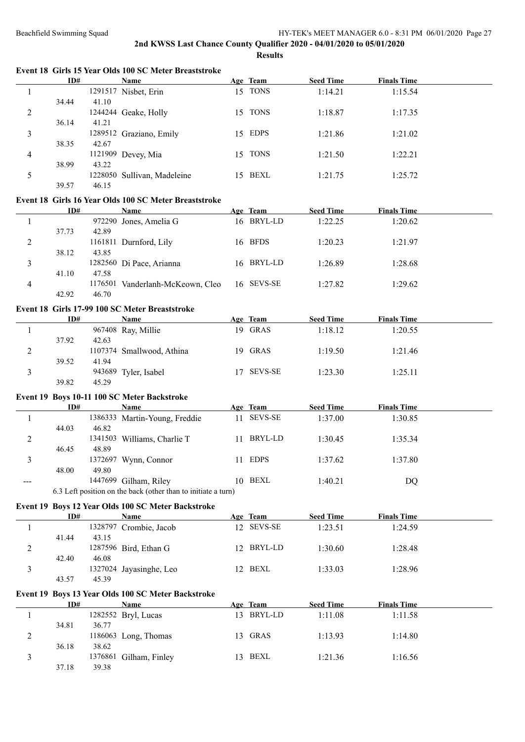2nd KWSS Last Chance County Qualifier 2020 - 04/01/2020 to 05/01/2020

**Results**

### Event 18 Girls 15 Year Olds 100 SC Meter Breaststroke

| | ID# | Name | Age | Team | Seed Time | Finals Time |
|---|---|---|---|---|---|---|
| 1 | 1291517 | Nisbet, Erin | 15 | TONS | 1:14.21 | 1:15.54 |
| | 34.44 41.10 | | | | | |
| 2 | 1244244 | Geake, Holly | 15 | TONS | 1:18.87 | 1:17.35 |
| | 36.14 41.21 | | | | | |
| 3 | 1289512 | Graziano, Emily | 15 | EDPS | 1:21.86 | 1:21.02 |
| | 38.35 42.67 | | | | | |
| 4 | 1121909 | Devey, Mia | 15 | TONS | 1:21.50 | 1:22.21 |
| | 38.99 43.22 | | | | | |
| 5 | 1228050 | Sullivan, Madeleine | 15 | BEXL | 1:21.75 | 1:25.72 |
| | 39.57 46.15 | | | | | |

### Event 18 Girls 16 Year Olds 100 SC Meter Breaststroke

| | ID# | Name | Age | Team | Seed Time | Finals Time |
|---|---|---|---|---|---|---|
| 1 | 972290 | Jones, Amelia G | 16 | BRYL-LD | 1:22.25 | 1:20.62 |
| | 37.73 42.89 | | | | | |
| 2 | 1161811 | Durnford, Lily | 16 | BFDS | 1:20.23 | 1:21.97 |
| | 38.12 43.85 | | | | | |
| 3 | 1282560 | Di Pace, Arianna | 16 | BRYL-LD | 1:26.89 | 1:28.68 |
| | 41.10 47.58 | | | | | |
| 4 | 1176501 | Vanderlanh-McKeown, Cleo | 16 | SEVS-SE | 1:27.82 | 1:29.62 |
| | 42.92 46.70 | | | | | |

### Event 18 Girls 17-99 100 SC Meter Breaststroke

| | ID# | Name | Age | Team | Seed Time | Finals Time |
|---|---|---|---|---|---|---|
| 1 | 967408 | Ray, Millie | 19 | GRAS | 1:18.12 | 1:20.55 |
| | 37.92 42.63 | | | | | |
| 2 | 1107374 | Smallwood, Athina | 19 | GRAS | 1:19.50 | 1:21.46 |
| | 39.52 41.94 | | | | | |
| 3 | 943689 | Tyler, Isabel | 17 | SEVS-SE | 1:23.30 | 1:25.11 |
| | 39.82 45.29 | | | | | |

### Event 19 Boys 10-11 100 SC Meter Backstroke

| | ID# | Name | Age | Team | Seed Time | Finals Time |
|---|---|---|---|---|---|---|
| 1 | 1386333 | Martin-Young, Freddie | 11 | SEVS-SE | 1:37.00 | 1:30.85 |
| | 44.03 46.82 | | | | | |
| 2 | 1341503 | Williams, Charlie T | 11 | BRYL-LD | 1:30.45 | 1:35.34 |
| | 46.45 48.89 | | | | | |
| 3 | 1372697 | Wynn, Connor | 11 | EDPS | 1:37.62 | 1:37.80 |
| | 48.00 49.80 | | | | | |
| --- | 1447699 | Gilham, Riley | 10 | BEXL | 1:40.21 | DQ |
| | 6.3 Left position on the back (other than to initiate a turn) | | | | | |

### Event 19 Boys 12 Year Olds 100 SC Meter Backstroke

| | ID# | Name | Age | Team | Seed Time | Finals Time |
|---|---|---|---|---|---|---|
| 1 | 1328797 | Crombie, Jacob | 12 | SEVS-SE | 1:23.51 | 1:24.59 |
| | 41.44 43.15 | | | | | |
| 2 | 1287596 | Bird, Ethan G | 12 | BRYL-LD | 1:30.60 | 1:28.48 |
| | 42.40 46.08 | | | | | |
| 3 | 1327024 | Jayasinghe, Leo | 12 | BEXL | 1:33.03 | 1:28.96 |
| | 43.57 45.39 | | | | | |

### Event 19 Boys 13 Year Olds 100 SC Meter Backstroke

| | ID# | Name | Age | Team | Seed Time | Finals Time |
|---|---|---|---|---|---|---|
| 1 | 1282552 | Bryl, Lucas | 13 | BRYL-LD | 1:11.08 | 1:11.58 |
| | 34.81 36.77 | | | | | |
| 2 | 1186063 | Long, Thomas | 13 | GRAS | 1:13.93 | 1:14.80 |
| | 36.18 38.62 | | | | | |
| 3 | 1376861 | Gilham, Finley | 13 | BEXL | 1:21.36 | 1:16.56 |
| | 37.18 39.38 | | | | | |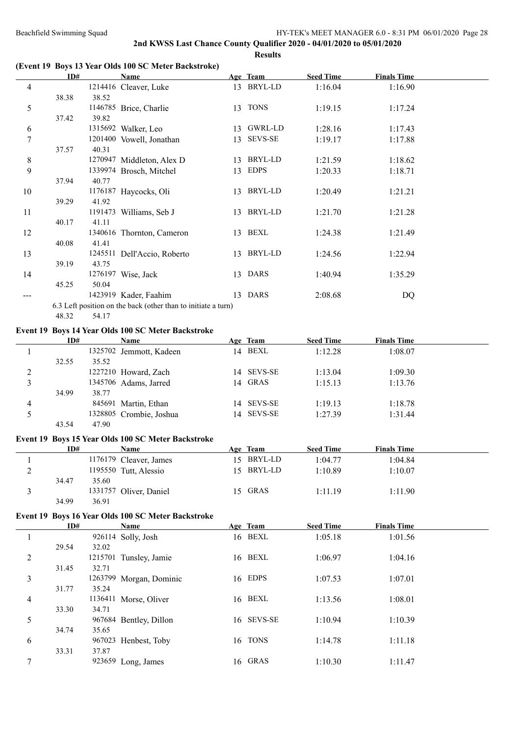## 2nd KWSS Last Chance County Qualifier 2020 - 04/01/2020 to 05/01/2020

### Results

#### (Event 19 Boys 13 Year Olds 100 SC Meter Backstroke)

| | ID# | Name | Age | Team | Seed Time | Finals Time |
|---|---|---|---|---|---|---|
| 4 | 1214416 | Cleaver, Luke | 13 | BRYL-LD | 1:16.04 | 1:16.90 |
| | 38.38 | 38.52 | | | | |
| 5 | 1146785 | Brice, Charlie | 13 | TONS | 1:19.15 | 1:17.24 |
| | 37.42 | 39.82 | | | | |
| 6 | 1315692 | Walker, Leo | 13 | GWRL-LD | 1:28.16 | 1:17.43 |
| 7 | 1201400 | Vowell, Jonathan | 13 | SEVS-SE | 1:19.17 | 1:17.88 |
| | 37.57 | 40.31 | | | | |
| 8 | 1270947 | Middleton, Alex D | 13 | BRYL-LD | 1:21.59 | 1:18.62 |
| 9 | 1339974 | Brosch, Mitchel | 13 | EDPS | 1:20.33 | 1:18.71 |
| | 37.94 | 40.77 | | | | |
| 10 | 1176187 | Haycocks, Oli | 13 | BRYL-LD | 1:20.49 | 1:21.21 |
| | 39.29 | 41.92 | | | | |
| 11 | 1191473 | Williams, Seb J | 13 | BRYL-LD | 1:21.70 | 1:21.28 |
| | 40.17 | 41.11 | | | | |
| 12 | 1340616 | Thornton, Cameron | 13 | BEXL | 1:24.38 | 1:21.49 |
| | 40.08 | 41.41 | | | | |
| 13 | 1245511 | Dell'Accio, Roberto | 13 | BRYL-LD | 1:24.56 | 1:22.94 |
| | 39.19 | 43.75 | | | | |
| 14 | 1276197 | Wise, Jack | 13 | DARS | 1:40.94 | 1:35.29 |
| | 45.25 | 50.04 | | | | |
| --- | 1423919 | Kader, Faahim | 13 | DARS | 2:08.68 | DQ |
| | 6.3 Left position on the back (other than to initiate a turn) | | | | | |
| | 48.32 | 54.17 | | | | |

#### Event 19 Boys 14 Year Olds 100 SC Meter Backstroke

| | ID# | Name | Age | Team | Seed Time | Finals Time |
|---|---|---|---|---|---|---|
| 1 | 1325702 | Jemmott, Kadeen | 14 | BEXL | 1:12.28 | 1:08.07 |
| | 32.55 | 35.52 | | | | |
| 2 | 1227210 | Howard, Zach | 14 | SEVS-SE | 1:13.04 | 1:09.30 |
| 3 | 1345706 | Adams, Jarred | 14 | GRAS | 1:15.13 | 1:13.76 |
| | 34.99 | 38.77 | | | | |
| 4 | 845691 | Martin, Ethan | 14 | SEVS-SE | 1:19.13 | 1:18.78 |
| 5 | 1328805 | Crombie, Joshua | 14 | SEVS-SE | 1:27.39 | 1:31.44 |
| | 43.54 | 47.90 | | | | |

#### Event 19 Boys 15 Year Olds 100 SC Meter Backstroke

| | ID# | Name | Age | Team | Seed Time | Finals Time |
|---|---|---|---|---|---|---|
| 1 | 1176179 | Cleaver, James | 15 | BRYL-LD | 1:04.77 | 1:04.84 |
| 2 | 1195550 | Tutt, Alessio | 15 | BRYL-LD | 1:10.89 | 1:10.07 |
| | 34.47 | 35.60 | | | | |
| 3 | 1331757 | Oliver, Daniel | 15 | GRAS | 1:11.19 | 1:11.90 |
| | 34.99 | 36.91 | | | | |

#### Event 19 Boys 16 Year Olds 100 SC Meter Backstroke

| | ID# | Name | Age | Team | Seed Time | Finals Time |
|---|---|---|---|---|---|---|
| 1 | 926114 | Solly, Josh | 16 | BEXL | 1:05.18 | 1:01.56 |
| | 29.54 | 32.02 | | | | |
| 2 | 1215701 | Tunsley, Jamie | 16 | BEXL | 1:06.97 | 1:04.16 |
| | 31.45 | 32.71 | | | | |
| 3 | 1263799 | Morgan, Dominic | 16 | EDPS | 1:07.53 | 1:07.01 |
| | 31.77 | 35.24 | | | | |
| 4 | 1136411 | Morse, Oliver | 16 | BEXL | 1:13.56 | 1:08.01 |
| | 33.30 | 34.71 | | | | |
| 5 | 967684 | Bentley, Dillon | 16 | SEVS-SE | 1:10.94 | 1:10.39 |
| | 34.74 | 35.65 | | | | |
| 6 | 967023 | Henbest, Toby | 16 | TONS | 1:14.78 | 1:11.18 |
| | 33.31 | 37.87 | | | | |
| 7 | 923659 | Long, James | 16 | GRAS | 1:10.30 | 1:11.47 |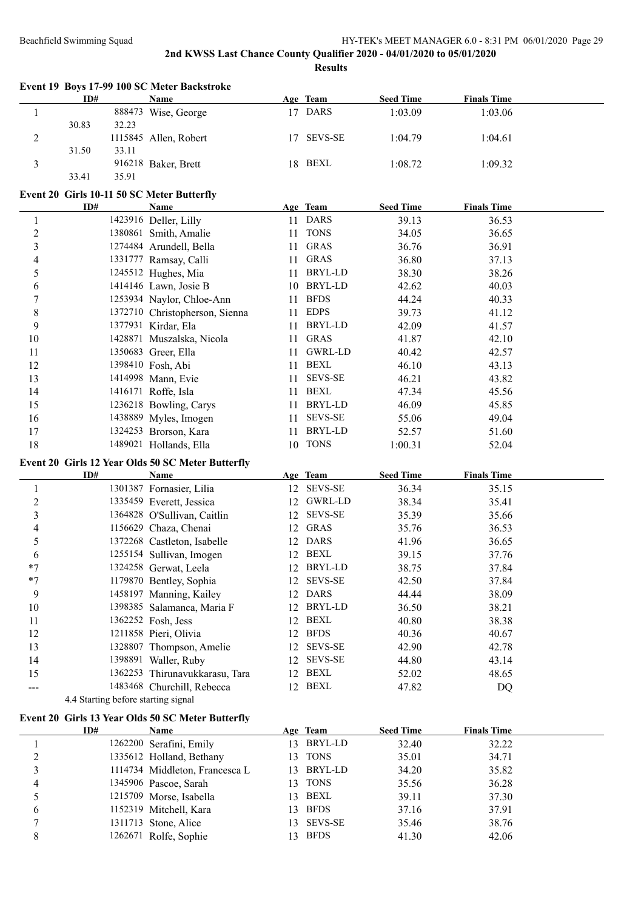## 2nd KWSS Last Chance County Qualifier 2020 - 04/01/2020 to 05/01/2020

**Results**

### Event 19 Boys 17-99 100 SC Meter Backstroke

| | ID# | Name | Age | Team | Seed Time | Finals Time |
|---|---|---|---|---|---|---|
| 1 | 888473 | Wise, George | 17 | DARS | 1:03.09 | 1:03.06 |
| | 30.83 32.23 | | | | | |
| 2 | 1115845 | Allen, Robert | 17 | SEVS-SE | 1:04.79 | 1:04.61 |
| | 31.50 33.11 | | | | | |
| 3 | 916218 | Baker, Brett | 18 | BEXL | 1:08.72 | 1:09.32 |
| | 33.41 35.91 | | | | | |

### Event 20 Girls 10-11 50 SC Meter Butterfly

| | ID# | Name | Age | Team | Seed Time | Finals Time |
|---|---|---|---|---|---|---|
| 1 | 1423916 | Deller, Lilly | 11 | DARS | 39.13 | 36.53 |
| 2 | 1380861 | Smith, Amalie | 11 | TONS | 34.05 | 36.65 |
| 3 | 1274484 | Arundell, Bella | 11 | GRAS | 36.76 | 36.91 |
| 4 | 1331777 | Ramsay, Calli | 11 | GRAS | 36.80 | 37.13 |
| 5 | 1245512 | Hughes, Mia | 11 | BRYL-LD | 38.30 | 38.26 |
| 6 | 1414146 | Lawn, Josie B | 10 | BRYL-LD | 42.62 | 40.03 |
| 7 | 1253934 | Naylor, Chloe-Ann | 11 | BFDS | 44.24 | 40.33 |
| 8 | 1372710 | Christopherson, Sienna | 11 | EDPS | 39.73 | 41.12 |
| 9 | 1377931 | Kirdar, Ela | 11 | BRYL-LD | 42.09 | 41.57 |
| 10 | 1428871 | Muszalska, Nicola | 11 | GRAS | 41.87 | 42.10 |
| 11 | 1350683 | Greer, Ella | 11 | GWRL-LD | 40.42 | 42.57 |
| 12 | 1398410 | Fosh, Abi | 11 | BEXL | 46.10 | 43.13 |
| 13 | 1414998 | Mann, Evie | 11 | SEVS-SE | 46.21 | 43.82 |
| 14 | 1416171 | Roffe, Isla | 11 | BEXL | 47.34 | 45.56 |
| 15 | 1236218 | Bowling, Carys | 11 | BRYL-LD | 46.09 | 45.85 |
| 16 | 1438889 | Myles, Imogen | 11 | SEVS-SE | 55.06 | 49.04 |
| 17 | 1324253 | Brorson, Kara | 11 | BRYL-LD | 52.57 | 51.60 |
| 18 | 1489021 | Hollands, Ella | 10 | TONS | 1:00.31 | 52.04 |

### Event 20 Girls 12 Year Olds 50 SC Meter Butterfly

| | ID# | Name | Age | Team | Seed Time | Finals Time |
|---|---|---|---|---|---|---|
| 1 | 1301387 | Fornasier, Lilia | 12 | SEVS-SE | 36.34 | 35.15 |
| 2 | 1335459 | Everett, Jessica | 12 | GWRL-LD | 38.34 | 35.41 |
| 3 | 1364828 | O'Sullivan, Caitlin | 12 | SEVS-SE | 35.39 | 35.66 |
| 4 | 1156629 | Chaza, Chenai | 12 | GRAS | 35.76 | 36.53 |
| 5 | 1372268 | Castleton, Isabelle | 12 | DARS | 41.96 | 36.65 |
| 6 | 1255154 | Sullivan, Imogen | 12 | BEXL | 39.15 | 37.76 |
| *7 | 1324258 | Gerwat, Leela | 12 | BRYL-LD | 38.75 | 37.84 |
| *7 | 1179870 | Bentley, Sophia | 12 | SEVS-SE | 42.50 | 37.84 |
| 9 | 1458197 | Manning, Kailey | 12 | DARS | 44.44 | 38.09 |
| 10 | 1398385 | Salamanca, Maria F | 12 | BRYL-LD | 36.50 | 38.21 |
| 11 | 1362252 | Fosh, Jess | 12 | BEXL | 40.80 | 38.38 |
| 12 | 1211858 | Pieri, Olivia | 12 | BFDS | 40.36 | 40.67 |
| 13 | 1328807 | Thompson, Amelie | 12 | SEVS-SE | 42.90 | 42.78 |
| 14 | 1398891 | Waller, Ruby | 12 | SEVS-SE | 44.80 | 43.14 |
| 15 | 1362253 | Thirunavukkarasu, Tara | 12 | BEXL | 52.02 | 48.65 |
| --- | 1483468 | Churchill, Rebecca | 12 | BEXL | 47.82 | DQ |
| | 4.4 Starting before starting signal | | | | | |

### Event 20 Girls 13 Year Olds 50 SC Meter Butterfly

| | ID# | Name | Age | Team | Seed Time | Finals Time |
|---|---|---|---|---|---|---|
| 1 | 1262200 | Serafini, Emily | 13 | BRYL-LD | 32.40 | 32.22 |
| 2 | 1335612 | Holland, Bethany | 13 | TONS | 35.01 | 34.71 |
| 3 | 1114734 | Middleton, Francesca L | 13 | BRYL-LD | 34.20 | 35.82 |
| 4 | 1345906 | Pascoe, Sarah | 13 | TONS | 35.56 | 36.28 |
| 5 | 1215709 | Morse, Isabella | 13 | BEXL | 39.11 | 37.30 |
| 6 | 1152319 | Mitchell, Kara | 13 | BFDS | 37.16 | 37.91 |
| 7 | 1311713 | Stone, Alice | 13 | SEVS-SE | 35.46 | 38.76 |
| 8 | 1262671 | Rolfe, Sophie | 13 | BFDS | 41.30 | 42.06 |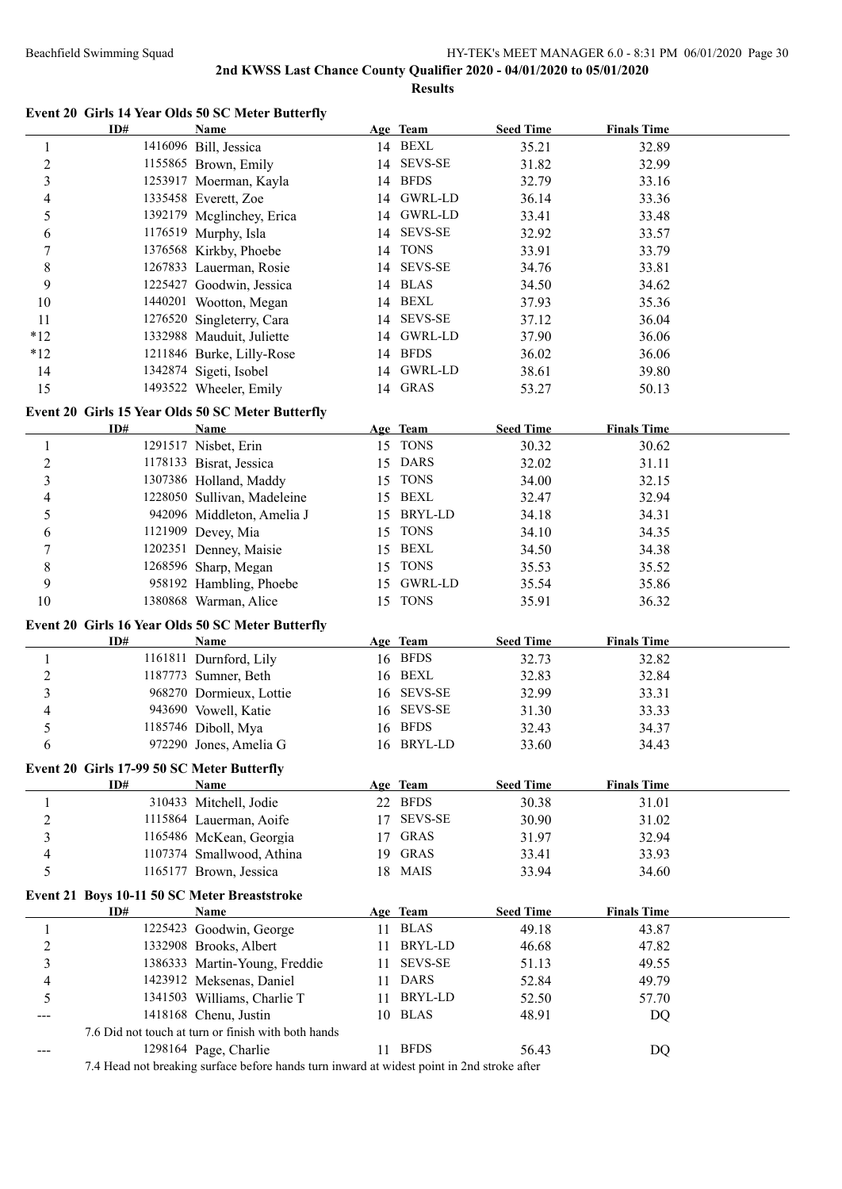**2nd KWSS Last Chance County Qualifier 2020 - 04/01/2020 to 05/01/2020**

**Results**

### Event 20 Girls 14 Year Olds 50 SC Meter Butterfly

| | ID# | Name | Age | Team | Seed Time | Finals Time |
|---|---|---|---|---|---|---|
| 1 | 1416096 | Bill, Jessica | 14 | BEXL | 35.21 | 32.89 |
| 2 | 1155865 | Brown, Emily | 14 | SEVS-SE | 31.82 | 32.99 |
| 3 | 1253917 | Moerman, Kayla | 14 | BFDS | 32.79 | 33.16 |
| 4 | 1335458 | Everett, Zoe | 14 | GWRL-LD | 36.14 | 33.36 |
| 5 | 1392179 | Mcglinchey, Erica | 14 | GWRL-LD | 33.41 | 33.48 |
| 6 | 1176519 | Murphy, Isla | 14 | SEVS-SE | 32.92 | 33.57 |
| 7 | 1376568 | Kirkby, Phoebe | 14 | TONS | 33.91 | 33.79 |
| 8 | 1267833 | Lauerman, Rosie | 14 | SEVS-SE | 34.76 | 33.81 |
| 9 | 1225427 | Goodwin, Jessica | 14 | BLAS | 34.50 | 34.62 |
| 10 | 1440201 | Wootton, Megan | 14 | BEXL | 37.93 | 35.36 |
| 11 | 1276520 | Singleterry, Cara | 14 | SEVS-SE | 37.12 | 36.04 |
| *12 | 1332988 | Mauduit, Juliette | 14 | GWRL-LD | 37.90 | 36.06 |
| *12 | 1211846 | Burke, Lilly-Rose | 14 | BFDS | 36.02 | 36.06 |
| 14 | 1342874 | Sigeti, Isobel | 14 | GWRL-LD | 38.61 | 39.80 |
| 15 | 1493522 | Wheeler, Emily | 14 | GRAS | 53.27 | 50.13 |

### Event 20 Girls 15 Year Olds 50 SC Meter Butterfly

| | ID# | Name | Age | Team | Seed Time | Finals Time |
|---|---|---|---|---|---|---|
| 1 | 1291517 | Nisbet, Erin | 15 | TONS | 30.32 | 30.62 |
| 2 | 1178133 | Bisrat, Jessica | 15 | DARS | 32.02 | 31.11 |
| 3 | 1307386 | Holland, Maddy | 15 | TONS | 34.00 | 32.15 |
| 4 | 1228050 | Sullivan, Madeleine | 15 | BEXL | 32.47 | 32.94 |
| 5 | 942096 | Middleton, Amelia J | 15 | BRYL-LD | 34.18 | 34.31 |
| 6 | 1121909 | Devey, Mia | 15 | TONS | 34.10 | 34.35 |
| 7 | 1202351 | Denney, Maisie | 15 | BEXL | 34.50 | 34.38 |
| 8 | 1268596 | Sharp, Megan | 15 | TONS | 35.53 | 35.52 |
| 9 | 958192 | Hambling, Phoebe | 15 | GWRL-LD | 35.54 | 35.86 |
| 10 | 1380868 | Warman, Alice | 15 | TONS | 35.91 | 36.32 |

### Event 20 Girls 16 Year Olds 50 SC Meter Butterfly

| | ID# | Name | Age | Team | Seed Time | Finals Time |
|---|---|---|---|---|---|---|
| 1 | 1161811 | Durnford, Lily | 16 | BFDS | 32.73 | 32.82 |
| 2 | 1187773 | Sumner, Beth | 16 | BEXL | 32.83 | 32.84 |
| 3 | 968270 | Dormieux, Lottie | 16 | SEVS-SE | 32.99 | 33.31 |
| 4 | 943690 | Vowell, Katie | 16 | SEVS-SE | 31.30 | 33.33 |
| 5 | 1185746 | Diboll, Mya | 16 | BFDS | 32.43 | 34.37 |
| 6 | 972290 | Jones, Amelia G | 16 | BRYL-LD | 33.60 | 34.43 |

### Event 20 Girls 17-99 50 SC Meter Butterfly

| | ID# | Name | Age | Team | Seed Time | Finals Time |
|---|---|---|---|---|---|---|
| 1 | 310433 | Mitchell, Jodie | 22 | BFDS | 30.38 | 31.01 |
| 2 | 1115864 | Lauerman, Aoife | 17 | SEVS-SE | 30.90 | 31.02 |
| 3 | 1165486 | McKean, Georgia | 17 | GRAS | 31.97 | 32.94 |
| 4 | 1107374 | Smallwood, Athina | 19 | GRAS | 33.41 | 33.93 |
| 5 | 1165177 | Brown, Jessica | 18 | MAIS | 33.94 | 34.60 |

### Event 21 Boys 10-11 50 SC Meter Breaststroke

| | ID# | Name | Age | Team | Seed Time | Finals Time |
|---|---|---|---|---|---|---|
| 1 | 1225423 | Goodwin, George | 11 | BLAS | 49.18 | 43.87 |
| 2 | 1332908 | Brooks, Albert | 11 | BRYL-LD | 46.68 | 47.82 |
| 3 | 1386333 | Martin-Young, Freddie | 11 | SEVS-SE | 51.13 | 49.55 |
| 4 | 1423912 | Meksenas, Daniel | 11 | DARS | 52.84 | 49.79 |
| 5 | 1341503 | Williams, Charlie T | 11 | BRYL-LD | 52.50 | 57.70 |
| --- | 1418168 | Chenu, Justin | 10 | BLAS | 48.91 | DQ |
| | 7.6 Did not touch at turn or finish with both hands | | | | | |
| --- | 1298164 | Page, Charlie | 11 | BFDS | 56.43 | DQ |
| | 7.4 Head not breaking surface before hands turn inward at widest point in 2nd stroke after | | | | | |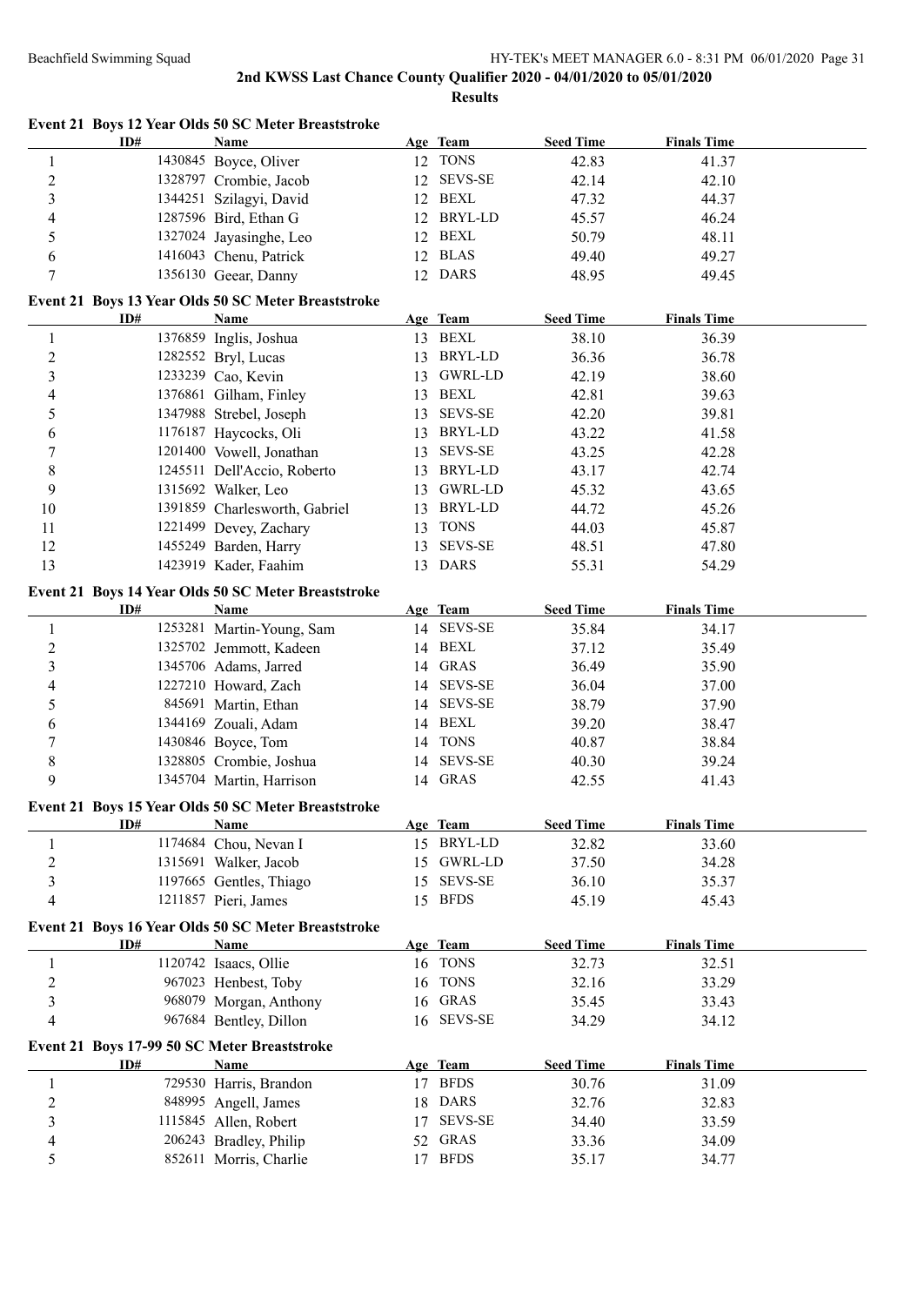## 2nd KWSS Last Chance County Qualifier 2020 - 04/01/2020 to 05/01/2020

### Results

#### Event 21 Boys 12 Year Olds 50 SC Meter Breaststroke

| | ID# | Name | Age | Team | Seed Time | Finals Time |
|---|---|---|---|---|---|---|
| 1 | 1430845 | Boyce, Oliver | 12 | TONS | 42.83 | 41.37 |
| 2 | 1328797 | Crombie, Jacob | 12 | SEVS-SE | 42.14 | 42.10 |
| 3 | 1344251 | Szilagyi, David | 12 | BEXL | 47.32 | 44.37 |
| 4 | 1287596 | Bird, Ethan G | 12 | BRYL-LD | 45.57 | 46.24 |
| 5 | 1327024 | Jayasinghe, Leo | 12 | BEXL | 50.79 | 48.11 |
| 6 | 1416043 | Chenu, Patrick | 12 | BLAS | 49.40 | 49.27 |
| 7 | 1356130 | Geear, Danny | 12 | DARS | 48.95 | 49.45 |

#### Event 21 Boys 13 Year Olds 50 SC Meter Breaststroke

| | ID# | Name | Age | Team | Seed Time | Finals Time |
|---|---|---|---|---|---|---|
| 1 | 1376859 | Inglis, Joshua | 13 | BEXL | 38.10 | 36.39 |
| 2 | 1282552 | Bryl, Lucas | 13 | BRYL-LD | 36.36 | 36.78 |
| 3 | 1233239 | Cao, Kevin | 13 | GWRL-LD | 42.19 | 38.60 |
| 4 | 1376861 | Gilham, Finley | 13 | BEXL | 42.81 | 39.63 |
| 5 | 1347988 | Strebel, Joseph | 13 | SEVS-SE | 42.20 | 39.81 |
| 6 | 1176187 | Haycocks, Oli | 13 | BRYL-LD | 43.22 | 41.58 |
| 7 | 1201400 | Vowell, Jonathan | 13 | SEVS-SE | 43.25 | 42.28 |
| 8 | 1245511 | Dell'Accio, Roberto | 13 | BRYL-LD | 43.17 | 42.74 |
| 9 | 1315692 | Walker, Leo | 13 | GWRL-LD | 45.32 | 43.65 |
| 10 | 1391859 | Charlesworth, Gabriel | 13 | BRYL-LD | 44.72 | 45.26 |
| 11 | 1221499 | Devey, Zachary | 13 | TONS | 44.03 | 45.87 |
| 12 | 1455249 | Barden, Harry | 13 | SEVS-SE | 48.51 | 47.80 |
| 13 | 1423919 | Kader, Faahim | 13 | DARS | 55.31 | 54.29 |

#### Event 21 Boys 14 Year Olds 50 SC Meter Breaststroke

| | ID# | Name | Age | Team | Seed Time | Finals Time |
|---|---|---|---|---|---|---|
| 1 | 1253281 | Martin-Young, Sam | 14 | SEVS-SE | 35.84 | 34.17 |
| 2 | 1325702 | Jemmott, Kadeen | 14 | BEXL | 37.12 | 35.49 |
| 3 | 1345706 | Adams, Jarred | 14 | GRAS | 36.49 | 35.90 |
| 4 | 1227210 | Howard, Zach | 14 | SEVS-SE | 36.04 | 37.00 |
| 5 | 845691 | Martin, Ethan | 14 | SEVS-SE | 38.79 | 37.90 |
| 6 | 1344169 | Zouali, Adam | 14 | BEXL | 39.20 | 38.47 |
| 7 | 1430846 | Boyce, Tom | 14 | TONS | 40.87 | 38.84 |
| 8 | 1328805 | Crombie, Joshua | 14 | SEVS-SE | 40.30 | 39.24 |
| 9 | 1345704 | Martin, Harrison | 14 | GRAS | 42.55 | 41.43 |

#### Event 21 Boys 15 Year Olds 50 SC Meter Breaststroke

| | ID# | Name | Age | Team | Seed Time | Finals Time |
|---|---|---|---|---|---|---|
| 1 | 1174684 | Chou, Nevan I | 15 | BRYL-LD | 32.82 | 33.60 |
| 2 | 1315691 | Walker, Jacob | 15 | GWRL-LD | 37.50 | 34.28 |
| 3 | 1197665 | Gentles, Thiago | 15 | SEVS-SE | 36.10 | 35.37 |
| 4 | 1211857 | Pieri, James | 15 | BFDS | 45.19 | 45.43 |

#### Event 21 Boys 16 Year Olds 50 SC Meter Breaststroke

| | ID# | Name | Age | Team | Seed Time | Finals Time |
|---|---|---|---|---|---|---|
| 1 | 1120742 | Isaacs, Ollie | 16 | TONS | 32.73 | 32.51 |
| 2 | 967023 | Henbest, Toby | 16 | TONS | 32.16 | 33.29 |
| 3 | 968079 | Morgan, Anthony | 16 | GRAS | 35.45 | 33.43 |
| 4 | 967684 | Bentley, Dillon | 16 | SEVS-SE | 34.29 | 34.12 |

#### Event 21 Boys 17-99 50 SC Meter Breaststroke

| | ID# | Name | Age | Team | Seed Time | Finals Time |
|---|---|---|---|---|---|---|
| 1 | 729530 | Harris, Brandon | 17 | BFDS | 30.76 | 31.09 |
| 2 | 848995 | Angell, James | 18 | DARS | 32.76 | 32.83 |
| 3 | 1115845 | Allen, Robert | 17 | SEVS-SE | 34.40 | 33.59 |
| 4 | 206243 | Bradley, Philip | 52 | GRAS | 33.36 | 34.09 |
| 5 | 852611 | Morris, Charlie | 17 | BFDS | 35.17 | 34.77 |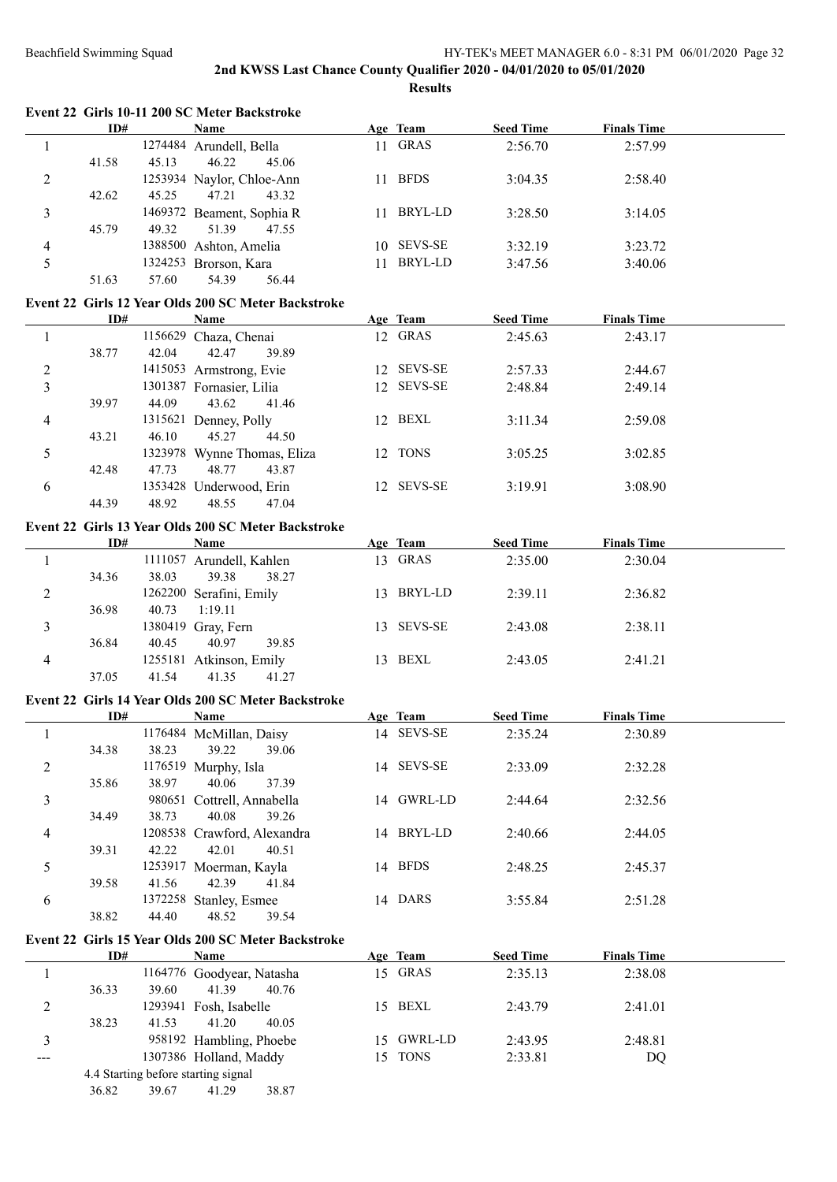## 2nd KWSS Last Chance County Qualifier 2020 - 04/01/2020 to 05/01/2020

### Results

#### Event 22 Girls 10-11 200 SC Meter Backstroke

| | ID# | Name | Age | Team | Seed Time | Finals Time |
|---|---|---|---|---|---|---|
| 1 | 1274484 | Arundell, Bella | 11 | GRAS | 2:56.70 | 2:57.99 |
| | 41.58 45.13 46.22 45.06 | | | | | |
| 2 | 1253934 | Naylor, Chloe-Ann | 11 | BFDS | 3:04.35 | 2:58.40 |
| | 42.62 45.25 47.21 43.32 | | | | | |
| 3 | 1469372 | Beament, Sophia R | 11 | BRYL-LD | 3:28.50 | 3:14.05 |
| | 45.79 49.32 51.39 47.55 | | | | | |
| 4 | 1388500 | Ashton, Amelia | 10 | SEVS-SE | 3:32.19 | 3:23.72 |
| 5 | 1324253 | Brorson, Kara | 11 | BRYL-LD | 3:47.56 | 3:40.06 |
| | 51.63 57.60 54.39 56.44 | | | | | |

#### Event 22 Girls 12 Year Olds 200 SC Meter Backstroke

| | ID# | Name | Age | Team | Seed Time | Finals Time |
|---|---|---|---|---|---|---|
| 1 | 1156629 | Chaza, Chenai | 12 | GRAS | 2:45.63 | 2:43.17 |
| | 38.77 42.04 42.47 39.89 | | | | | |
| 2 | 1415053 | Armstrong, Evie | 12 | SEVS-SE | 2:57.33 | 2:44.67 |
| 3 | 1301387 | Fornasier, Lilia | 12 | SEVS-SE | 2:48.84 | 2:49.14 |
| | 39.97 44.09 43.62 41.46 | | | | | |
| 4 | 1315621 | Denney, Polly | 12 | BEXL | 3:11.34 | 2:59.08 |
| | 43.21 46.10 45.27 44.50 | | | | | |
| 5 | 1323978 | Wynne Thomas, Eliza | 12 | TONS | 3:05.25 | 3:02.85 |
| | 42.48 47.73 48.77 43.87 | | | | | |
| 6 | 1353428 | Underwood, Erin | 12 | SEVS-SE | 3:19.91 | 3:08.90 |
| | 44.39 48.92 48.55 47.04 | | | | | |

#### Event 22 Girls 13 Year Olds 200 SC Meter Backstroke

| | ID# | Name | Age | Team | Seed Time | Finals Time |
|---|---|---|---|---|---|---|
| 1 | 1111057 | Arundell, Kahlen | 13 | GRAS | 2:35.00 | 2:30.04 |
| | 34.36 38.03 39.38 38.27 | | | | | |
| 2 | 1262200 | Serafini, Emily | 13 | BRYL-LD | 2:39.11 | 2:36.82 |
| | 36.98 40.73 1:19.11 | | | | | |
| 3 | 1380419 | Gray, Fern | 13 | SEVS-SE | 2:43.08 | 2:38.11 |
| | 36.84 40.45 40.97 39.85 | | | | | |
| 4 | 1255181 | Atkinson, Emily | 13 | BEXL | 2:43.05 | 2:41.21 |
| | 37.05 41.54 41.35 41.27 | | | | | |

#### Event 22 Girls 14 Year Olds 200 SC Meter Backstroke

| | ID# | Name | Age | Team | Seed Time | Finals Time |
|---|---|---|---|---|---|---|
| 1 | 1176484 | McMillan, Daisy | 14 | SEVS-SE | 2:35.24 | 2:30.89 |
| | 34.38 38.23 39.22 39.06 | | | | | |
| 2 | 1176519 | Murphy, Isla | 14 | SEVS-SE | 2:33.09 | 2:32.28 |
| | 35.86 38.97 40.06 37.39 | | | | | |
| 3 | 980651 | Cottrell, Annabella | 14 | GWRL-LD | 2:44.64 | 2:32.56 |
| | 34.49 38.73 40.08 39.26 | | | | | |
| 4 | 1208538 | Crawford, Alexandra | 14 | BRYL-LD | 2:40.66 | 2:44.05 |
| | 39.31 42.22 42.01 40.51 | | | | | |
| 5 | 1253917 | Moerman, Kayla | 14 | BFDS | 2:48.25 | 2:45.37 |
| | 39.58 41.56 42.39 41.84 | | | | | |
| 6 | 1372258 | Stanley, Esmee | 14 | DARS | 3:55.84 | 2:51.28 |
| | 38.82 44.40 48.52 39.54 | | | | | |

#### Event 22 Girls 15 Year Olds 200 SC Meter Backstroke

| | ID# | Name | Age | Team | Seed Time | Finals Time |
|---|---|---|---|---|---|---|
| 1 | 1164776 | Goodyear, Natasha | 15 | GRAS | 2:35.13 | 2:38.08 |
| | 36.33 39.60 41.39 40.76 | | | | | |
| 2 | 1293941 | Fosh, Isabelle | 15 | BEXL | 2:43.79 | 2:41.01 |
| | 38.23 41.53 41.20 40.05 | | | | | |
| 3 | 958192 | Hambling, Phoebe | 15 | GWRL-LD | 2:43.95 | 2:48.81 |
| --- | 1307386 | Holland, Maddy | 15 | TONS | 2:33.81 | DQ |
| | 4.4 Starting before starting signal | | | | | |
| | 36.82 39.67 41.29 38.87 | | | | | |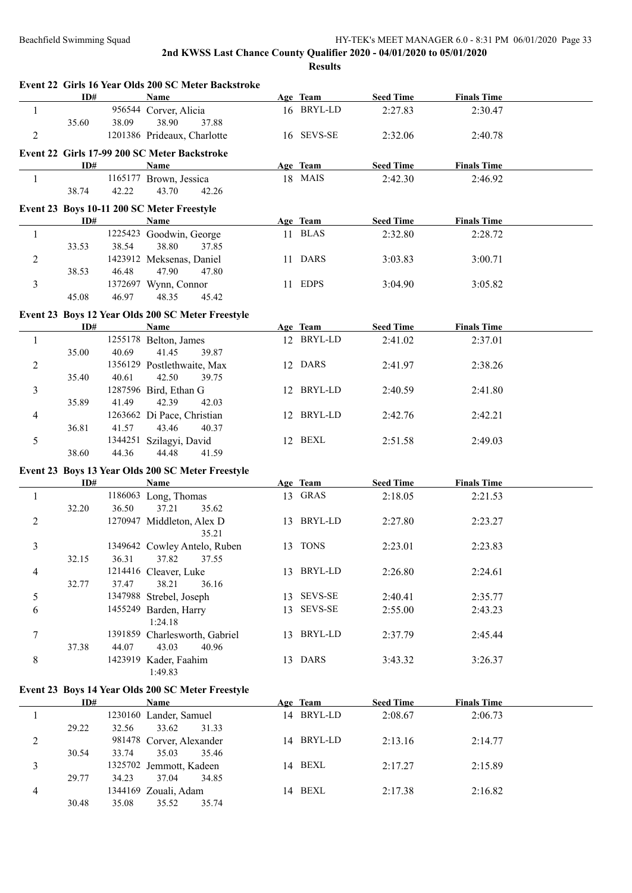**2nd KWSS Last Chance County Qualifier 2020 - 04/01/2020 to 05/01/2020**

**Results**

### Event 22 Girls 16 Year Olds 200 SC Meter Backstroke

| | ID# | Name | Age | Team | Seed Time | Finals Time |
|---|---|---|---|---|---|---|
| 1 | 956544 | Corver, Alicia | 16 | BRYL-LD | 2:27.83 | 2:30.47 |
| | | 35.60 38.09 38.90 37.88 | | | | |
| 2 | 1201386 | Prideaux, Charlotte | 16 | SEVS-SE | 2:32.06 | 2:40.78 |

### Event 22 Girls 17-99 200 SC Meter Backstroke

| | ID# | Name | Age | Team | Seed Time | Finals Time |
|---|---|---|---|---|---|---|
| 1 | 1165177 | Brown, Jessica | 18 | MAIS | 2:42.30 | 2:46.92 |
| | | 38.74 42.22 43.70 42.26 | | | | |

### Event 23 Boys 10-11 200 SC Meter Freestyle

| | ID# | Name | Age | Team | Seed Time | Finals Time |
|---|---|---|---|---|---|---|
| 1 | 1225423 | Goodwin, George | 11 | BLAS | 2:32.80 | 2:28.72 |
| | | 33.53 38.54 38.80 37.85 | | | | |
| 2 | 1423912 | Meksenas, Daniel | 11 | DARS | 3:03.83 | 3:00.71 |
| | | 38.53 46.48 47.90 47.80 | | | | |
| 3 | 1372697 | Wynn, Connor | 11 | EDPS | 3:04.90 | 3:05.82 |
| | | 45.08 46.97 48.35 45.42 | | | | |

### Event 23 Boys 12 Year Olds 200 SC Meter Freestyle

| | ID# | Name | Age | Team | Seed Time | Finals Time |
|---|---|---|---|---|---|---|
| 1 | 1255178 | Belton, James | 12 | BRYL-LD | 2:41.02 | 2:37.01 |
| | | 35.00 40.69 41.45 39.87 | | | | |
| 2 | 1356129 | Postlethwaite, Max | 12 | DARS | 2:41.97 | 2:38.26 |
| | | 35.40 40.61 42.50 39.75 | | | | |
| 3 | 1287596 | Bird, Ethan G | 12 | BRYL-LD | 2:40.59 | 2:41.80 |
| | | 35.89 41.49 42.39 42.03 | | | | |
| 4 | 1263662 | Di Pace, Christian | 12 | BRYL-LD | 2:42.76 | 2:42.21 |
| | | 36.81 41.57 43.46 40.37 | | | | |
| 5 | 1344251 | Szilagyi, David | 12 | BEXL | 2:51.58 | 2:49.03 |
| | | 38.60 44.36 44.48 41.59 | | | | |

### Event 23 Boys 13 Year Olds 200 SC Meter Freestyle

| | ID# | Name | Age | Team | Seed Time | Finals Time |
|---|---|---|---|---|---|---|
| 1 | 1186063 | Long, Thomas | 13 | GRAS | 2:18.05 | 2:21.53 |
| | | 32.20 36.50 37.21 35.62 | | | | |
| 2 | 1270947 | Middleton, Alex D | 13 | BRYL-LD | 2:27.80 | 2:23.27 |
| | | 35.21 | | | | |
| 3 | 1349642 | Cowley Antelo, Ruben | 13 | TONS | 2:23.01 | 2:23.83 |
| | | 32.15 36.31 37.82 37.55 | | | | |
| 4 | 1214416 | Cleaver, Luke | 13 | BRYL-LD | 2:26.80 | 2:24.61 |
| | | 32.77 37.47 38.21 36.16 | | | | |
| 5 | 1347988 | Strebel, Joseph | 13 | SEVS-SE | 2:40.41 | 2:35.77 |
| 6 | 1455249 | Barden, Harry | 13 | SEVS-SE | 2:55.00 | 2:43.23 |
| | | 1:24.18 | | | | |
| 7 | 1391859 | Charlesworth, Gabriel | 13 | BRYL-LD | 2:37.79 | 2:45.44 |
| | | 37.38 44.07 43.03 40.96 | | | | |
| 8 | 1423919 | Kader, Faahim | 13 | DARS | 3:43.32 | 3:26.37 |
| | | 1:49.83 | | | | |

### Event 23 Boys 14 Year Olds 200 SC Meter Freestyle

| | ID# | Name | Age | Team | Seed Time | Finals Time |
|---|---|---|---|---|---|---|
| 1 | 1230160 | Lander, Samuel | 14 | BRYL-LD | 2:08.67 | 2:06.73 |
| | | 29.22 32.56 33.62 31.33 | | | | |
| 2 | 981478 | Corver, Alexander | 14 | BRYL-LD | 2:13.16 | 2:14.77 |
| | | 30.54 33.74 35.03 35.46 | | | | |
| 3 | 1325702 | Jemmott, Kadeen | 14 | BEXL | 2:17.27 | 2:15.89 |
| | | 29.77 34.23 37.04 34.85 | | | | |
| 4 | 1344169 | Zouali, Adam | 14 | BEXL | 2:17.38 | 2:16.82 |
| | | 30.48 35.08 35.52 35.74 | | | | |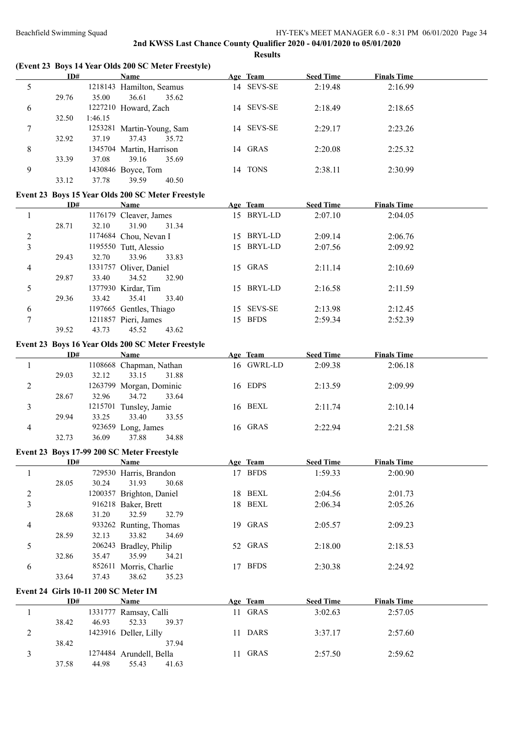## 2nd KWSS Last Chance County Qualifier 2020 - 04/01/2020 to 05/01/2020

### Results

### (Event 23 Boys 14 Year Olds 200 SC Meter Freestyle)

| | ID# | Name | Age | Team | Seed Time | Finals Time |
|---|---|---|---|---|---|---|
| 5 | 1218143 | Hamilton, Seamus | 14 | SEVS-SE | 2:19.48 | 2:16.99 |
| | 29.76 | 35.00 36.61 35.62 | | | | |
| 6 | 1227210 | Howard, Zach | 14 | SEVS-SE | 2:18.49 | 2:18.65 |
| | 32.50 | 1:46.15 | | | | |
| 7 | 1253281 | Martin-Young, Sam | 14 | SEVS-SE | 2:29.17 | 2:23.26 |
| | 32.92 | 37.19 37.43 35.72 | | | | |
| 8 | 1345704 | Martin, Harrison | 14 | GRAS | 2:20.08 | 2:25.32 |
| | 33.39 | 37.08 39.16 35.69 | | | | |
| 9 | 1430846 | Boyce, Tom | 14 | TONS | 2:38.11 | 2:30.99 |
| | 33.12 | 37.78 39.59 40.50 | | | | |

### Event 23 Boys 15 Year Olds 200 SC Meter Freestyle

| | ID# | Name | Age | Team | Seed Time | Finals Time |
|---|---|---|---|---|---|---|
| 1 | 1176179 | Cleaver, James | 15 | BRYL-LD | 2:07.10 | 2:04.05 |
| | 28.71 | 32.10 31.90 31.34 | | | | |
| 2 | 1174684 | Chou, Nevan I | 15 | BRYL-LD | 2:09.14 | 2:06.76 |
| 3 | 1195550 | Tutt, Alessio | 15 | BRYL-LD | 2:07.56 | 2:09.92 |
| | 29.43 | 32.70 33.96 33.83 | | | | |
| 4 | 1331757 | Oliver, Daniel | 15 | GRAS | 2:11.14 | 2:10.69 |
| | 29.87 | 33.40 34.52 32.90 | | | | |
| 5 | 1377930 | Kirdar, Tim | 15 | BRYL-LD | 2:16.58 | 2:11.59 |
| | 29.36 | 33.42 35.41 33.40 | | | | |
| 6 | 1197665 | Gentles, Thiago | 15 | SEVS-SE | 2:13.98 | 2:12.45 |
| 7 | 1211857 | Pieri, James | 15 | BFDS | 2:59.34 | 2:52.39 |
| | 39.52 | 43.73 45.52 43.62 | | | | |

### Event 23 Boys 16 Year Olds 200 SC Meter Freestyle

| | ID# | Name | Age | Team | Seed Time | Finals Time |
|---|---|---|---|---|---|---|
| 1 | 1108668 | Chapman, Nathan | 16 | GWRL-LD | 2:09.38 | 2:06.18 |
| | 29.03 | 32.12 33.15 31.88 | | | | |
| 2 | 1263799 | Morgan, Dominic | 16 | EDPS | 2:13.59 | 2:09.99 |
| | 28.67 | 32.96 34.72 33.64 | | | | |
| 3 | 1215701 | Tunsley, Jamie | 16 | BEXL | 2:11.74 | 2:10.14 |
| | 29.94 | 33.25 33.40 33.55 | | | | |
| 4 | 923659 | Long, James | 16 | GRAS | 2:22.94 | 2:21.58 |
| | 32.73 | 36.09 37.88 34.88 | | | | |

### Event 23 Boys 17-99 200 SC Meter Freestyle

| | ID# | Name | Age | Team | Seed Time | Finals Time |
|---|---|---|---|---|---|---|
| 1 | 729530 | Harris, Brandon | 17 | BFDS | 1:59.33 | 2:00.90 |
| | 28.05 | 30.24 31.93 30.68 | | | | |
| 2 | 1200357 | Brighton, Daniel | 18 | BEXL | 2:04.56 | 2:01.73 |
| 3 | 916218 | Baker, Brett | 18 | BEXL | 2:06.34 | 2:05.26 |
| | 28.68 | 31.20 32.59 32.79 | | | | |
| 4 | 933262 | Runting, Thomas | 19 | GRAS | 2:05.57 | 2:09.23 |
| | 28.59 | 32.13 33.82 34.69 | | | | |
| 5 | 206243 | Bradley, Philip | 52 | GRAS | 2:18.00 | 2:18.53 |
| | 32.86 | 35.47 35.99 34.21 | | | | |
| 6 | 852611 | Morris, Charlie | 17 | BFDS | 2:30.38 | 2:24.92 |
| | 33.64 | 37.43 38.62 35.23 | | | | |

### Event 24 Girls 10-11 200 SC Meter IM

| | ID# | Name | Age | Team | Seed Time | Finals Time |
|---|---|---|---|---|---|---|
| 1 | 1331777 | Ramsay, Calli | 11 | GRAS | 3:02.63 | 2:57.05 |
| | 38.42 | 46.93 52.33 39.37 | | | | |
| 2 | 1423916 | Deller, Lilly | 11 | DARS | 3:37.17 | 2:57.60 |
| | 38.42 | 37.94 | | | | |
| 3 | 1274484 | Arundell, Bella | 11 | GRAS | 2:57.50 | 2:59.62 |
| | 37.58 | 44.98 55.43 41.63 | | | | |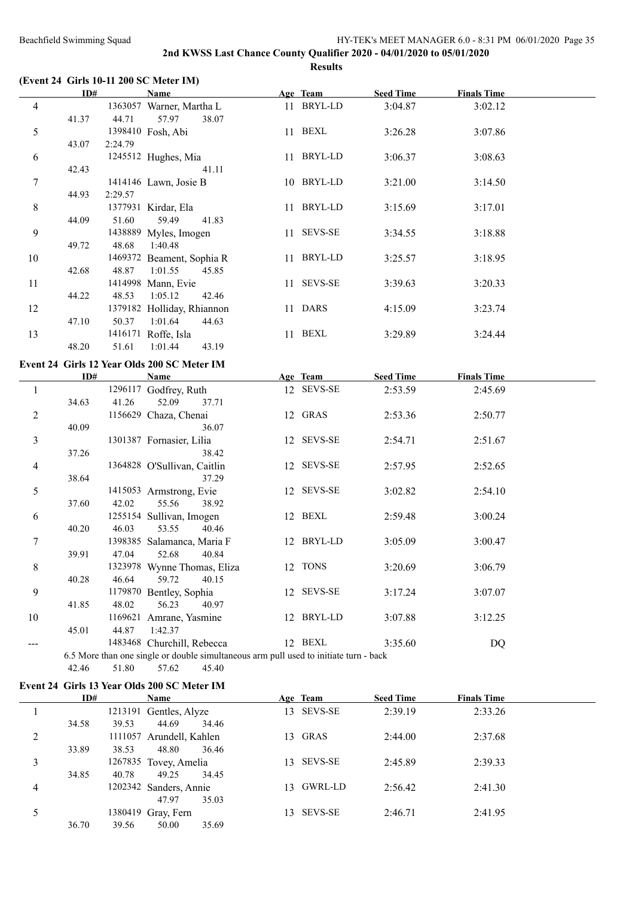**2nd KWSS Last Chance County Qualifier 2020 - 04/01/2020 to 05/01/2020**

**Results**

### (Event 24 Girls 10-11 200 SC Meter IM)

| | ID# | Name | Age | Team | Seed Time | Finals Time |
|---|---|---|---|---|---|---|
| 4 | 1363057 | Warner, Martha L | 11 | BRYL-LD | 3:04.87 | 3:02.12 |
| | | 41.37 44.71 57.97 38.07 | | | | |
| 5 | 1398410 | Fosh, Abi | 11 | BEXL | 3:26.28 | 3:07.86 |
| | | 43.07 2:24.79 | | | | |
| 6 | 1245512 | Hughes, Mia | 11 | BRYL-LD | 3:06.37 | 3:08.63 |
| | | 42.43 41.11 | | | | |
| 7 | 1414146 | Lawn, Josie B | 10 | BRYL-LD | 3:21.00 | 3:14.50 |
| | | 44.93 2:29.57 | | | | |
| 8 | 1377931 | Kirdar, Ela | 11 | BRYL-LD | 3:15.69 | 3:17.01 |
| | | 44.09 51.60 59.49 41.83 | | | | |
| 9 | 1438889 | Myles, Imogen | 11 | SEVS-SE | 3:34.55 | 3:18.88 |
| | | 49.72 48.68 1:40.48 | | | | |
| 10 | 1469372 | Beament, Sophia R | 11 | BRYL-LD | 3:25.57 | 3:18.95 |
| | | 42.68 48.87 1:01.55 45.85 | | | | |
| 11 | 1414998 | Mann, Evie | 11 | SEVS-SE | 3:39.63 | 3:20.33 |
| | | 44.22 48.53 1:05.12 42.46 | | | | |
| 12 | 1379182 | Holliday, Rhiannon | 11 | DARS | 4:15.09 | 3:23.74 |
| | | 47.10 50.37 1:01.64 44.63 | | | | |
| 13 | 1416171 | Roffe, Isla | 11 | BEXL | 3:29.89 | 3:24.44 |
| | | 48.20 51.61 1:01.44 43.19 | | | | |

### Event 24 Girls 12 Year Olds 200 SC Meter IM

| | ID# | Name | Age | Team | Seed Time | Finals Time |
|---|---|---|---|---|---|---|
| 1 | 1296117 | Godfrey, Ruth | 12 | SEVS-SE | 2:53.59 | 2:45.69 |
| | | 34.63 41.26 52.09 37.71 | | | | |
| 2 | 1156629 | Chaza, Chenai | 12 | GRAS | 2:53.36 | 2:50.77 |
| | | 40.09 36.07 | | | | |
| 3 | 1301387 | Fornasier, Lilia | 12 | SEVS-SE | 2:54.71 | 2:51.67 |
| | | 37.26 38.42 | | | | |
| 4 | 1364828 | O'Sullivan, Caitlin | 12 | SEVS-SE | 2:57.95 | 2:52.65 |
| | | 38.64 37.29 | | | | |
| 5 | 1415053 | Armstrong, Evie | 12 | SEVS-SE | 3:02.82 | 2:54.10 |
| | | 37.60 42.02 55.56 38.92 | | | | |
| 6 | 1255154 | Sullivan, Imogen | 12 | BEXL | 2:59.48 | 3:00.24 |
| | | 40.20 46.03 53.55 40.46 | | | | |
| 7 | 1398385 | Salamanca, Maria F | 12 | BRYL-LD | 3:05.09 | 3:00.47 |
| | | 39.91 47.04 52.68 40.84 | | | | |
| 8 | 1323978 | Wynne Thomas, Eliza | 12 | TONS | 3:20.69 | 3:06.79 |
| | | 40.28 46.64 59.72 40.15 | | | | |
| 9 | 1179870 | Bentley, Sophia | 12 | SEVS-SE | 3:17.24 | 3:07.07 |
| | | 41.85 48.02 56.23 40.97 | | | | |
| 10 | 1169621 | Amrane, Yasmine | 12 | BRYL-LD | 3:07.88 | 3:12.25 |
| | | 45.01 44.87 1:42.37 | | | | |
| --- | 1483468 | Churchill, Rebecca | 12 | BEXL | 3:35.60 | DQ |
| | | 6.5 More than one single or double simultaneous arm pull used to initiate turn - back | | | | |
| | | 42.46 51.80 57.62 45.40 | | | | |

### Event 24 Girls 13 Year Olds 200 SC Meter IM

| | ID# | Name | Age | Team | Seed Time | Finals Time |
|---|---|---|---|---|---|---|
| 1 | 1213191 | Gentles, Alyze | 13 | SEVS-SE | 2:39.19 | 2:33.26 |
| | | 34.58 39.53 44.69 34.46 | | | | |
| 2 | 1111057 | Arundell, Kahlen | 13 | GRAS | 2:44.00 | 2:37.68 |
| | | 33.89 38.53 48.80 36.46 | | | | |
| 3 | 1267835 | Tovey, Amelia | 13 | SEVS-SE | 2:45.89 | 2:39.33 |
| | | 34.85 40.78 49.25 34.45 | | | | |
| 4 | 1202342 | Sanders, Annie | 13 | GWRL-LD | 2:56.42 | 2:41.30 |
| | | 47.97 35.03 | | | | |
| 5 | 1380419 | Gray, Fern | 13 | SEVS-SE | 2:46.71 | 2:41.95 |
| | | 36.70 39.56 50.00 35.69 | | | | |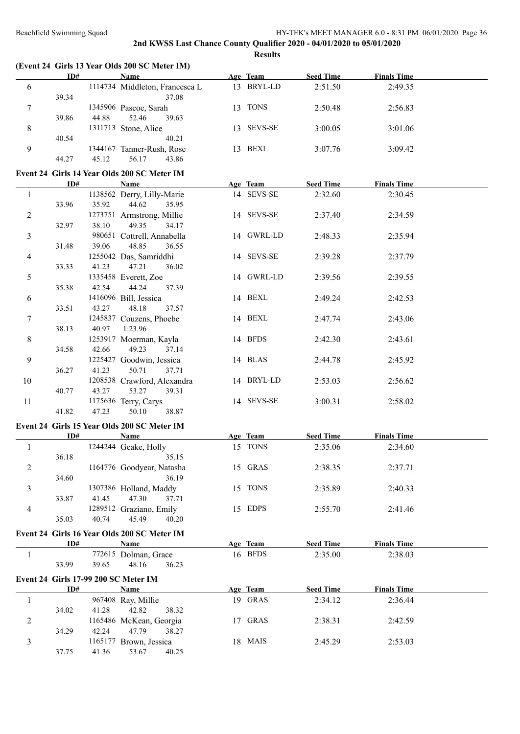## 2nd KWSS Last Chance County Qualifier 2020 - 04/01/2020 to 05/01/2020

### Results

#### (Event 24 Girls 13 Year Olds 200 SC Meter IM)

| | ID# | Name | Age | Team | Seed Time | Finals Time |
|---|---|---|---|---|---|---|
| 6 | 1114734 | Middleton, Francesca L | 13 | BRYL-LD | 2:51.50 | 2:49.35 |
| | 39.34 | 37.08 | | | | |
| 7 | 1345906 | Pascoe, Sarah | 13 | TONS | 2:50.48 | 2:56.83 |
| | 39.86 | 44.88 52.46 39.63 | | | | |
| 8 | 1311713 | Stone, Alice | 13 | SEVS-SE | 3:00.05 | 3:01.06 |
| | 40.54 | 40.21 | | | | |
| 9 | 1344167 | Tanner-Rush, Rose | 13 | BEXL | 3:07.76 | 3:09.42 |
| | 44.27 | 45.12 56.17 43.86 | | | | |

#### Event 24 Girls 14 Year Olds 200 SC Meter IM

| | ID# | Name | Age | Team | Seed Time | Finals Time |
|---|---|---|---|---|---|---|
| 1 | 1138562 | Derry, Lilly-Marie | 14 | SEVS-SE | 2:32.60 | 2:30.45 |
| | 33.96 | 35.92 44.62 35.95 | | | | |
| 2 | 1273751 | Armstrong, Millie | 14 | SEVS-SE | 2:37.40 | 2:34.59 |
| | 32.97 | 38.10 49.35 34.17 | | | | |
| 3 | 980651 | Cottrell, Annabella | 14 | GWRL-LD | 2:48.33 | 2:35.94 |
| | 31.48 | 39.06 48.85 36.55 | | | | |
| 4 | 1255042 | Das, Samriddhi | 14 | SEVS-SE | 2:39.28 | 2:37.79 |
| | 33.33 | 41.23 47.21 36.02 | | | | |
| 5 | 1335458 | Everett, Zoe | 14 | GWRL-LD | 2:39.56 | 2:39.55 |
| | 35.38 | 42.54 44.24 37.39 | | | | |
| 6 | 1416096 | Bill, Jessica | 14 | BEXL | 2:49.24 | 2:42.53 |
| | 33.51 | 43.27 48.18 37.57 | | | | |
| 7 | 1245837 | Couzens, Phoebe | 14 | BEXL | 2:47.74 | 2:43.06 |
| | 38.13 | 40.97 1:23.96 | | | | |
| 8 | 1253917 | Moerman, Kayla | 14 | BFDS | 2:42.30 | 2:43.61 |
| | 34.58 | 42.66 49.23 37.14 | | | | |
| 9 | 1225427 | Goodwin, Jessica | 14 | BLAS | 2:44.78 | 2:45.92 |
| | 36.27 | 41.23 50.71 37.71 | | | | |
| 10 | 1208538 | Crawford, Alexandra | 14 | BRYL-LD | 2:53.03 | 2:56.62 |
| | 40.77 | 43.27 53.27 39.31 | | | | |
| 11 | 1175636 | Terry, Carys | 14 | SEVS-SE | 3:00.31 | 2:58.02 |
| | 41.82 | 47.23 50.10 38.87 | | | | |

#### Event 24 Girls 15 Year Olds 200 SC Meter IM

| | ID# | Name | Age | Team | Seed Time | Finals Time |
|---|---|---|---|---|---|---|
| 1 | 1244244 | Geake, Holly | 15 | TONS | 2:35.06 | 2:34.60 |
| | 36.18 | 35.15 | | | | |
| 2 | 1164776 | Goodyear, Natasha | 15 | GRAS | 2:38.35 | 2:37.71 |
| | 34.60 | 36.19 | | | | |
| 3 | 1307386 | Holland, Maddy | 15 | TONS | 2:35.89 | 2:40.33 |
| | 33.87 | 41.45 47.30 37.71 | | | | |
| 4 | 1289512 | Graziano, Emily | 15 | EDPS | 2:55.70 | 2:41.46 |
| | 35.03 | 40.74 45.49 40.20 | | | | |

#### Event 24 Girls 16 Year Olds 200 SC Meter IM

| | ID# | Name | Age | Team | Seed Time | Finals Time |
|---|---|---|---|---|---|---|
| 1 | 772615 | Dolman, Grace | 16 | BFDS | 2:35.00 | 2:38.03 |
| | 33.99 | 39.65 48.16 36.23 | | | | |

#### Event 24 Girls 17-99 200 SC Meter IM

| | ID# | Name | Age | Team | Seed Time | Finals Time |
|---|---|---|---|---|---|---|
| 1 | 967408 | Ray, Millie | 19 | GRAS | 2:34.12 | 2:36.44 |
| | 34.02 | 41.28 42.82 38.32 | | | | |
| 2 | 1165486 | McKean, Georgia | 17 | GRAS | 2:38.31 | 2:42.59 |
| | 34.29 | 42.24 47.79 38.27 | | | | |
| 3 | 1165177 | Brown, Jessica | 18 | MAIS | 2:45.29 | 2:53.03 |
| | 37.75 | 41.36 53.67 40.25 | | | | |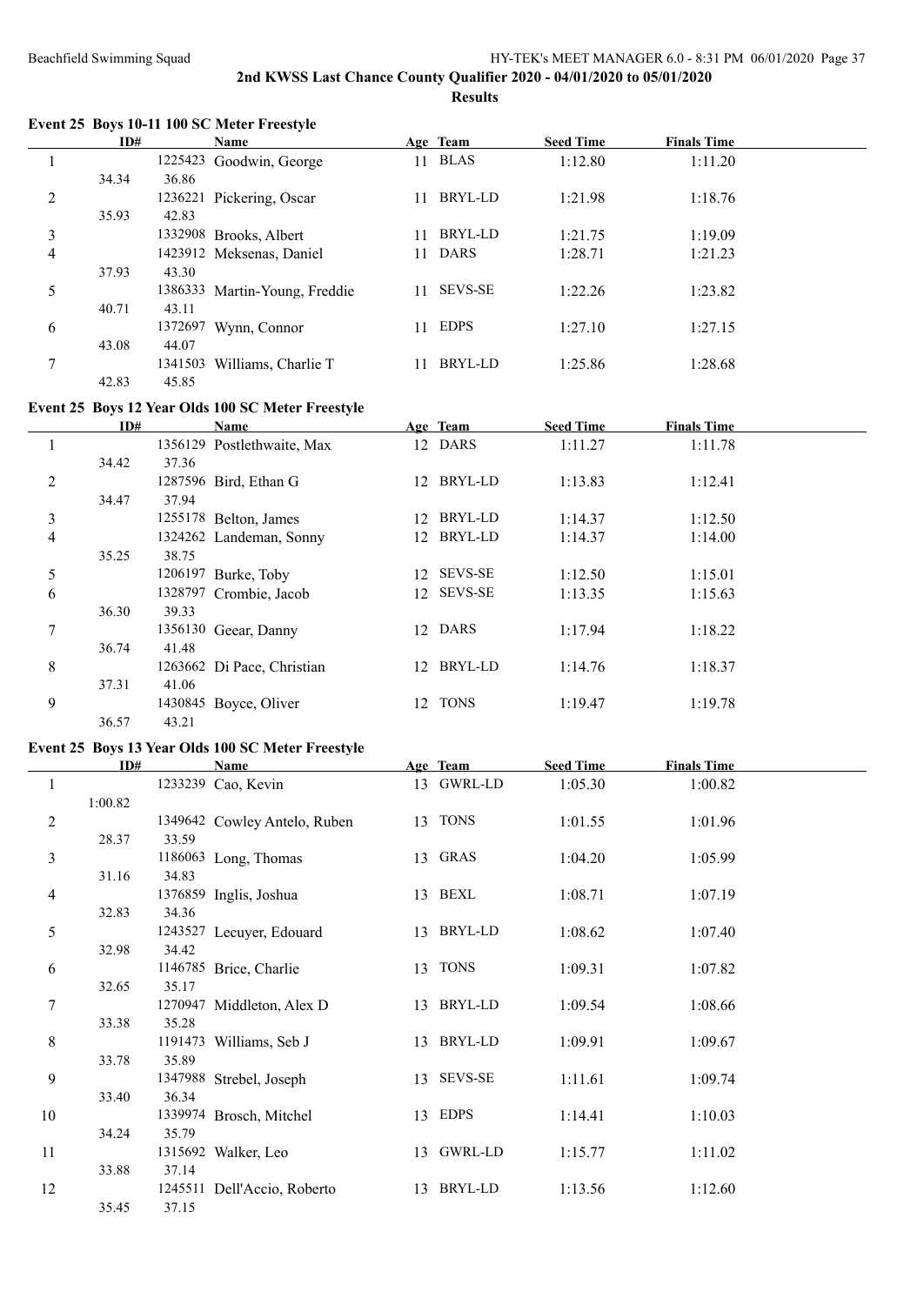## 2nd KWSS Last Chance County Qualifier 2020 - 04/01/2020 to 05/01/2020

### Results

#### Event 25 Boys 10-11 100 SC Meter Freestyle

| | ID# | Name | Age | Team | Seed Time | Finals Time |
|---|---|---|---|---|---|---|
| 1 | 1225423 | Goodwin, George | 11 | BLAS | 1:12.80 | 1:11.20 |
| | 34.34 | 36.86 | | | | |
| 2 | 1236221 | Pickering, Oscar | 11 | BRYL-LD | 1:21.98 | 1:18.76 |
| | 35.93 | 42.83 | | | | |
| 3 | 1332908 | Brooks, Albert | 11 | BRYL-LD | 1:21.75 | 1:19.09 |
| 4 | 1423912 | Meksenas, Daniel | 11 | DARS | 1:28.71 | 1:21.23 |
| | 37.93 | 43.30 | | | | |
| 5 | 1386333 | Martin-Young, Freddie | 11 | SEVS-SE | 1:22.26 | 1:23.82 |
| | 40.71 | 43.11 | | | | |
| 6 | 1372697 | Wynn, Connor | 11 | EDPS | 1:27.10 | 1:27.15 |
| | 43.08 | 44.07 | | | | |
| 7 | 1341503 | Williams, Charlie T | 11 | BRYL-LD | 1:25.86 | 1:28.68 |
| | 42.83 | 45.85 | | | | |

#### Event 25 Boys 12 Year Olds 100 SC Meter Freestyle

| | ID# | Name | Age | Team | Seed Time | Finals Time |
|---|---|---|---|---|---|---|
| 1 | 1356129 | Postlethwaite, Max | 12 | DARS | 1:11.27 | 1:11.78 |
| | 34.42 | 37.36 | | | | |
| 2 | 1287596 | Bird, Ethan G | 12 | BRYL-LD | 1:13.83 | 1:12.41 |
| | 34.47 | 37.94 | | | | |
| 3 | 1255178 | Belton, James | 12 | BRYL-LD | 1:14.37 | 1:12.50 |
| 4 | 1324262 | Landeman, Sonny | 12 | BRYL-LD | 1:14.37 | 1:14.00 |
| | 35.25 | 38.75 | | | | |
| 5 | 1206197 | Burke, Toby | 12 | SEVS-SE | 1:12.50 | 1:15.01 |
| 6 | 1328797 | Crombie, Jacob | 12 | SEVS-SE | 1:13.35 | 1:15.63 |
| | 36.30 | 39.33 | | | | |
| 7 | 1356130 | Gear, Danny | 12 | DARS | 1:17.94 | 1:18.22 |
| | 36.74 | 41.48 | | | | |
| 8 | 1263662 | Di Pace, Christian | 12 | BRYL-LD | 1:14.76 | 1:18.37 |
| | 37.31 | 41.06 | | | | |
| 9 | 1430845 | Boyce, Oliver | 12 | TONS | 1:19.47 | 1:19.78 |
| | 36.57 | 43.21 | | | | |

#### Event 25 Boys 13 Year Olds 100 SC Meter Freestyle

| | ID# | Name | Age | Team | Seed Time | Finals Time |
|---|---|---|---|---|---|---|
| 1 | 1233239 | Cao, Kevin | 13 | GWRL-LD | 1:05.30 | 1:00.82 |
| | 1:00.82 | | | | | |
| 2 | 1349642 | Cowley Antelo, Ruben | 13 | TONS | 1:01.55 | 1:01.96 |
| | 28.37 | 33.59 | | | | |
| 3 | 1186063 | Long, Thomas | 13 | GRAS | 1:04.20 | 1:05.99 |
| | 31.16 | 34.83 | | | | |
| 4 | 1376859 | Inglis, Joshua | 13 | BEXL | 1:08.71 | 1:07.19 |
| | 32.83 | 34.36 | | | | |
| 5 | 1243527 | Lecuyer, Edouard | 13 | BRYL-LD | 1:08.62 | 1:07.40 |
| | 32.98 | 34.42 | | | | |
| 6 | 1146785 | Brice, Charlie | 13 | TONS | 1:09.31 | 1:07.82 |
| | 32.65 | 35.17 | | | | |
| 7 | 1270947 | Middleton, Alex D | 13 | BRYL-LD | 1:09.54 | 1:08.66 |
| | 33.38 | 35.28 | | | | |
| 8 | 1191473 | Williams, Seb J | 13 | BRYL-LD | 1:09.91 | 1:09.67 |
| | 33.78 | 35.89 | | | | |
| 9 | 1347988 | Strebel, Joseph | 13 | SEVS-SE | 1:11.61 | 1:09.74 |
| | 33.40 | 36.34 | | | | |
| 10 | 1339974 | Brosch, Mitchel | 13 | EDPS | 1:14.41 | 1:10.03 |
| | 34.24 | 35.79 | | | | |
| 11 | 1315692 | Walker, Leo | 13 | GWRL-LD | 1:15.77 | 1:11.02 |
| | 33.88 | 37.14 | | | | |
| 12 | 1245511 | Dell'Accio, Roberto | 13 | BRYL-LD | 1:13.56 | 1:12.60 |
| | 35.45 | 37.15 | | | | |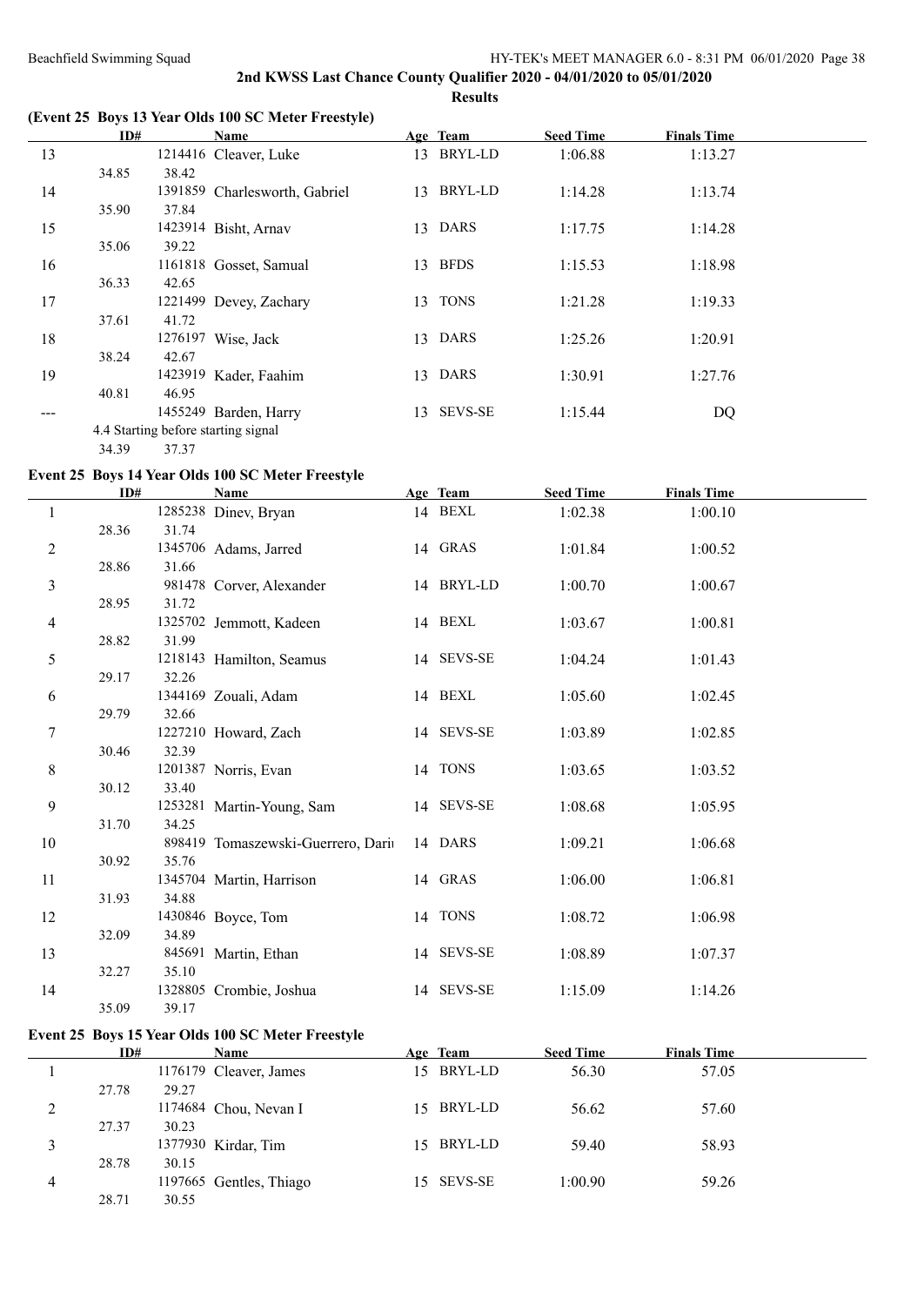## 2nd KWSS Last Chance County Qualifier 2020 - 04/01/2020 to 05/01/2020

**Results**

### (Event 25 Boys 13 Year Olds 100 SC Meter Freestyle)

| | ID# | Name | Age | Team | Seed Time | Finals Time |
|---|---|---|---|---|---|---|
| 13 | 1214416 | Cleaver, Luke | 13 | BRYL-LD | 1:06.88 | 1:13.27 |
| | 34.85 38.42 | | | | | |
| 14 | 1391859 | Charlesworth, Gabriel | 13 | BRYL-LD | 1:14.28 | 1:13.74 |
| | 35.90 37.84 | | | | | |
| 15 | 1423914 | Bisht, Arnav | 13 | DARS | 1:17.75 | 1:14.28 |
| | 35.06 39.22 | | | | | |
| 16 | 1161818 | Gosset, Samual | 13 | BFDS | 1:15.53 | 1:18.98 |
| | 36.33 42.65 | | | | | |
| 17 | 1221499 | Devey, Zachary | 13 | TONS | 1:21.28 | 1:19.33 |
| | 37.61 41.72 | | | | | |
| 18 | 1276197 | Wise, Jack | 13 | DARS | 1:25.26 | 1:20.91 |
| | 38.24 42.67 | | | | | |
| 19 | 1423919 | Kader, Faahim | 13 | DARS | 1:30.91 | 1:27.76 |
| | 40.81 46.95 | | | | | |
| --- | 1455249 | Barden, Harry | 13 | SEVS-SE | 1:15.44 | DQ |
| | 4.4 Starting before starting signal | | | | | |
| | 34.39 37.37 | | | | | |

### Event 25 Boys 14 Year Olds 100 SC Meter Freestyle

| | ID# | Name | Age | Team | Seed Time | Finals Time |
|---|---|---|---|---|---|---|
| 1 | 1285238 | Dinev, Bryan | 14 | BEXL | 1:02.38 | 1:00.10 |
| | 28.36 31.74 | | | | | |
| 2 | 1345706 | Adams, Jarred | 14 | GRAS | 1:01.84 | 1:00.52 |
| | 28.86 31.66 | | | | | |
| 3 | 981478 | Corver, Alexander | 14 | BRYL-LD | 1:00.70 | 1:00.67 |
| | 28.95 31.72 | | | | | |
| 4 | 1325702 | Jemmott, Kadeen | 14 | BEXL | 1:03.67 | 1:00.81 |
| | 28.82 31.99 | | | | | |
| 5 | 1218143 | Hamilton, Seamus | 14 | SEVS-SE | 1:04.24 | 1:01.43 |
| | 29.17 32.26 | | | | | |
| 6 | 1344169 | Zouali, Adam | 14 | BEXL | 1:05.60 | 1:02.45 |
| | 29.79 32.66 | | | | | |
| 7 | 1227210 | Howard, Zach | 14 | SEVS-SE | 1:03.89 | 1:02.85 |
| | 30.46 32.39 | | | | | |
| 8 | 1201387 | Norris, Evan | 14 | TONS | 1:03.65 | 1:03.52 |
| | 30.12 33.40 | | | | | |
| 9 | 1253281 | Martin-Young, Sam | 14 | SEVS-SE | 1:08.68 | 1:05.95 |
| | 31.70 34.25 | | | | | |
| 10 | 898419 | Tomaszewski-Guerrero, Dari | 14 | DARS | 1:09.21 | 1:06.68 |
| | 30.92 35.76 | | | | | |
| 11 | 1345704 | Martin, Harrison | 14 | GRAS | 1:06.00 | 1:06.81 |
| | 31.93 34.88 | | | | | |
| 12 | 1430846 | Boyce, Tom | 14 | TONS | 1:08.72 | 1:06.98 |
| | 32.09 34.89 | | | | | |
| 13 | 845691 | Martin, Ethan | 14 | SEVS-SE | 1:08.89 | 1:07.37 |
| | 32.27 35.10 | | | | | |
| 14 | 1328805 | Crombie, Joshua | 14 | SEVS-SE | 1:15.09 | 1:14.26 |
| | 35.09 39.17 | | | | | |

### Event 25 Boys 15 Year Olds 100 SC Meter Freestyle

| | ID# | Name | Age | Team | Seed Time | Finals Time |
|---|---|---|---|---|---|---|
| 1 | 1176179 | Cleaver, James | 15 | BRYL-LD | 56.30 | 57.05 |
| | 27.78 29.27 | | | | | |
| 2 | 1174684 | Chou, Nevan I | 15 | BRYL-LD | 56.62 | 57.60 |
| | 27.37 30.23 | | | | | |
| 3 | 1377930 | Kirdar, Tim | 15 | BRYL-LD | 59.40 | 58.93 |
| | 28.78 30.15 | | | | | |
| 4 | 1197665 | Gentles, Thiago | 15 | SEVS-SE | 1:00.90 | 59.26 |
| | 28.71 30.55 | | | | | |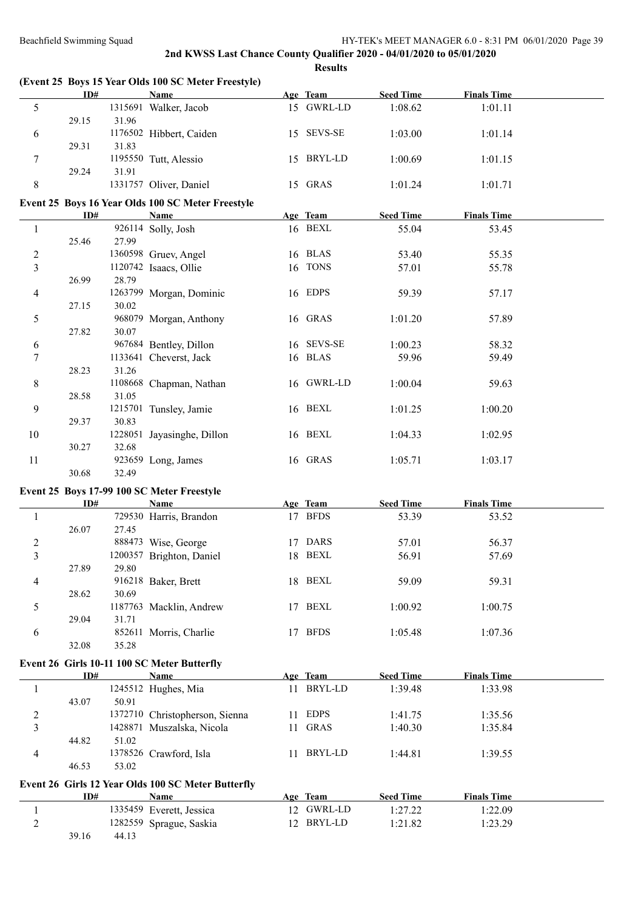## 2nd KWSS Last Chance County Qualifier 2020 - 04/01/2020 to 05/01/2020

**Results**

### (Event 25 Boys 15 Year Olds 100 SC Meter Freestyle)

| | ID# | Name | Age | Team | Seed Time | Finals Time |
|---|---|---|---|---|---|---|
| 5 | 1315691 | Walker, Jacob | 15 | GWRL-LD | 1:08.62 | 1:01.11 |
| | 29.15 | 31.96 | | | | |
| 6 | 1176502 | Hibbert, Caiden | 15 | SEVS-SE | 1:03.00 | 1:01.14 |
| | 29.31 | 31.83 | | | | |
| 7 | 1195550 | Tutt, Alessio | 15 | BRYL-LD | 1:00.69 | 1:01.15 |
| | 29.24 | 31.91 | | | | |
| 8 | 1331757 | Oliver, Daniel | 15 | GRAS | 1:01.24 | 1:01.71 |

### Event 25 Boys 16 Year Olds 100 SC Meter Freestyle

| | ID# | Name | Age | Team | Seed Time | Finals Time |
|---|---|---|---|---|---|---|
| 1 | 926114 | Solly, Josh | 16 | BEXL | 55.04 | 53.45 |
| | 25.46 | 27.99 | | | | |
| 2 | 1360598 | Gruev, Angel | 16 | BLAS | 53.40 | 55.35 |
| 3 | 1120742 | Isaacs, Ollie | 16 | TONS | 57.01 | 55.78 |
| | 26.99 | 28.79 | | | | |
| 4 | 1263799 | Morgan, Dominic | 16 | EDPS | 59.39 | 57.17 |
| | 27.15 | 30.02 | | | | |
| 5 | 968079 | Morgan, Anthony | 16 | GRAS | 1:01.20 | 57.89 |
| | 27.82 | 30.07 | | | | |
| 6 | 967684 | Bentley, Dillon | 16 | SEVS-SE | 1:00.23 | 58.32 |
| 7 | 1133641 | Cheverst, Jack | 16 | BLAS | 59.96 | 59.49 |
| | 28.23 | 31.26 | | | | |
| 8 | 1108668 | Chapman, Nathan | 16 | GWRL-LD | 1:00.04 | 59.63 |
| | 28.58 | 31.05 | | | | |
| 9 | 1215701 | Tunsley, Jamie | 16 | BEXL | 1:01.25 | 1:00.20 |
| | 29.37 | 30.83 | | | | |
| 10 | 1228051 | Jayasinghe, Dillon | 16 | BEXL | 1:04.33 | 1:02.95 |
| | 30.27 | 32.68 | | | | |
| 11 | 923659 | Long, James | 16 | GRAS | 1:05.71 | 1:03.17 |
| | 30.68 | 32.49 | | | | |

### Event 25 Boys 17-99 100 SC Meter Freestyle

| | ID# | Name | Age | Team | Seed Time | Finals Time |
|---|---|---|---|---|---|---|
| 1 | 729530 | Harris, Brandon | 17 | BFDS | 53.39 | 53.52 |
| | 26.07 | 27.45 | | | | |
| 2 | 888473 | Wise, George | 17 | DARS | 57.01 | 56.37 |
| 3 | 1200357 | Brighton, Daniel | 18 | BEXL | 56.91 | 57.69 |
| | 27.89 | 29.80 | | | | |
| 4 | 916218 | Baker, Brett | 18 | BEXL | 59.09 | 59.31 |
| | 28.62 | 30.69 | | | | |
| 5 | 1187763 | Macklin, Andrew | 17 | BEXL | 1:00.92 | 1:00.75 |
| | 29.04 | 31.71 | | | | |
| 6 | 852611 | Morris, Charlie | 17 | BFDS | 1:05.48 | 1:07.36 |
| | 32.08 | 35.28 | | | | |

### Event 26 Girls 10-11 100 SC Meter Butterfly

| | ID# | Name | Age | Team | Seed Time | Finals Time |
|---|---|---|---|---|---|---|
| 1 | 1245512 | Hughes, Mia | 11 | BRYL-LD | 1:39.48 | 1:33.98 |
| | 43.07 | 50.91 | | | | |
| 2 | 1372710 | Christopherson, Sienna | 11 | EDPS | 1:41.75 | 1:35.56 |
| 3 | 1428871 | Muszalska, Nicola | 11 | GRAS | 1:40.30 | 1:35.84 |
| | 44.82 | 51.02 | | | | |
| 4 | 1378526 | Crawford, Isla | 11 | BRYL-LD | 1:44.81 | 1:39.55 |
| | 46.53 | 53.02 | | | | |

### Event 26 Girls 12 Year Olds 100 SC Meter Butterfly

| | ID# | Name | Age | Team | Seed Time | Finals Time |
|---|---|---|---|---|---|---|
| 1 | 1335459 | Everett, Jessica | 12 | GWRL-LD | 1:27.22 | 1:22.09 |
| 2 | 1282559 | Sprague, Saskia | 12 | BRYL-LD | 1:21.82 | 1:23.29 |
| | 39.16 | 44.13 | | | | |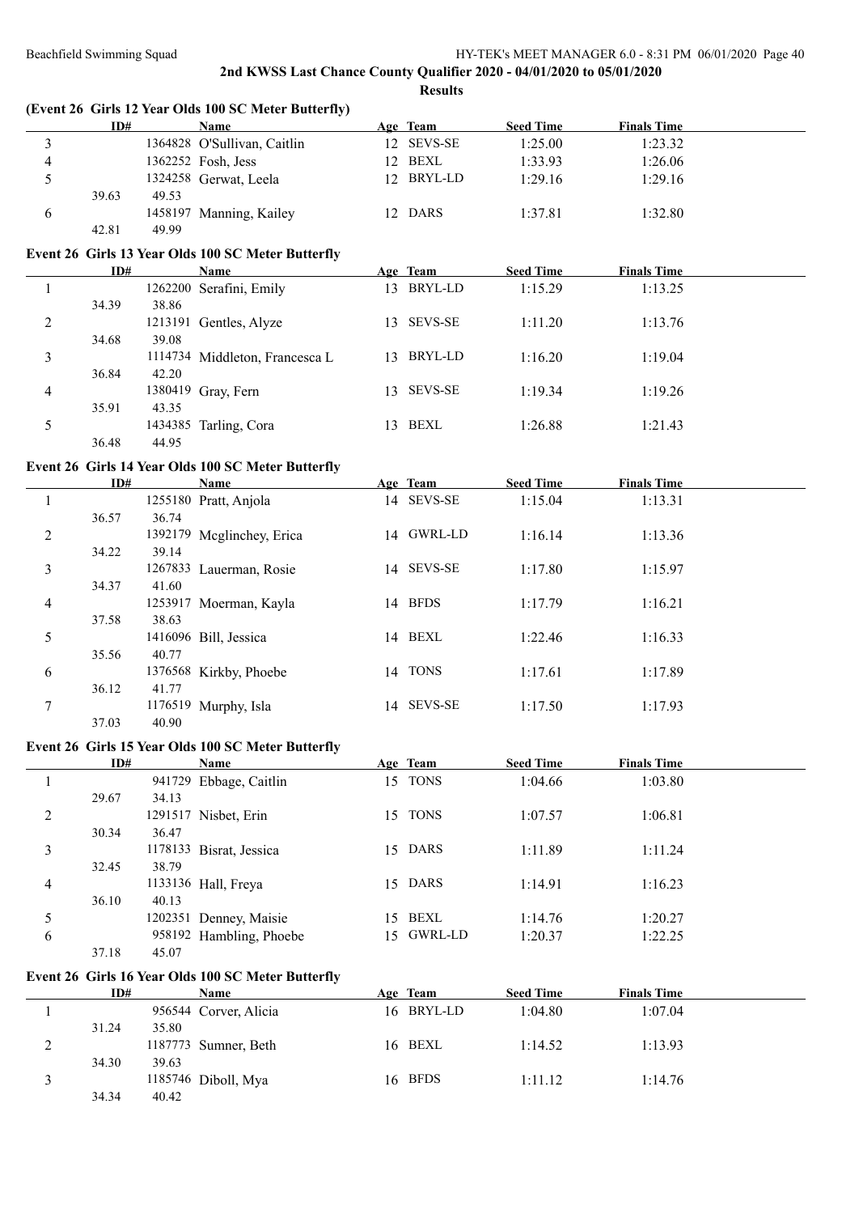## 2nd KWSS Last Chance County Qualifier 2020 - 04/01/2020 to 05/01/2020

### Results

**(Event 26 Girls 12 Year Olds 100 SC Meter Butterfly)**

| | ID# | Name | Age | Team | Seed Time | Finals Time |
|---|---|---|---|---|---|---|
| 3 | 1364828 | O'Sullivan, Caitlin | 12 | SEVS-SE | 1:25.00 | 1:23.32 |
| 4 | 1362252 | Fosh, Jess | 12 | BEXL | 1:33.93 | 1:26.06 |
| 5 | 1324258 | Gerwat, Leela | 12 | BRYL-LD | 1:29.16 | 1:29.16 |
| | 39.63 | 49.53 | | | | |
| 6 | 1458197 | Manning, Kailey | 12 | DARS | 1:37.81 | 1:32.80 |
| | 42.81 | 49.99 | | | | |

**Event 26 Girls 13 Year Olds 100 SC Meter Butterfly**

| | ID# | Name | Age | Team | Seed Time | Finals Time |
|---|---|---|---|---|---|---|
| 1 | 1262200 | Serafini, Emily | 13 | BRYL-LD | 1:15.29 | 1:13.25 |
| | 34.39 | 38.86 | | | | |
| 2 | 1213191 | Gentles, Alyze | 13 | SEVS-SE | 1:11.20 | 1:13.76 |
| | 34.68 | 39.08 | | | | |
| 3 | 1114734 | Middleton, Francesca L | 13 | BRYL-LD | 1:16.20 | 1:19.04 |
| | 36.84 | 42.20 | | | | |
| 4 | 1380419 | Gray, Fern | 13 | SEVS-SE | 1:19.34 | 1:19.26 |
| | 35.91 | 43.35 | | | | |
| 5 | 1434385 | Tarling, Cora | 13 | BEXL | 1:26.88 | 1:21.43 |
| | 36.48 | 44.95 | | | | |

**Event 26 Girls 14 Year Olds 100 SC Meter Butterfly**

| | ID# | Name | Age | Team | Seed Time | Finals Time |
|---|---|---|---|---|---|---|
| 1 | 1255180 | Pratt, Anjola | 14 | SEVS-SE | 1:15.04 | 1:13.31 |
| | 36.57 | 36.74 | | | | |
| 2 | 1392179 | Mcglinchey, Erica | 14 | GWRL-LD | 1:16.14 | 1:13.36 |
| | 34.22 | 39.14 | | | | |
| 3 | 1267833 | Lauerman, Rosie | 14 | SEVS-SE | 1:17.80 | 1:15.97 |
| | 34.37 | 41.60 | | | | |
| 4 | 1253917 | Moerman, Kayla | 14 | BFDS | 1:17.79 | 1:16.21 |
| | 37.58 | 38.63 | | | | |
| 5 | 1416096 | Bill, Jessica | 14 | BEXL | 1:22.46 | 1:16.33 |
| | 35.56 | 40.77 | | | | |
| 6 | 1376568 | Kirkby, Phoebe | 14 | TONS | 1:17.61 | 1:17.89 |
| | 36.12 | 41.77 | | | | |
| 7 | 1176519 | Murphy, Isla | 14 | SEVS-SE | 1:17.50 | 1:17.93 |
| | 37.03 | 40.90 | | | | |

**Event 26 Girls 15 Year Olds 100 SC Meter Butterfly**

| | ID# | Name | Age | Team | Seed Time | Finals Time |
|---|---|---|---|---|---|---|
| 1 | 941729 | Ebbage, Caitlin | 15 | TONS | 1:04.66 | 1:03.80 |
| | 29.67 | 34.13 | | | | |
| 2 | 1291517 | Nisbet, Erin | 15 | TONS | 1:07.57 | 1:06.81 |
| | 30.34 | 36.47 | | | | |
| 3 | 1178133 | Bisrat, Jessica | 15 | DARS | 1:11.89 | 1:11.24 |
| | 32.45 | 38.79 | | | | |
| 4 | 1133136 | Hall, Freya | 15 | DARS | 1:14.91 | 1:16.23 |
| | 36.10 | 40.13 | | | | |
| 5 | 1202351 | Denney, Maisie | 15 | BEXL | 1:14.76 | 1:20.27 |
| 6 | 958192 | Hambling, Phoebe | 15 | GWRL-LD | 1:20.37 | 1:22.25 |
| | 37.18 | 45.07 | | | | |

**Event 26 Girls 16 Year Olds 100 SC Meter Butterfly**

| | ID# | Name | Age | Team | Seed Time | Finals Time |
|---|---|---|---|---|---|---|
| 1 | 956544 | Corver, Alicia | 16 | BRYL-LD | 1:04.80 | 1:07.04 |
| | 31.24 | 35.80 | | | | |
| 2 | 1187773 | Sumner, Beth | 16 | BEXL | 1:14.52 | 1:13.93 |
| | 34.30 | 39.63 | | | | |
| 3 | 1185746 | Diboll, Mya | 16 | BFDS | 1:11.12 | 1:14.76 |
| | 34.34 | 40.42 | | | | |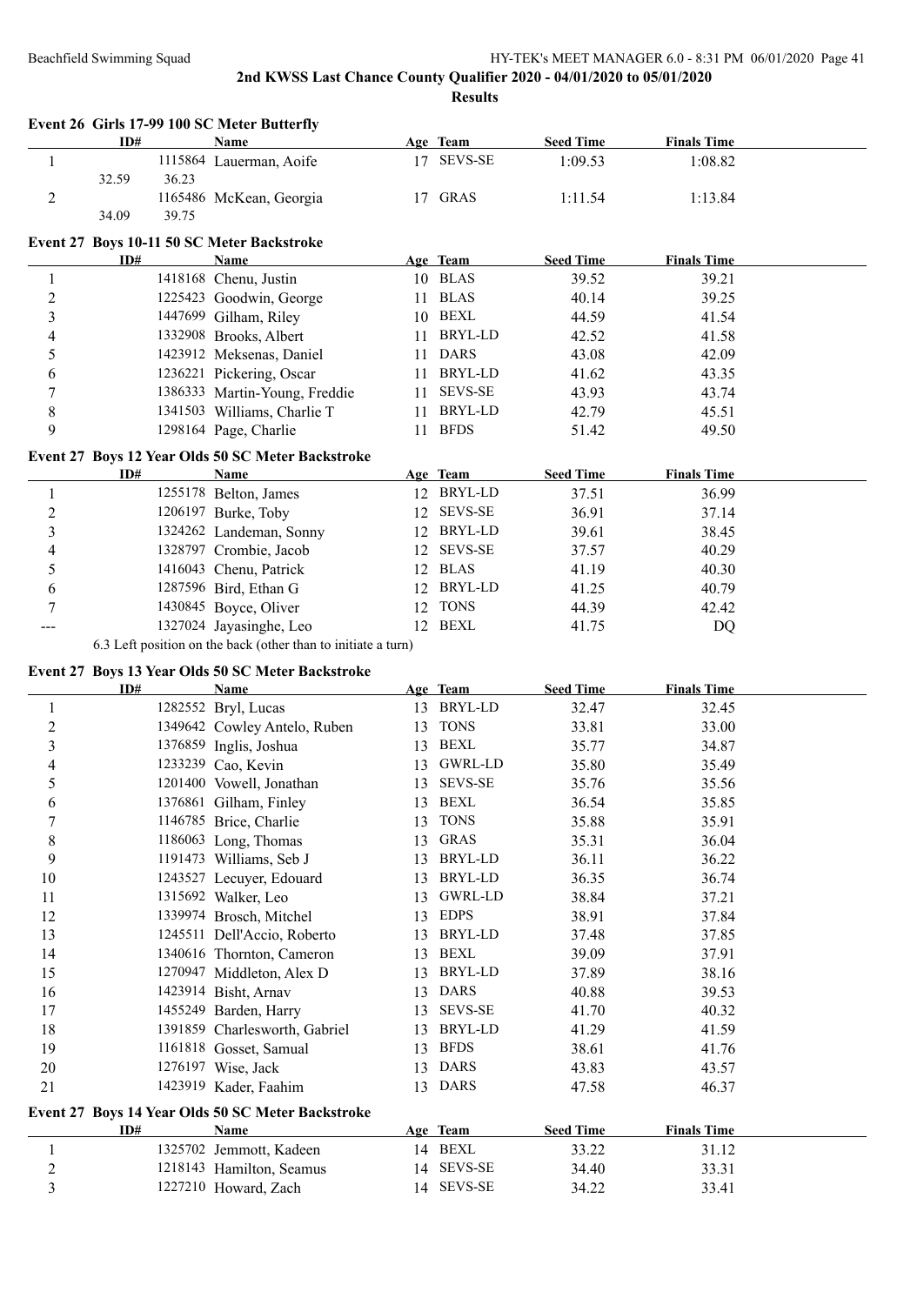## 2nd KWSS Last Chance County Qualifier 2020 - 04/01/2020 to 05/01/2020

### Results

#### Event 26 Girls 17-99 100 SC Meter Butterfly

| | ID# | Name | Age | Team | Seed Time | Finals Time |
|---|---|---|---|---|---|---|
| 1 | 1115864 | Lauerman, Aoife | 17 | SEVS-SE | 1:09.53 | 1:08.82 |
| | 32.59 36.23 | | | | | |
| 2 | 1165486 | McKean, Georgia | 17 | GRAS | 1:11.54 | 1:13.84 |
| | 34.09 39.75 | | | | | |

#### Event 27 Boys 10-11 50 SC Meter Backstroke

| | ID# | Name | Age | Team | Seed Time | Finals Time |
|---|---|---|---|---|---|---|
| 1 | 1418168 | Chenu, Justin | 10 | BLAS | 39.52 | 39.21 |
| 2 | 1225423 | Goodwin, George | 11 | BLAS | 40.14 | 39.25 |
| 3 | 1447699 | Gilham, Riley | 10 | BEXL | 44.59 | 41.54 |
| 4 | 1332908 | Brooks, Albert | 11 | BRYL-LD | 42.52 | 41.58 |
| 5 | 1423912 | Meksenas, Daniel | 11 | DARS | 43.08 | 42.09 |
| 6 | 1236221 | Pickering, Oscar | 11 | BRYL-LD | 41.62 | 43.35 |
| 7 | 1386333 | Martin-Young, Freddie | 11 | SEVS-SE | 43.93 | 43.74 |
| 8 | 1341503 | Williams, Charlie T | 11 | BRYL-LD | 42.79 | 45.51 |
| 9 | 1298164 | Page, Charlie | 11 | BFDS | 51.42 | 49.50 |

#### Event 27 Boys 12 Year Olds 50 SC Meter Backstroke

| | ID# | Name | Age | Team | Seed Time | Finals Time |
|---|---|---|---|---|---|---|
| 1 | 1255178 | Belton, James | 12 | BRYL-LD | 37.51 | 36.99 |
| 2 | 1206197 | Burke, Toby | 12 | SEVS-SE | 36.91 | 37.14 |
| 3 | 1324262 | Landeman, Sonny | 12 | BRYL-LD | 39.61 | 38.45 |
| 4 | 1328797 | Crombie, Jacob | 12 | SEVS-SE | 37.57 | 40.29 |
| 5 | 1416043 | Chenu, Patrick | 12 | BLAS | 41.19 | 40.30 |
| 6 | 1287596 | Bird, Ethan G | 12 | BRYL-LD | 41.25 | 40.79 |
| 7 | 1430845 | Boyce, Oliver | 12 | TONS | 44.39 | 42.42 |
| --- | 1327024 | Jayasinghe, Leo | 12 | BEXL | 41.75 | DQ |
| | 6.3 Left position on the back (other than to initiate a turn) | | | | | |

#### Event 27 Boys 13 Year Olds 50 SC Meter Backstroke

| | ID# | Name | Age | Team | Seed Time | Finals Time |
|---|---|---|---|---|---|---|
| 1 | 1282552 | Bryl, Lucas | 13 | BRYL-LD | 32.47 | 32.45 |
| 2 | 1349642 | Cowley Antelo, Ruben | 13 | TONS | 33.81 | 33.00 |
| 3 | 1376859 | Inglis, Joshua | 13 | BEXL | 35.77 | 34.87 |
| 4 | 1233239 | Cao, Kevin | 13 | GWRL-LD | 35.80 | 35.49 |
| 5 | 1201400 | Vowell, Jonathan | 13 | SEVS-SE | 35.76 | 35.56 |
| 6 | 1376861 | Gilham, Finley | 13 | BEXL | 36.54 | 35.85 |
| 7 | 1146785 | Brice, Charlie | 13 | TONS | 35.88 | 35.91 |
| 8 | 1186063 | Long, Thomas | 13 | GRAS | 35.31 | 36.04 |
| 9 | 1191473 | Williams, Seb J | 13 | BRYL-LD | 36.11 | 36.22 |
| 10 | 1243527 | Lecuyer, Edouard | 13 | BRYL-LD | 36.35 | 36.74 |
| 11 | 1315692 | Walker, Leo | 13 | GWRL-LD | 38.84 | 37.21 |
| 12 | 1339974 | Brosch, Mitchel | 13 | EDPS | 38.91 | 37.84 |
| 13 | 1245511 | Dell'Accio, Roberto | 13 | BRYL-LD | 37.48 | 37.85 |
| 14 | 1340616 | Thornton, Cameron | 13 | BEXL | 39.09 | 37.91 |
| 15 | 1270947 | Middleton, Alex D | 13 | BRYL-LD | 37.89 | 38.16 |
| 16 | 1423914 | Bisht, Arnav | 13 | DARS | 40.88 | 39.53 |
| 17 | 1455249 | Barden, Harry | 13 | SEVS-SE | 41.70 | 40.32 |
| 18 | 1391859 | Charlesworth, Gabriel | 13 | BRYL-LD | 41.29 | 41.59 |
| 19 | 1161818 | Gosset, Samual | 13 | BFDS | 38.61 | 41.76 |
| 20 | 1276197 | Wise, Jack | 13 | DARS | 43.83 | 43.57 |
| 21 | 1423919 | Kader, Faahim | 13 | DARS | 47.58 | 46.37 |

#### Event 27 Boys 14 Year Olds 50 SC Meter Backstroke

| | ID# | Name | Age | Team | Seed Time | Finals Time |
|---|---|---|---|---|---|---|
| 1 | 1325702 | Jemmott, Kadeen | 14 | BEXL | 33.22 | 31.12 |
| 2 | 1218143 | Hamilton, Seamus | 14 | SEVS-SE | 34.40 | 33.31 |
| 3 | 1227210 | Howard, Zach | 14 | SEVS-SE | 34.22 | 33.41 |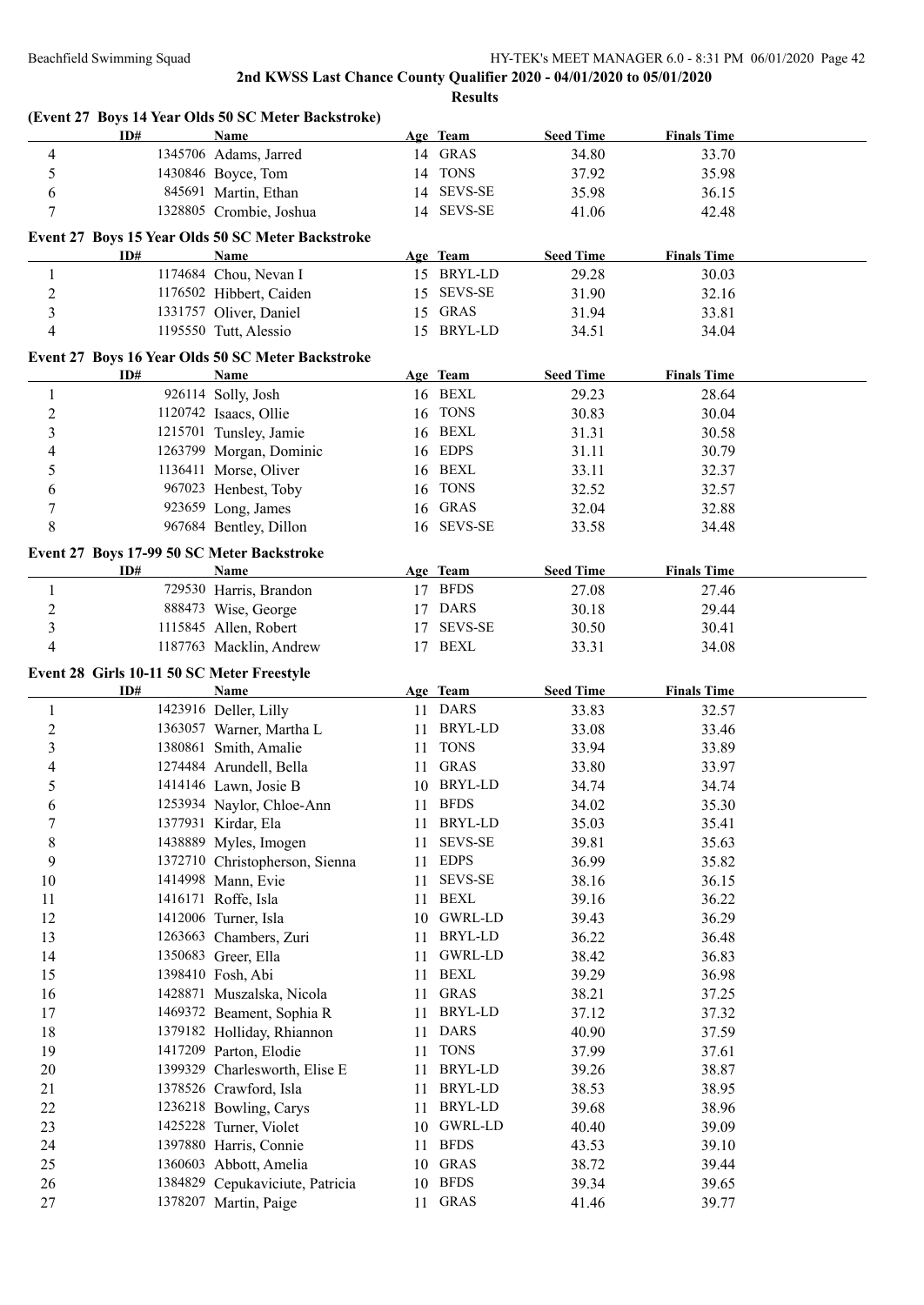## 2nd KWSS Last Chance County Qualifier 2020 - 04/01/2020 to 05/01/2020

### Results

### (Event 27 Boys 14 Year Olds 50 SC Meter Backstroke)

| | ID# | Name | Age | Team | Seed Time | Finals Time |
|---|---|---|---|---|---|---|
| 4 | 1345706 | Adams, Jarred | 14 | GRAS | 34.80 | 33.70 |
| 5 | 1430846 | Boyce, Tom | 14 | TONS | 37.92 | 35.98 |
| 6 | 845691 | Martin, Ethan | 14 | SEVS-SE | 35.98 | 36.15 |
| 7 | 1328805 | Crombie, Joshua | 14 | SEVS-SE | 41.06 | 42.48 |

### Event 27 Boys 15 Year Olds 50 SC Meter Backstroke

| | ID# | Name | Age | Team | Seed Time | Finals Time |
|---|---|---|---|---|---|---|
| 1 | 1174684 | Chou, Nevan I | 15 | BRYL-LD | 29.28 | 30.03 |
| 2 | 1176502 | Hibbert, Caiden | 15 | SEVS-SE | 31.90 | 32.16 |
| 3 | 1331757 | Oliver, Daniel | 15 | GRAS | 31.94 | 33.81 |
| 4 | 1195550 | Tutt, Alessio | 15 | BRYL-LD | 34.51 | 34.04 |

### Event 27 Boys 16 Year Olds 50 SC Meter Backstroke

| | ID# | Name | Age | Team | Seed Time | Finals Time |
|---|---|---|---|---|---|---|
| 1 | 926114 | Solly, Josh | 16 | BEXL | 29.23 | 28.64 |
| 2 | 1120742 | Isaacs, Ollie | 16 | TONS | 30.83 | 30.04 |
| 3 | 1215701 | Tunsley, Jamie | 16 | BEXL | 31.31 | 30.58 |
| 4 | 1263799 | Morgan, Dominic | 16 | EDPS | 31.11 | 30.79 |
| 5 | 1136411 | Morse, Oliver | 16 | BEXL | 33.11 | 32.37 |
| 6 | 967023 | Henbest, Toby | 16 | TONS | 32.52 | 32.57 |
| 7 | 923659 | Long, James | 16 | GRAS | 32.04 | 32.88 |
| 8 | 967684 | Bentley, Dillon | 16 | SEVS-SE | 33.58 | 34.48 |

### Event 27 Boys 17-99 50 SC Meter Backstroke

| | ID# | Name | Age | Team | Seed Time | Finals Time |
|---|---|---|---|---|---|---|
| 1 | 729530 | Harris, Brandon | 17 | BFDS | 27.08 | 27.46 |
| 2 | 888473 | Wise, George | 17 | DARS | 30.18 | 29.44 |
| 3 | 1115845 | Allen, Robert | 17 | SEVS-SE | 30.50 | 30.41 |
| 4 | 1187763 | Macklin, Andrew | 17 | BEXL | 33.31 | 34.08 |

### Event 28 Girls 10-11 50 SC Meter Freestyle

| | ID# | Name | Age | Team | Seed Time | Finals Time |
|---|---|---|---|---|---|---|
| 1 | 1423916 | Deller, Lilly | 11 | DARS | 33.83 | 32.57 |
| 2 | 1363057 | Warner, Martha L | 11 | BRYL-LD | 33.08 | 33.46 |
| 3 | 1380861 | Smith, Amalie | 11 | TONS | 33.94 | 33.89 |
| 4 | 1274484 | Arundell, Bella | 11 | GRAS | 33.80 | 33.97 |
| 5 | 1414146 | Lawn, Josie B | 10 | BRYL-LD | 34.74 | 34.74 |
| 6 | 1253934 | Naylor, Chloe-Ann | 11 | BFDS | 34.02 | 35.30 |
| 7 | 1377931 | Kirdar, Ela | 11 | BRYL-LD | 35.03 | 35.41 |
| 8 | 1438889 | Myles, Imogen | 11 | SEVS-SE | 39.81 | 35.63 |
| 9 | 1372710 | Christopherson, Sienna | 11 | EDPS | 36.99 | 35.82 |
| 10 | 1414998 | Mann, Evie | 11 | SEVS-SE | 38.16 | 36.15 |
| 11 | 1416171 | Roffe, Isla | 11 | BEXL | 39.16 | 36.22 |
| 12 | 1412006 | Turner, Isla | 10 | GWRL-LD | 39.43 | 36.29 |
| 13 | 1263663 | Chambers, Zuri | 11 | BRYL-LD | 36.22 | 36.48 |
| 14 | 1350683 | Greer, Ella | 11 | GWRL-LD | 38.42 | 36.83 |
| 15 | 1398410 | Fosh, Abi | 11 | BEXL | 39.29 | 36.98 |
| 16 | 1428871 | Muszalska, Nicola | 11 | GRAS | 38.21 | 37.25 |
| 17 | 1469372 | Beament, Sophia R | 11 | BRYL-LD | 37.12 | 37.32 |
| 18 | 1379182 | Holliday, Rhiannon | 11 | DARS | 40.90 | 37.59 |
| 19 | 1417209 | Parton, Elodie | 11 | TONS | 37.99 | 37.61 |
| 20 | 1399329 | Charlesworth, Elise E | 11 | BRYL-LD | 39.26 | 38.87 |
| 21 | 1378526 | Crawford, Isla | 11 | BRYL-LD | 38.53 | 38.95 |
| 22 | 1236218 | Bowling, Carys | 11 | BRYL-LD | 39.68 | 38.96 |
| 23 | 1425228 | Turner, Violet | 10 | GWRL-LD | 40.40 | 39.09 |
| 24 | 1397880 | Harris, Connie | 11 | BFDS | 43.53 | 39.10 |
| 25 | 1360603 | Abbott, Amelia | 10 | GRAS | 38.72 | 39.44 |
| 26 | 1384829 | Cepukaviciute, Patricia | 10 | BFDS | 39.34 | 39.65 |
| 27 | 1378207 | Martin, Paige | 11 | GRAS | 41.46 | 39.77 |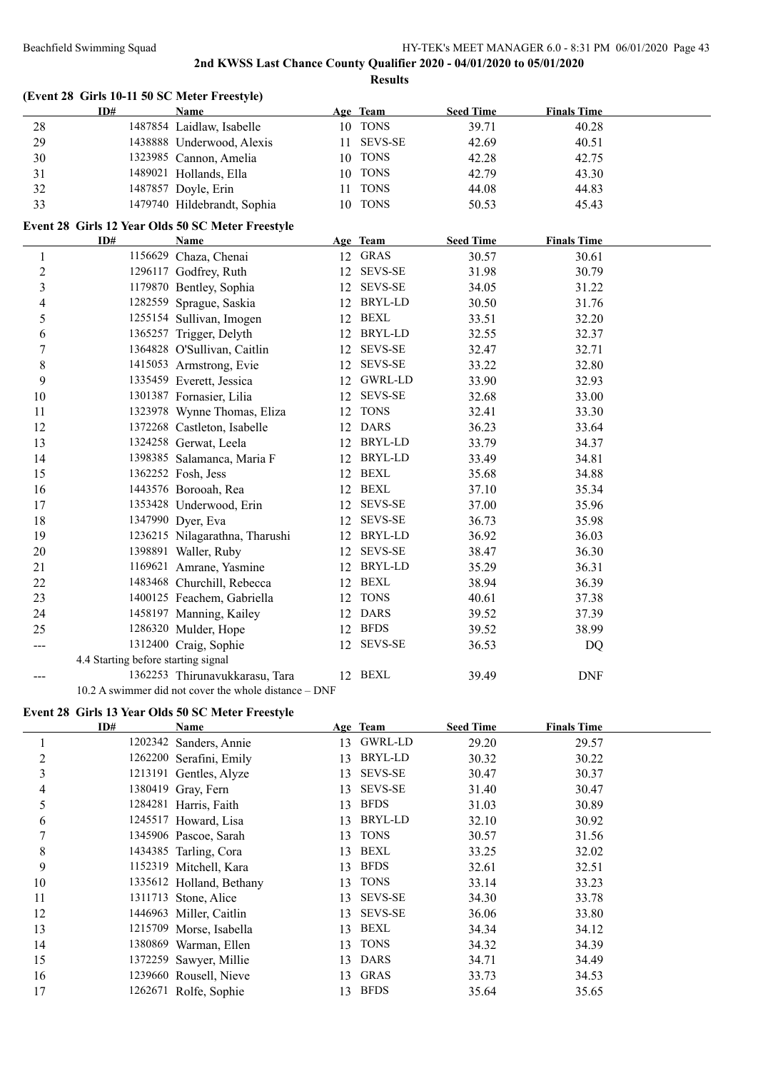**2nd KWSS Last Chance County Qualifier 2020 - 04/01/2020 to 05/01/2020**

**Results**

### (Event 28 Girls 10-11 50 SC Meter Freestyle)

| | ID# | Name | Age | Team | Seed Time | Finals Time |
|---|---|---|---|---|---|---|
| 28 | 1487854 | Laidlaw, Isabelle | 10 | TONS | 39.71 | 40.28 |
| 29 | 1438888 | Underwood, Alexis | 11 | SEVS-SE | 42.69 | 40.51 |
| 30 | 1323985 | Cannon, Amelia | 10 | TONS | 42.28 | 42.75 |
| 31 | 1489021 | Hollands, Ella | 10 | TONS | 42.79 | 43.30 |
| 32 | 1487857 | Doyle, Erin | 11 | TONS | 44.08 | 44.83 |
| 33 | 1479740 | Hildebrandt, Sophia | 10 | TONS | 50.53 | 45.43 |

### Event 28 Girls 12 Year Olds 50 SC Meter Freestyle

| | ID# | Name | Age | Team | Seed Time | Finals Time |
|---|---|---|---|---|---|---|
| 1 | 1156629 | Chaza, Chenai | 12 | GRAS | 30.57 | 30.61 |
| 2 | 1296117 | Godfrey, Ruth | 12 | SEVS-SE | 31.98 | 30.79 |
| 3 | 1179870 | Bentley, Sophia | 12 | SEVS-SE | 34.05 | 31.22 |
| 4 | 1282559 | Sprague, Saskia | 12 | BRYL-LD | 30.50 | 31.76 |
| 5 | 1255154 | Sullivan, Imogen | 12 | BEXL | 33.51 | 32.20 |
| 6 | 1365257 | Trigger, Delyth | 12 | BRYL-LD | 32.55 | 32.37 |
| 7 | 1364828 | O'Sullivan, Caitlin | 12 | SEVS-SE | 32.47 | 32.71 |
| 8 | 1415053 | Armstrong, Evie | 12 | SEVS-SE | 33.22 | 32.80 |
| 9 | 1335459 | Everett, Jessica | 12 | GWRL-LD | 33.90 | 32.93 |
| 10 | 1301387 | Fornasier, Lilia | 12 | SEVS-SE | 32.68 | 33.00 |
| 11 | 1323978 | Wynne Thomas, Eliza | 12 | TONS | 32.41 | 33.30 |
| 12 | 1372268 | Castleton, Isabelle | 12 | DARS | 36.23 | 33.64 |
| 13 | 1324258 | Gerwat, Leela | 12 | BRYL-LD | 33.79 | 34.37 |
| 14 | 1398385 | Salamanca, Maria F | 12 | BRYL-LD | 33.49 | 34.81 |
| 15 | 1362252 | Fosh, Jess | 12 | BEXL | 35.68 | 34.88 |
| 16 | 1443576 | Borooah, Rea | 12 | BEXL | 37.10 | 35.34 |
| 17 | 1353428 | Underwood, Erin | 12 | SEVS-SE | 37.00 | 35.96 |
| 18 | 1347990 | Dyer, Eva | 12 | SEVS-SE | 36.73 | 35.98 |
| 19 | 1236215 | Nilagarathna, Tharushi | 12 | BRYL-LD | 36.92 | 36.03 |
| 20 | 1398891 | Waller, Ruby | 12 | SEVS-SE | 38.47 | 36.30 |
| 21 | 1169621 | Amrane, Yasmine | 12 | BRYL-LD | 35.29 | 36.31 |
| 22 | 1483468 | Churchill, Rebecca | 12 | BEXL | 38.94 | 36.39 |
| 23 | 1400125 | Feachem, Gabriella | 12 | TONS | 40.61 | 37.38 |
| 24 | 1458197 | Manning, Kailey | 12 | DARS | 39.52 | 37.39 |
| 25 | 1286320 | Mulder, Hope | 12 | BFDS | 39.52 | 38.99 |
| --- | 1312400 | Craig, Sophie | 12 | SEVS-SE | 36.53 | DQ |
| | 4.4 Starting before starting signal | | | | | |
| --- | 1362253 | Thirunavukkarasu, Tara | 12 | BEXL | 39.49 | DNF |
| | 10.2 A swimmer did not cover the whole distance – DNF | | | | | |

### Event 28 Girls 13 Year Olds 50 SC Meter Freestyle

| | ID# | Name | Age | Team | Seed Time | Finals Time |
|---|---|---|---|---|---|---|
| 1 | 1202342 | Sanders, Annie | 13 | GWRL-LD | 29.20 | 29.57 |
| 2 | 1262200 | Serafini, Emily | 13 | BRYL-LD | 30.32 | 30.22 |
| 3 | 1213191 | Gentles, Alyze | 13 | SEVS-SE | 30.47 | 30.37 |
| 4 | 1380419 | Gray, Fern | 13 | SEVS-SE | 31.40 | 30.47 |
| 5 | 1284281 | Harris, Faith | 13 | BFDS | 31.03 | 30.89 |
| 6 | 1245517 | Howard, Lisa | 13 | BRYL-LD | 32.10 | 30.92 |
| 7 | 1345906 | Pascoe, Sarah | 13 | TONS | 30.57 | 31.56 |
| 8 | 1434385 | Tarling, Cora | 13 | BEXL | 33.25 | 32.02 |
| 9 | 1152319 | Mitchell, Kara | 13 | BFDS | 32.61 | 32.51 |
| 10 | 1335612 | Holland, Bethany | 13 | TONS | 33.14 | 33.23 |
| 11 | 1311713 | Stone, Alice | 13 | SEVS-SE | 34.30 | 33.78 |
| 12 | 1446963 | Miller, Caitlin | 13 | SEVS-SE | 36.06 | 33.80 |
| 13 | 1215709 | Morse, Isabella | 13 | BEXL | 34.34 | 34.12 |
| 14 | 1380869 | Warman, Ellen | 13 | TONS | 34.32 | 34.39 |
| 15 | 1372259 | Sawyer, Millie | 13 | DARS | 34.71 | 34.49 |
| 16 | 1239660 | Rousell, Nieve | 13 | GRAS | 33.73 | 34.53 |
| 17 | 1262671 | Rolfe, Sophie | 13 | BFDS | 35.64 | 35.65 |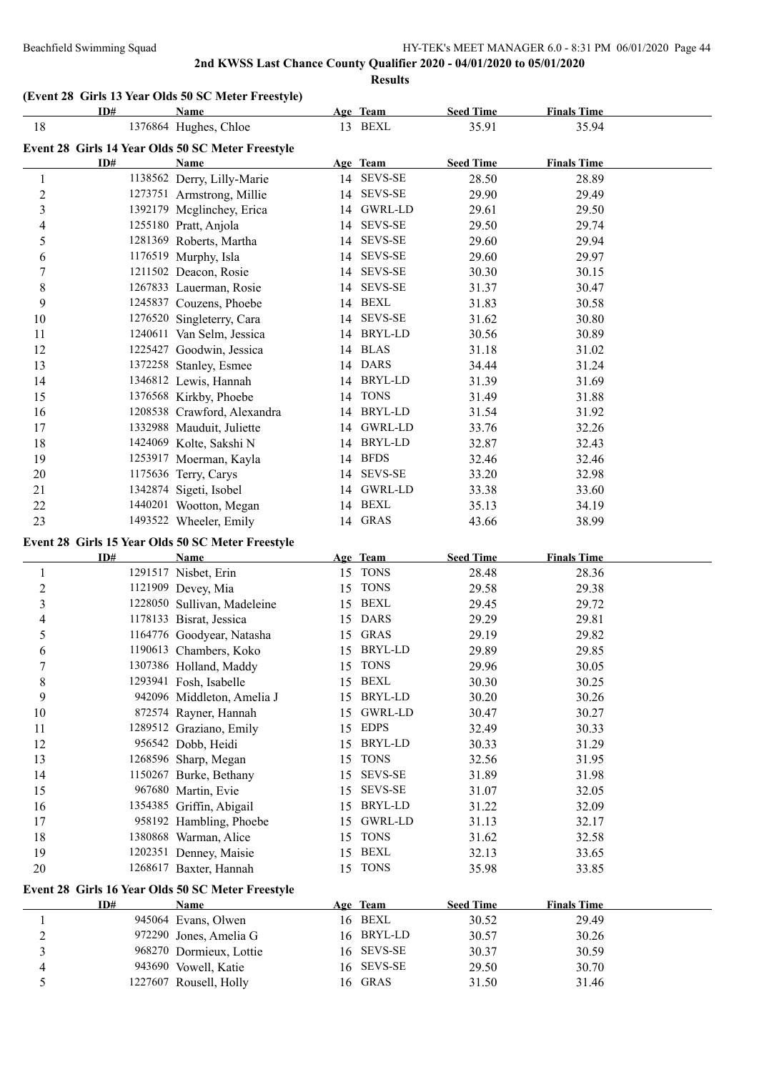**(Event 28 Girls 13 Year Olds 50 SC Meter Freestyle)**

| | ID# | Name | Age | Team | Seed Time | Finals Time |
|---|---|---|---|---|---|---|
| 18 | 1376864 | Hughes, Chloe | 13 | BEXL | 35.91 | 35.94 |

**Event 28 Girls 14 Year Olds 50 SC Meter Freestyle**

| | ID# | Name | Age | Team | Seed Time | Finals Time |
|---|---|---|---|---|---|---|
| 1 | 1138562 | Derry, Lilly-Marie | 14 | SEVS-SE | 28.50 | 28.89 |
| 2 | 1273751 | Armstrong, Millie | 14 | SEVS-SE | 29.90 | 29.49 |
| 3 | 1392179 | Mcglinchey, Erica | 14 | GWRL-LD | 29.61 | 29.50 |
| 4 | 1255180 | Pratt, Anjola | 14 | SEVS-SE | 29.50 | 29.74 |
| 5 | 1281369 | Roberts, Martha | 14 | SEVS-SE | 29.60 | 29.94 |
| 6 | 1176519 | Murphy, Isla | 14 | SEVS-SE | 29.60 | 29.97 |
| 7 | 1211502 | Deacon, Rosie | 14 | SEVS-SE | 30.30 | 30.15 |
| 8 | 1267833 | Lauerman, Rosie | 14 | SEVS-SE | 31.37 | 30.47 |
| 9 | 1245837 | Couzens, Phoebe | 14 | BEXL | 31.83 | 30.58 |
| 10 | 1276520 | Singleterry, Cara | 14 | SEVS-SE | 31.62 | 30.80 |
| 11 | 1240611 | Van Selm, Jessica | 14 | BRYL-LD | 30.56 | 30.89 |
| 12 | 1225427 | Goodwin, Jessica | 14 | BLAS | 31.18 | 31.02 |
| 13 | 1372258 | Stanley, Esmee | 14 | DARS | 34.44 | 31.24 |
| 14 | 1346812 | Lewis, Hannah | 14 | BRYL-LD | 31.39 | 31.69 |
| 15 | 1376568 | Kirkby, Phoebe | 14 | TONS | 31.49 | 31.88 |
| 16 | 1208538 | Crawford, Alexandra | 14 | BRYL-LD | 31.54 | 31.92 |
| 17 | 1332988 | Mauduit, Juliette | 14 | GWRL-LD | 33.76 | 32.26 |
| 18 | 1424069 | Kolte, Sakshi N | 14 | BRYL-LD | 32.87 | 32.43 |
| 19 | 1253917 | Moerman, Kayla | 14 | BFDS | 32.46 | 32.46 |
| 20 | 1175636 | Terry, Carys | 14 | SEVS-SE | 33.20 | 32.98 |
| 21 | 1342874 | Sigeti, Isobel | 14 | GWRL-LD | 33.38 | 33.60 |
| 22 | 1440201 | Wootton, Megan | 14 | BEXL | 35.13 | 34.19 |
| 23 | 1493522 | Wheeler, Emily | 14 | GRAS | 43.66 | 38.99 |

**Event 28 Girls 15 Year Olds 50 SC Meter Freestyle**

| | ID# | Name | Age | Team | Seed Time | Finals Time |
|---|---|---|---|---|---|---|
| 1 | 1291517 | Nisbet, Erin | 15 | TONS | 28.48 | 28.36 |
| 2 | 1121909 | Devey, Mia | 15 | TONS | 29.58 | 29.38 |
| 3 | 1228050 | Sullivan, Madeleine | 15 | BEXL | 29.45 | 29.72 |
| 4 | 1178133 | Bisrat, Jessica | 15 | DARS | 29.29 | 29.81 |
| 5 | 1164776 | Goodyear, Natasha | 15 | GRAS | 29.19 | 29.82 |
| 6 | 1190613 | Chambers, Koko | 15 | BRYL-LD | 29.89 | 29.85 |
| 7 | 1307386 | Holland, Maddy | 15 | TONS | 29.96 | 30.05 |
| 8 | 1293941 | Fosh, Isabelle | 15 | BEXL | 30.30 | 30.25 |
| 9 | 942096 | Middleton, Amelia J | 15 | BRYL-LD | 30.20 | 30.26 |
| 10 | 872574 | Rayner, Hannah | 15 | GWRL-LD | 30.47 | 30.27 |
| 11 | 1289512 | Graziano, Emily | 15 | EDPS | 32.49 | 30.33 |
| 12 | 956542 | Dobb, Heidi | 15 | BRYL-LD | 30.33 | 31.29 |
| 13 | 1268596 | Sharp, Megan | 15 | TONS | 32.56 | 31.95 |
| 14 | 1150267 | Burke, Bethany | 15 | SEVS-SE | 31.89 | 31.98 |
| 15 | 967680 | Martin, Evie | 15 | SEVS-SE | 31.07 | 32.05 |
| 16 | 1354385 | Griffin, Abigail | 15 | BRYL-LD | 31.22 | 32.09 |
| 17 | 958192 | Hambling, Phoebe | 15 | GWRL-LD | 31.13 | 32.17 |
| 18 | 1380868 | Warman, Alice | 15 | TONS | 31.62 | 32.58 |
| 19 | 1202351 | Denney, Maisie | 15 | BEXL | 32.13 | 33.65 |
| 20 | 1268617 | Baxter, Hannah | 15 | TONS | 35.98 | 33.85 |

**Event 28 Girls 16 Year Olds 50 SC Meter Freestyle**

| | ID# | Name | Age | Team | Seed Time | Finals Time |
|---|---|---|---|---|---|---|
| 1 | 945064 | Evans, Olwen | 16 | BEXL | 30.52 | 29.49 |
| 2 | 972290 | Jones, Amelia G | 16 | BRYL-LD | 30.57 | 30.26 |
| 3 | 968270 | Dormieux, Lottie | 16 | SEVS-SE | 30.37 | 30.59 |
| 4 | 943690 | Vowell, Katie | 16 | SEVS-SE | 29.50 | 30.70 |
| 5 | 1227607 | Rousell, Holly | 16 | GRAS | 31.50 | 31.46 |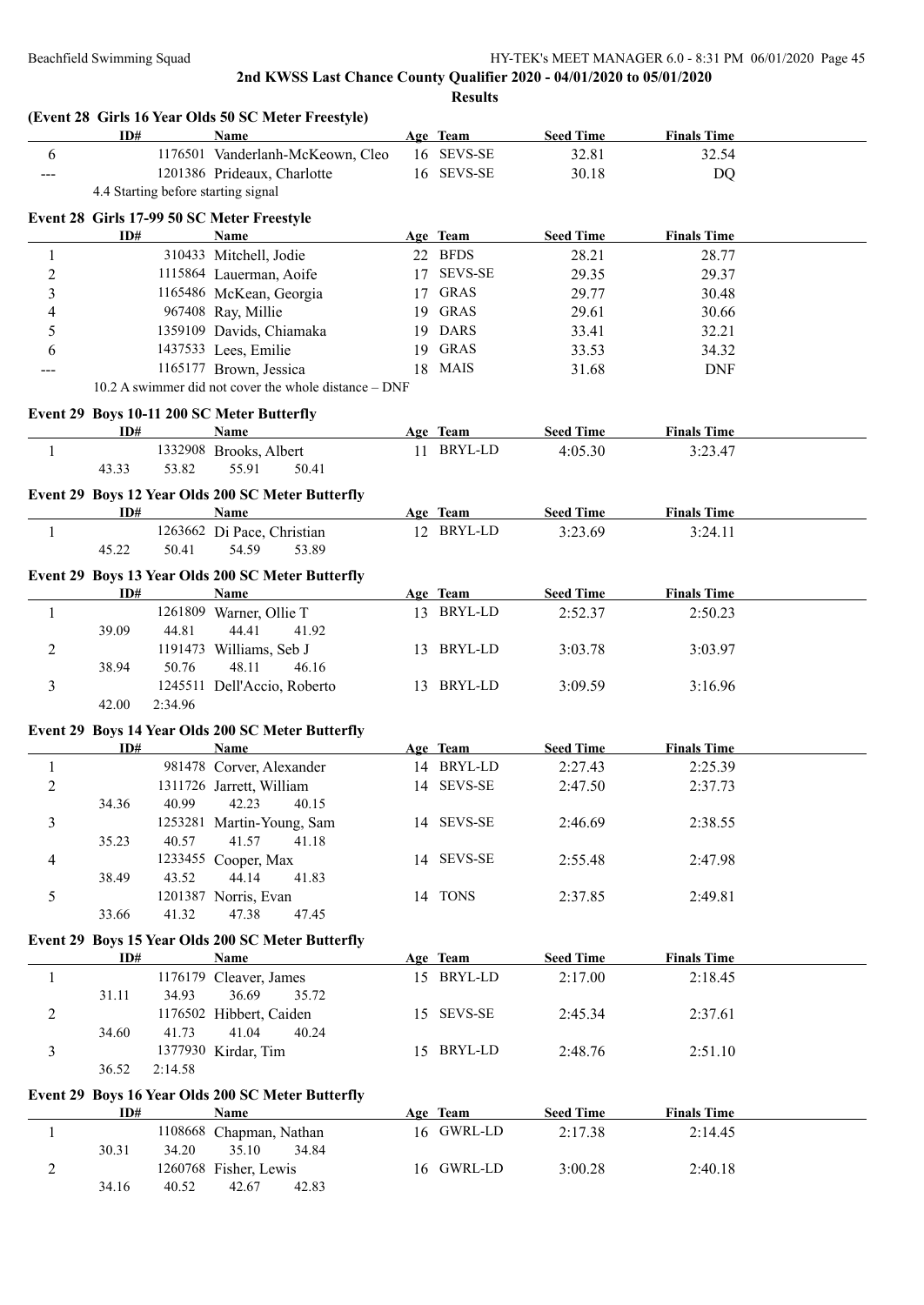## 2nd KWSS Last Chance County Qualifier 2020 - 04/01/2020 to 05/01/2020

**Results**

### (Event 28 Girls 16 Year Olds 50 SC Meter Freestyle)

| | ID# | Name | Age | Team | Seed Time | Finals Time |
|---|---|---|---|---|---|---|
| 6 | 1176501 | Vanderlanh-McKeown, Cleo | 16 | SEVS-SE | 32.81 | 32.54 |
| --- | 1201386 | Prideaux, Charlotte | 16 | SEVS-SE | 30.18 | DQ |

4.4 Starting before starting signal

### Event 28 Girls 17-99 50 SC Meter Freestyle

| | ID# | Name | Age | Team | Seed Time | Finals Time |
|---|---|---|---|---|---|---|
| 1 | 310433 | Mitchell, Jodie | 22 | BFDS | 28.21 | 28.77 |
| 2 | 1115864 | Lauerman, Aoife | 17 | SEVS-SE | 29.35 | 29.37 |
| 3 | 1165486 | McKean, Georgia | 17 | GRAS | 29.77 | 30.48 |
| 4 | 967408 | Ray, Millie | 19 | GRAS | 29.61 | 30.66 |
| 5 | 1359109 | Davids, Chiamaka | 19 | DARS | 33.41 | 32.21 |
| 6 | 1437533 | Lees, Emilie | 19 | GRAS | 33.53 | 34.32 |
| --- | 1165177 | Brown, Jessica | 18 | MAIS | 31.68 | DNF |

10.2 A swimmer did not cover the whole distance – DNF

### Event 29 Boys 10-11 200 SC Meter Butterfly

| | ID# | Name | Age | Team | Seed Time | Finals Time |
|---|---|---|---|---|---|---|
| 1 | 1332908 | Brooks, Albert | 11 | BRYL-LD | 4:05.30 | 3:23.47 |
| | 43.33 53.82 55.91 50.41 | | | | | |

### Event 29 Boys 12 Year Olds 200 SC Meter Butterfly

| | ID# | Name | Age | Team | Seed Time | Finals Time |
|---|---|---|---|---|---|---|
| 1 | 1263662 | Di Pace, Christian | 12 | BRYL-LD | 3:23.69 | 3:24.11 |
| | 45.22 50.41 54.59 53.89 | | | | | |

### Event 29 Boys 13 Year Olds 200 SC Meter Butterfly

| | ID# | Name | Age | Team | Seed Time | Finals Time |
|---|---|---|---|---|---|---|
| 1 | 1261809 | Warner, Ollie T | 13 | BRYL-LD | 2:52.37 | 2:50.23 |
| | 39.09 44.81 44.41 41.92 | | | | | |
| 2 | 1191473 | Williams, Seb J | 13 | BRYL-LD | 3:03.78 | 3:03.97 |
| | 38.94 50.76 48.11 46.16 | | | | | |
| 3 | 1245511 | Dell'Accio, Roberto | 13 | BRYL-LD | 3:09.59 | 3:16.96 |
| | 42.00 2:34.96 | | | | | |

### Event 29 Boys 14 Year Olds 200 SC Meter Butterfly

| | ID# | Name | Age | Team | Seed Time | Finals Time |
|---|---|---|---|---|---|---|
| 1 | 981478 | Corver, Alexander | 14 | BRYL-LD | 2:27.43 | 2:25.39 |
| 2 | 1311726 | Jarrett, William | 14 | SEVS-SE | 2:47.50 | 2:37.73 |
| | 34.36 40.99 42.23 40.15 | | | | | |
| 3 | 1253281 | Martin-Young, Sam | 14 | SEVS-SE | 2:46.69 | 2:38.55 |
| | 35.23 40.57 41.57 41.18 | | | | | |
| 4 | 1233455 | Cooper, Max | 14 | SEVS-SE | 2:55.48 | 2:47.98 |
| | 38.49 43.52 44.14 41.83 | | | | | |
| 5 | 1201387 | Norris, Evan | 14 | TONS | 2:37.85 | 2:49.81 |
| | 33.66 41.32 47.38 47.45 | | | | | |

### Event 29 Boys 15 Year Olds 200 SC Meter Butterfly

| | ID# | Name | Age | Team | Seed Time | Finals Time |
|---|---|---|---|---|---|---|
| 1 | 1176179 | Cleaver, James | 15 | BRYL-LD | 2:17.00 | 2:18.45 |
| | 31.11 34.93 36.69 35.72 | | | | | |
| 2 | 1176502 | Hibbert, Caiden | 15 | SEVS-SE | 2:45.34 | 2:37.61 |
| | 34.60 41.73 41.04 40.24 | | | | | |
| 3 | 1377930 | Kirdar, Tim | 15 | BRYL-LD | 2:48.76 | 2:51.10 |
| | 36.52 2:14.58 | | | | | |

### Event 29 Boys 16 Year Olds 200 SC Meter Butterfly

| | ID# | Name | Age | Team | Seed Time | Finals Time |
|---|---|---|---|---|---|---|
| 1 | 1108668 | Chapman, Nathan | 16 | GWRL-LD | 2:17.38 | 2:14.45 |
| | 30.31 34.20 35.10 34.84 | | | | | |
| 2 | 1260768 | Fisher, Lewis | 16 | GWRL-LD | 3:00.28 | 2:40.18 |
| | 34.16 40.52 42.67 42.83 | | | | | |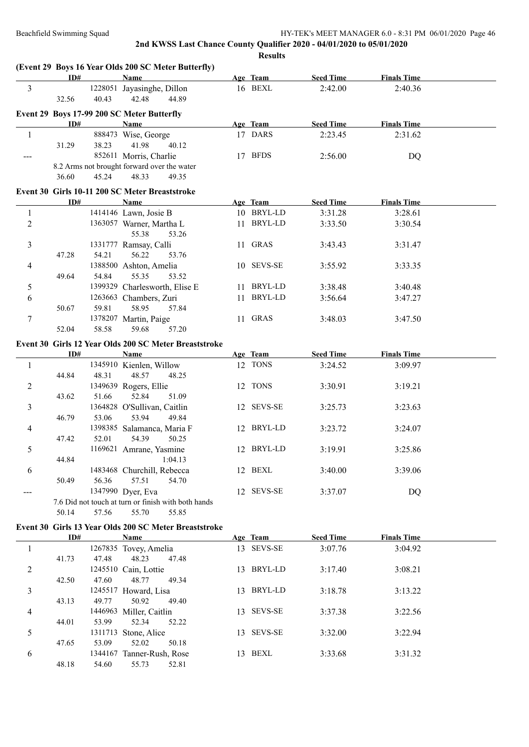## 2nd KWSS Last Chance County Qualifier 2020 - 04/01/2020 to 05/01/2020

**Results**

### (Event 29 Boys 16 Year Olds 200 SC Meter Butterfly)

| | ID# | Name | Age | Team | Seed Time | Finals Time |
|---|---|---|---|---|---|---|
| 3 | 1228051 | Jayasinghe, Dillon | 16 | BEXL | 2:42.00 | 2:40.36 |
| | | 32.56 40.43 42.48 44.89 | | | | |

### Event 29 Boys 17-99 200 SC Meter Butterfly

| | ID# | Name | Age | Team | Seed Time | Finals Time |
|---|---|---|---|---|---|---|
| 1 | 888473 | Wise, George | 17 | DARS | 2:23.45 | 2:31.62 |
| | | 31.29 38.23 41.98 40.12 | | | | |
| --- | 852611 | Morris, Charlie | 17 | BFDS | 2:56.00 | DQ |
| | | 8.2 Arms not brought forward over the water | | | | |
| | | 36.60 45.24 48.33 49.35 | | | | |

### Event 30 Girls 10-11 200 SC Meter Breaststroke

| | ID# | Name | Age | Team | Seed Time | Finals Time |
|---|---|---|---|---|---|---|
| 1 | 1414146 | Lawn, Josie B | 10 | BRYL-LD | 3:31.28 | 3:28.61 |
| 2 | 1363057 | Warner, Martha L | 11 | BRYL-LD | 3:33.50 | 3:30.54 |
| | | 55.38 53.26 | | | | |
| 3 | 1331777 | Ramsay, Calli | 11 | GRAS | 3:43.43 | 3:31.47 |
| | | 47.28 54.21 56.22 53.76 | | | | |
| 4 | 1388500 | Ashton, Amelia | 10 | SEVS-SE | 3:55.92 | 3:33.35 |
| | | 49.64 54.84 55.35 53.52 | | | | |
| 5 | 1399329 | Charlesworth, Elise E | 11 | BRYL-LD | 3:38.48 | 3:40.48 |
| 6 | 1263663 | Chambers, Zuri | 11 | BRYL-LD | 3:56.64 | 3:47.27 |
| | | 50.67 59.81 58.95 57.84 | | | | |
| 7 | 1378207 | Martin, Paige | 11 | GRAS | 3:48.03 | 3:47.50 |
| | | 52.04 58.58 59.68 57.20 | | | | |

### Event 30 Girls 12 Year Olds 200 SC Meter Breaststroke

| | ID# | Name | Age | Team | Seed Time | Finals Time |
|---|---|---|---|---|---|---|
| 1 | 1345910 | Kienlen, Willow | 12 | TONS | 3:24.52 | 3:09.97 |
| | | 44.84 48.31 48.57 48.25 | | | | |
| 2 | 1349639 | Rogers, Ellie | 12 | TONS | 3:30.91 | 3:19.21 |
| | | 43.62 51.66 52.84 51.09 | | | | |
| 3 | 1364828 | O'Sullivan, Caitlin | 12 | SEVS-SE | 3:25.73 | 3:23.63 |
| | | 46.79 53.06 53.94 49.84 | | | | |
| 4 | 1398385 | Salamanca, Maria F | 12 | BRYL-LD | 3:23.72 | 3:24.07 |
| | | 47.42 52.01 54.39 50.25 | | | | |
| 5 | 1169621 | Amrane, Yasmine | 12 | BRYL-LD | 3:19.91 | 3:25.86 |
| | | 44.84 1:04.13 | | | | |
| 6 | 1483468 | Churchill, Rebecca | 12 | BEXL | 3:40.00 | 3:39.06 |
| | | 50.49 56.36 57.51 54.70 | | | | |
| --- | 1347990 | Dyer, Eva | 12 | SEVS-SE | 3:37.07 | DQ |
| | | 7.6 Did not touch at turn or finish with both hands | | | | |
| | | 50.14 57.56 55.70 55.85 | | | | |

### Event 30 Girls 13 Year Olds 200 SC Meter Breaststroke

| | ID# | Name | Age | Team | Seed Time | Finals Time |
|---|---|---|---|---|---|---|
| 1 | 1267835 | Tovey, Amelia | 13 | SEVS-SE | 3:07.76 | 3:04.92 |
| | | 41.73 47.48 48.23 47.48 | | | | |
| 2 | 1245510 | Cain, Lottie | 13 | BRYL-LD | 3:17.40 | 3:08.21 |
| | | 42.50 47.60 48.77 49.34 | | | | |
| 3 | 1245517 | Howard, Lisa | 13 | BRYL-LD | 3:18.78 | 3:13.22 |
| | | 43.13 49.77 50.92 49.40 | | | | |
| 4 | 1446963 | Miller, Caitlin | 13 | SEVS-SE | 3:37.38 | 3:22.56 |
| | | 44.01 53.99 52.34 52.22 | | | | |
| 5 | 1311713 | Stone, Alice | 13 | SEVS-SE | 3:32.00 | 3:22.94 |
| | | 47.65 53.09 52.02 50.18 | | | | |
| 6 | 1344167 | Tanner-Rush, Rose | 13 | BEXL | 3:33.68 | 3:31.32 |
| | | 48.18 54.60 55.73 52.81 | | | | |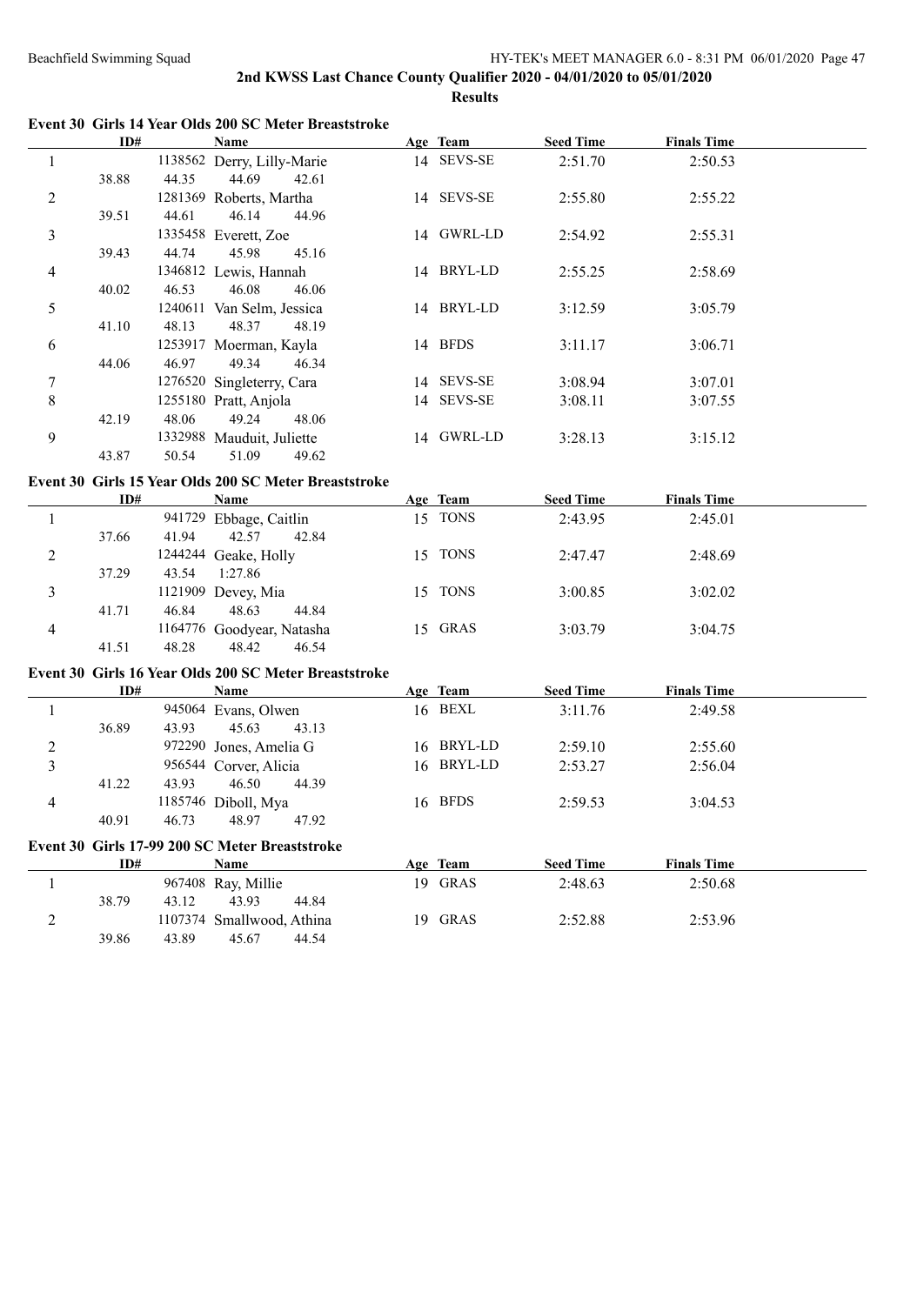## 2nd KWSS Last Chance County Qualifier 2020 - 04/01/2020 to 05/01/2020

**Results**

### Event 30 Girls 14 Year Olds 200 SC Meter Breaststroke

| | ID# | Name | Age | Team | Seed Time | Finals Time |
|---|---|---|---|---|---|---|
| 1 | 1138562 | Derry, Lilly-Marie | 14 | SEVS-SE | 2:51.70 | 2:50.53 |
| | 38.88 44.35 44.69 42.61 | | | | | |
| 2 | 1281369 | Roberts, Martha | 14 | SEVS-SE | 2:55.80 | 2:55.22 |
| | 39.51 44.61 46.14 44.96 | | | | | |
| 3 | 1335458 | Everett, Zoe | 14 | GWRL-LD | 2:54.92 | 2:55.31 |
| | 39.43 44.74 45.98 45.16 | | | | | |
| 4 | 1346812 | Lewis, Hannah | 14 | BRYL-LD | 2:55.25 | 2:58.69 |
| | 40.02 46.53 46.08 46.06 | | | | | |
| 5 | 1240611 | Van Selm, Jessica | 14 | BRYL-LD | 3:12.59 | 3:05.79 |
| | 41.10 48.13 48.37 48.19 | | | | | |
| 6 | 1253917 | Moerman, Kayla | 14 | BFDS | 3:11.17 | 3:06.71 |
| | 44.06 46.97 49.34 46.34 | | | | | |
| 7 | 1276520 | Singleterry, Cara | 14 | SEVS-SE | 3:08.94 | 3:07.01 |
| 8 | 1255180 | Pratt, Anjola | 14 | SEVS-SE | 3:08.11 | 3:07.55 |
| | 42.19 48.06 49.24 48.06 | | | | | |
| 9 | 1332988 | Mauduit, Juliette | 14 | GWRL-LD | 3:28.13 | 3:15.12 |
| | 43.87 50.54 51.09 49.62 | | | | | |

### Event 30 Girls 15 Year Olds 200 SC Meter Breaststroke

| | ID# | Name | Age | Team | Seed Time | Finals Time |
|---|---|---|---|---|---|---|
| 1 | 941729 | Ebbage, Caitlin | 15 | TONS | 2:43.95 | 2:45.01 |
| | 37.66 41.94 42.57 42.84 | | | | | |
| 2 | 1244244 | Geake, Holly | 15 | TONS | 2:47.47 | 2:48.69 |
| | 37.29 43.54 1:27.86 | | | | | |
| 3 | 1121909 | Devey, Mia | 15 | TONS | 3:00.85 | 3:02.02 |
| | 41.71 46.84 48.63 44.84 | | | | | |
| 4 | 1164776 | Goodyear, Natasha | 15 | GRAS | 3:03.79 | 3:04.75 |
| | 41.51 48.28 48.42 46.54 | | | | | |

### Event 30 Girls 16 Year Olds 200 SC Meter Breaststroke

| | ID# | Name | Age | Team | Seed Time | Finals Time |
|---|---|---|---|---|---|---|
| 1 | 945064 | Evans, Olwen | 16 | BEXL | 3:11.76 | 2:49.58 |
| | 36.89 43.93 45.63 43.13 | | | | | |
| 2 | 972290 | Jones, Amelia G | 16 | BRYL-LD | 2:59.10 | 2:55.60 |
| 3 | 956544 | Corver, Alicia | 16 | BRYL-LD | 2:53.27 | 2:56.04 |
| | 41.22 43.93 46.50 44.39 | | | | | |
| 4 | 1185746 | Diboll, Mya | 16 | BFDS | 2:59.53 | 3:04.53 |
| | 40.91 46.73 48.97 47.92 | | | | | |

### Event 30 Girls 17-99 200 SC Meter Breaststroke

| | ID# | Name | Age | Team | Seed Time | Finals Time |
|---|---|---|---|---|---|---|
| 1 | 967408 | Ray, Millie | 19 | GRAS | 2:48.63 | 2:50.68 |
| | 38.79 43.12 43.93 44.84 | | | | | |
| 2 | 1107374 | Smallwood, Athina | 19 | GRAS | 2:52.88 | 2:53.96 |
| | 39.86 43.89 45.67 44.54 | | | | | |